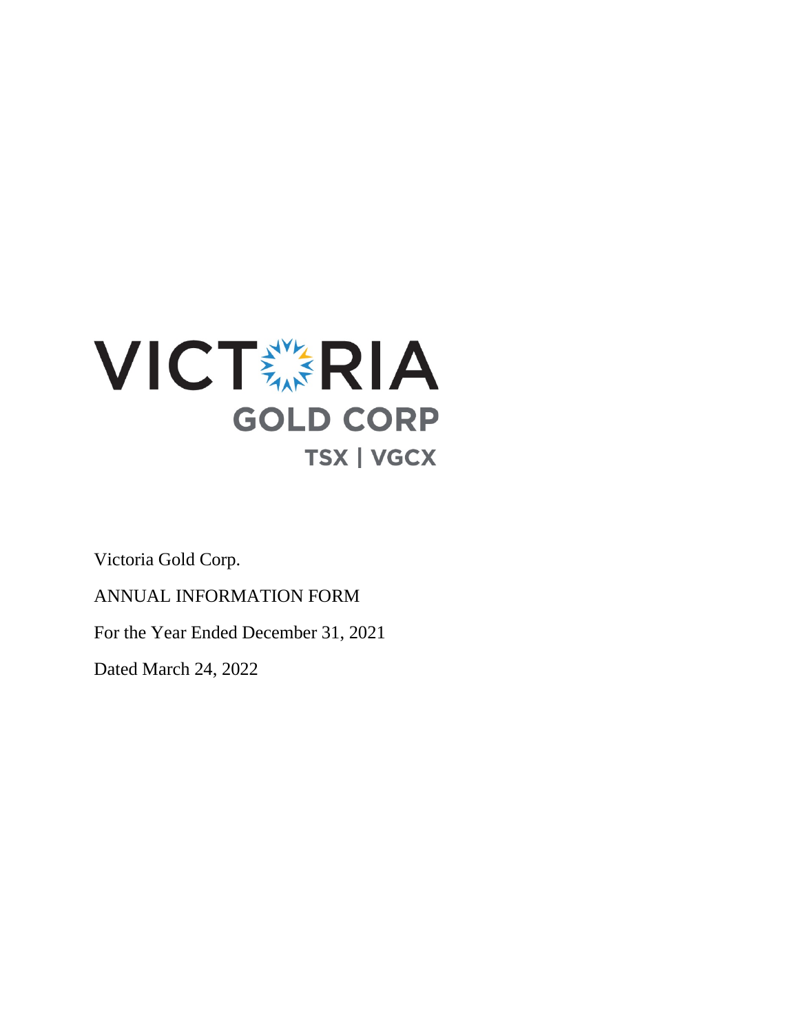VICTORIA GOLD CORP

TSX | VGCX

Victoria Gold Corp.

ANNUAL INFORMATION FORM

For the Year Ended December 31, 2021

Dated March 24, 2022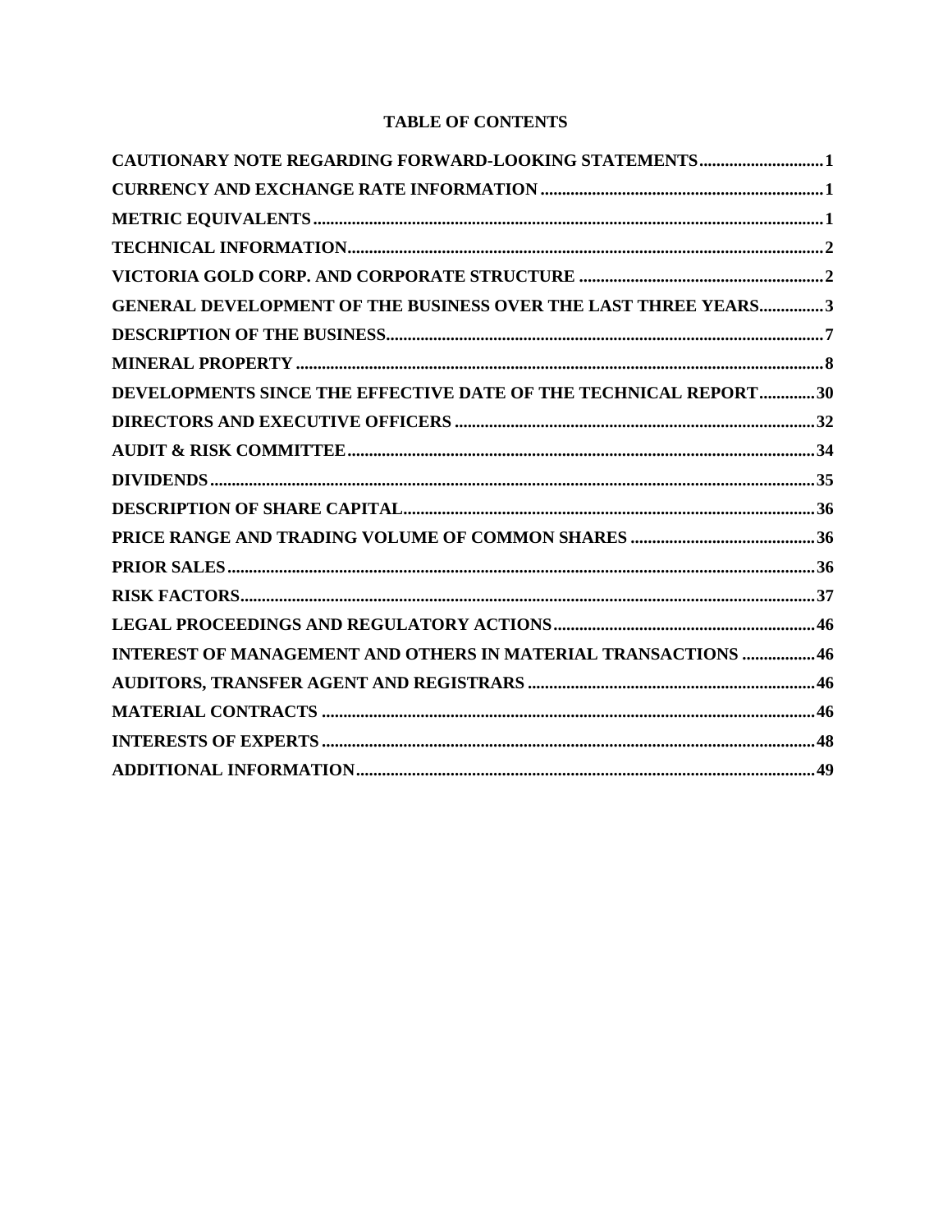## TABLE OF CONTENTS

| Section | Page |
|---|---|
| **CAUTIONARY NOTE REGARDING FORWARD-LOOKING STATEMENTS** | 1 |
| **CURRENCY AND EXCHANGE RATE INFORMATION** | 1 |
| **METRIC EQUIVALENTS** | 1 |
| **TECHNICAL INFORMATION** | 2 |
| **VICTORIA GOLD CORP. AND CORPORATE STRUCTURE** | 2 |
| **GENERAL DEVELOPMENT OF THE BUSINESS OVER THE LAST THREE YEARS** | 3 |
| **DESCRIPTION OF THE BUSINESS** | 7 |
| **MINERAL PROPERTY** | 8 |
| **DEVELOPMENTS SINCE THE EFFECTIVE DATE OF THE TECHNICAL REPORT** | 30 |
| **DIRECTORS AND EXECUTIVE OFFICERS** | 32 |
| **AUDIT & RISK COMMITTEE** | 34 |
| **DIVIDENDS** | 35 |
| **DESCRIPTION OF SHARE CAPITAL** | 36 |
| **PRICE RANGE AND TRADING VOLUME OF COMMON SHARES** | 36 |
| **PRIOR SALES** | 36 |
| **RISK FACTORS** | 37 |
| **LEGAL PROCEEDINGS AND REGULATORY ACTIONS** | 46 |
| **INTEREST OF MANAGEMENT AND OTHERS IN MATERIAL TRANSACTIONS** | 46 |
| **AUDITORS, TRANSFER AGENT AND REGISTRARS** | 46 |
| **MATERIAL CONTRACTS** | 46 |
| **INTERESTS OF EXPERTS** | 48 |
| **ADDITIONAL INFORMATION** | 49 |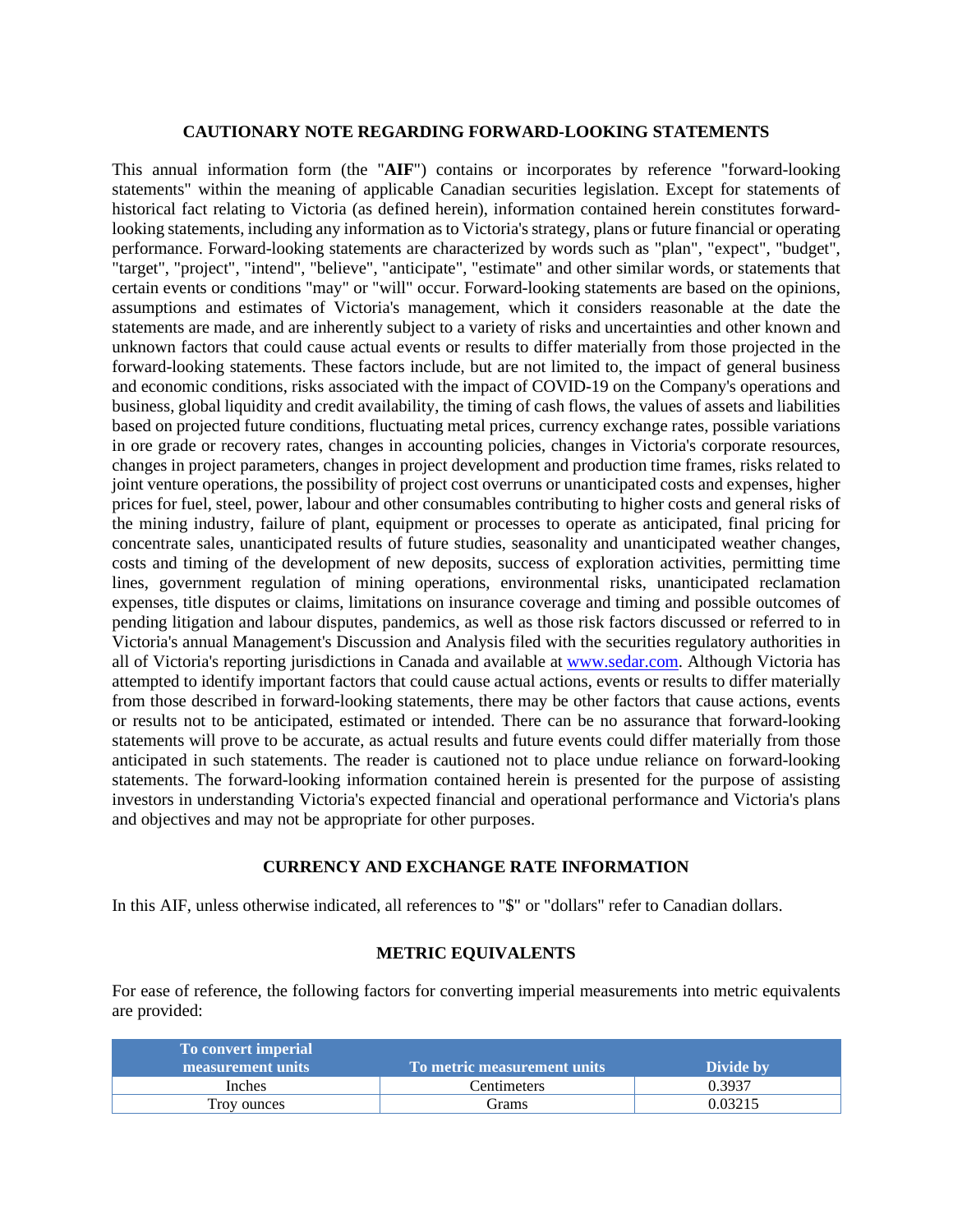## CAUTIONARY NOTE REGARDING FORWARD-LOOKING STATEMENTS

This annual information form (the "**AIF**") contains or incorporates by reference "forward-looking statements" within the meaning of applicable Canadian securities legislation. Except for statements of historical fact relating to Victoria (as defined herein), information contained herein constitutes forward-looking statements, including any information as to Victoria's strategy, plans or future financial or operating performance. Forward-looking statements are characterized by words such as "plan", "expect", "budget", "target", "project", "intend", "believe", "anticipate", "estimate" and other similar words, or statements that certain events or conditions "may" or "will" occur. Forward-looking statements are based on the opinions, assumptions and estimates of Victoria's management, which it considers reasonable at the date the statements are made, and are inherently subject to a variety of risks and uncertainties and other known and unknown factors that could cause actual events or results to differ materially from those projected in the forward-looking statements. These factors include, but are not limited to, the impact of general business and economic conditions, risks associated with the impact of COVID-19 on the Company's operations and business, global liquidity and credit availability, the timing of cash flows, the values of assets and liabilities based on projected future conditions, fluctuating metal prices, currency exchange rates, possible variations in ore grade or recovery rates, changes in accounting policies, changes in Victoria's corporate resources, changes in project parameters, changes in project development and production time frames, risks related to joint venture operations, the possibility of project cost overruns or unanticipated costs and expenses, higher prices for fuel, steel, power, labour and other consumables contributing to higher costs and general risks of the mining industry, failure of plant, equipment or processes to operate as anticipated, final pricing for concentrate sales, unanticipated results of future studies, seasonality and unanticipated weather changes, costs and timing of the development of new deposits, success of exploration activities, permitting time lines, government regulation of mining operations, environmental risks, unanticipated reclamation expenses, title disputes or claims, limitations on insurance coverage and timing and possible outcomes of pending litigation and labour disputes, pandemics, as well as those risk factors discussed or referred to in Victoria's annual Management's Discussion and Analysis filed with the securities regulatory authorities in all of Victoria's reporting jurisdictions in Canada and available at www.sedar.com. Although Victoria has attempted to identify important factors that could cause actual actions, events or results to differ materially from those described in forward-looking statements, there may be other factors that cause actions, events or results not to be anticipated, estimated or intended. There can be no assurance that forward-looking statements will prove to be accurate, as actual results and future events could differ materially from those anticipated in such statements. The reader is cautioned not to place undue reliance on forward-looking statements. The forward-looking information contained herein is presented for the purpose of assisting investors in understanding Victoria's expected financial and operational performance and Victoria's plans and objectives and may not be appropriate for other purposes.

## CURRENCY AND EXCHANGE RATE INFORMATION

In this AIF, unless otherwise indicated, all references to "$" or "dollars" refer to Canadian dollars.

## METRIC EQUIVALENTS

For ease of reference, the following factors for converting imperial measurements into metric equivalents are provided:

| To convert imperial measurement units | To metric measurement units | Divide by |
|---|---|---|
| Inches | Centimeters | 0.3937 |
| Troy ounces | Grams | 0.03215 |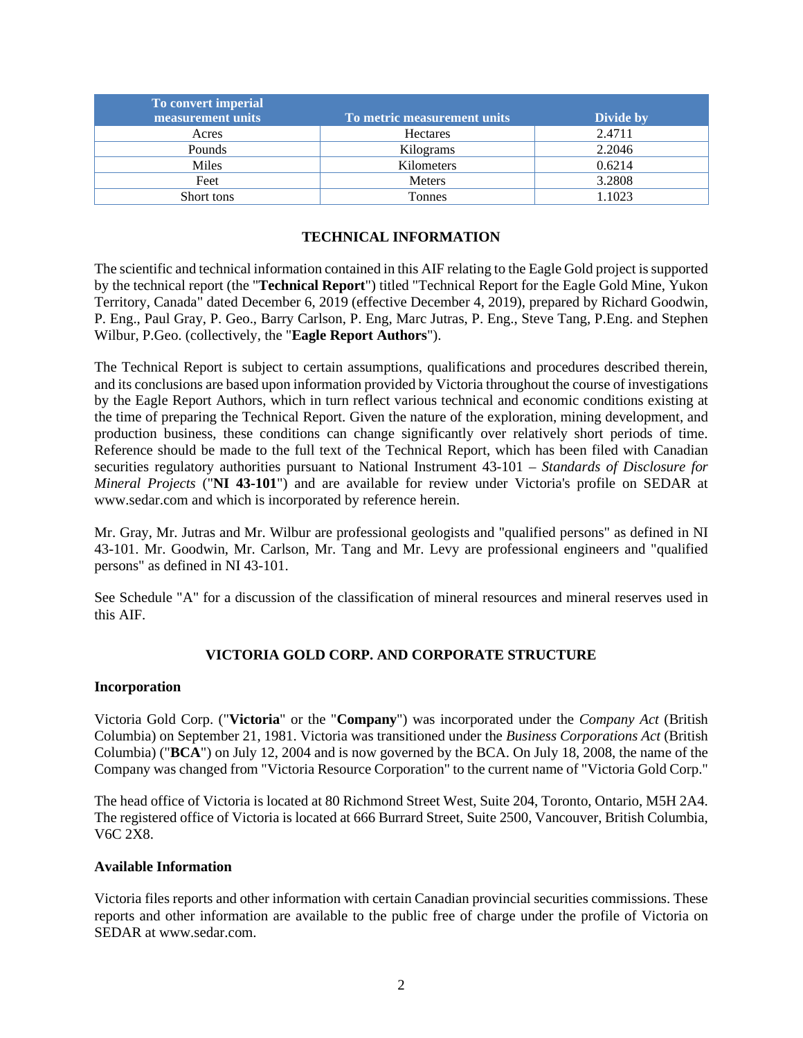| To convert imperial measurement units | To metric measurement units | Divide by |
|---|---|---|
| Acres | Hectares | 2.4711 |
| Pounds | Kilograms | 2.2046 |
| Miles | Kilometers | 0.6214 |
| Feet | Meters | 3.2808 |
| Short tons | Tonnes | 1.1023 |

## TECHNICAL INFORMATION

The scientific and technical information contained in this AIF relating to the Eagle Gold project is supported by the technical report (the "**Technical Report**") titled "Technical Report for the Eagle Gold Mine, Yukon Territory, Canada" dated December 6, 2019 (effective December 4, 2019), prepared by Richard Goodwin, P. Eng., Paul Gray, P. Geo., Barry Carlson, P. Eng, Marc Jutras, P. Eng., Steve Tang, P.Eng. and Stephen Wilbur, P.Geo. (collectively, the "**Eagle Report Authors**").

The Technical Report is subject to certain assumptions, qualifications and procedures described therein, and its conclusions are based upon information provided by Victoria throughout the course of investigations by the Eagle Report Authors, which in turn reflect various technical and economic conditions existing at the time of preparing the Technical Report. Given the nature of the exploration, mining development, and production business, these conditions can change significantly over relatively short periods of time. Reference should be made to the full text of the Technical Report, which has been filed with Canadian securities regulatory authorities pursuant to National Instrument 43-101 – *Standards of Disclosure for Mineral Projects* ("**NI 43-101**") and are available for review under Victoria's profile on SEDAR at www.sedar.com and which is incorporated by reference herein.

Mr. Gray, Mr. Jutras and Mr. Wilbur are professional geologists and "qualified persons" as defined in NI 43-101. Mr. Goodwin, Mr. Carlson, Mr. Tang and Mr. Levy are professional engineers and "qualified persons" as defined in NI 43-101.

See Schedule "A" for a discussion of the classification of mineral resources and mineral reserves used in this AIF.

## VICTORIA GOLD CORP. AND CORPORATE STRUCTURE

### Incorporation

Victoria Gold Corp. ("**Victoria**" or the "**Company**") was incorporated under the *Company Act* (British Columbia) on September 21, 1981. Victoria was transitioned under the *Business Corporations Act* (British Columbia) ("**BCA**") on July 12, 2004 and is now governed by the BCA. On July 18, 2008, the name of the Company was changed from "Victoria Resource Corporation" to the current name of "Victoria Gold Corp."

The head office of Victoria is located at 80 Richmond Street West, Suite 204, Toronto, Ontario, M5H 2A4. The registered office of Victoria is located at 666 Burrard Street, Suite 2500, Vancouver, British Columbia, V6C 2X8.

### Available Information

Victoria files reports and other information with certain Canadian provincial securities commissions. These reports and other information are available to the public free of charge under the profile of Victoria on SEDAR at www.sedar.com.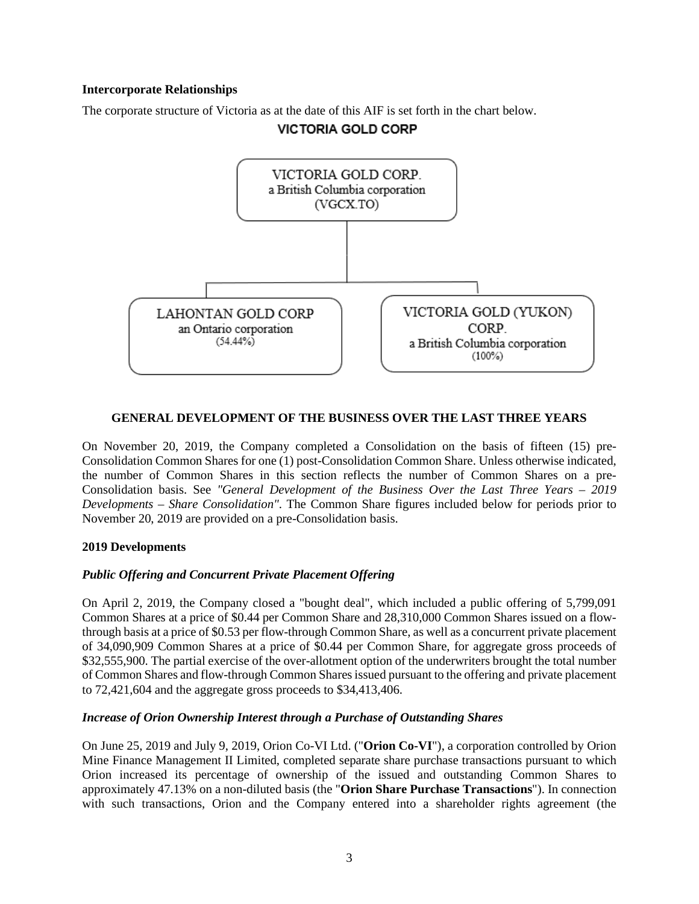**Intercorporate Relationships**

The corporate structure of Victoria as at the date of this AIF is set forth in the chart below.

**VICTORIA GOLD CORP**

VICTORIA GOLD CORP.
a British Columbia corporation
(VGCX.TO)

LAHONTAN GOLD CORP
an Ontario corporation
(54.44%)

VICTORIA GOLD (YUKON) CORP.
a British Columbia corporation
(100%)

## GENERAL DEVELOPMENT OF THE BUSINESS OVER THE LAST THREE YEARS

On November 20, 2019, the Company completed a Consolidation on the basis of fifteen (15) pre-Consolidation Common Shares for one (1) post-Consolidation Common Share. Unless otherwise indicated, the number of Common Shares in this section reflects the number of Common Shares on a pre-Consolidation basis. See *"General Development of the Business Over the Last Three Years – 2019 Developments – Share Consolidation"*. The Common Share figures included below for periods prior to November 20, 2019 are provided on a pre-Consolidation basis.

### 2019 Developments

#### *Public Offering and Concurrent Private Placement Offering*

On April 2, 2019, the Company closed a "bought deal", which included a public offering of 5,799,091 Common Shares at a price of $0.44 per Common Share and 28,310,000 Common Shares issued on a flow-through basis at a price of $0.53 per flow-through Common Share, as well as a concurrent private placement of 34,090,909 Common Shares at a price of $0.44 per Common Share, for aggregate gross proceeds of $32,555,900. The partial exercise of the over-allotment option of the underwriters brought the total number of Common Shares and flow-through Common Shares issued pursuant to the offering and private placement to 72,421,604 and the aggregate gross proceeds to $34,413,406.

#### *Increase of Orion Ownership Interest through a Purchase of Outstanding Shares*

On June 25, 2019 and July 9, 2019, Orion Co-VI Ltd. ("**Orion Co-VI**"), a corporation controlled by Orion Mine Finance Management II Limited, completed separate share purchase transactions pursuant to which Orion increased its percentage of ownership of the issued and outstanding Common Shares to approximately 47.13% on a non-diluted basis (the "**Orion Share Purchase Transactions**"). In connection with such transactions, Orion and the Company entered into a shareholder rights agreement (the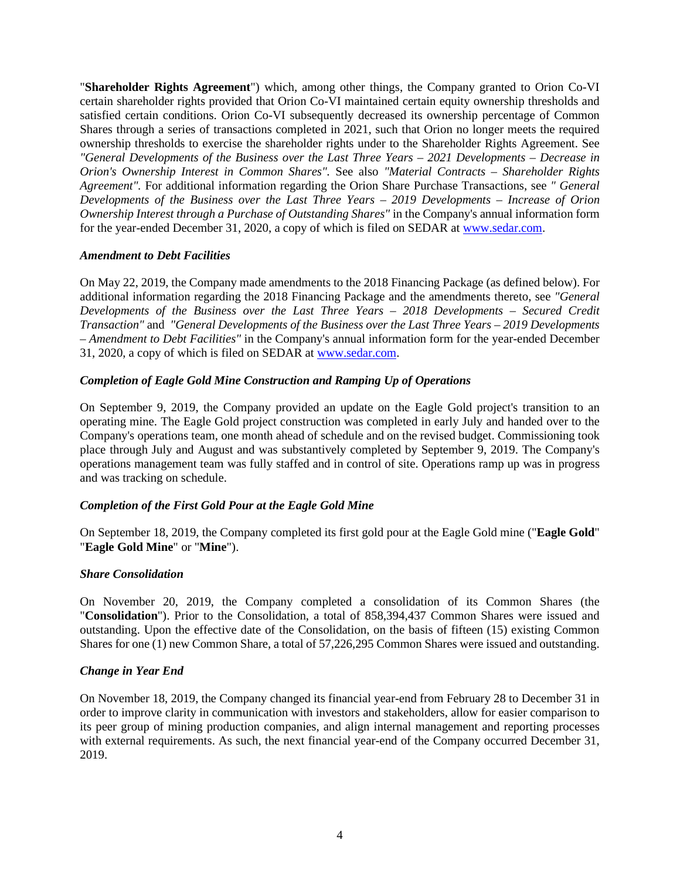"**Shareholder Rights Agreement**") which, among other things, the Company granted to Orion Co-VI certain shareholder rights provided that Orion Co-VI maintained certain equity ownership thresholds and satisfied certain conditions. Orion Co-VI subsequently decreased its ownership percentage of Common Shares through a series of transactions completed in 2021, such that Orion no longer meets the required ownership thresholds to exercise the shareholder rights under to the Shareholder Rights Agreement. See *"General Developments of the Business over the Last Three Years – 2021 Developments – Decrease in Orion's Ownership Interest in Common Shares".* See also *"Material Contracts – Shareholder Rights Agreement".* For additional information regarding the Orion Share Purchase Transactions, see *" General Developments of the Business over the Last Three Years – 2019 Developments – Increase of Orion Ownership Interest through a Purchase of Outstanding Shares"* in the Company's annual information form for the year-ended December 31, 2020, a copy of which is filed on SEDAR at www.sedar.com.

***Amendment to Debt Facilities***

On May 22, 2019, the Company made amendments to the 2018 Financing Package (as defined below). For additional information regarding the 2018 Financing Package and the amendments thereto, see *"General Developments of the Business over the Last Three Years – 2018 Developments – Secured Credit Transaction"* and *"General Developments of the Business over the Last Three Years – 2019 Developments – Amendment to Debt Facilities"* in the Company's annual information form for the year-ended December 31, 2020, a copy of which is filed on SEDAR at www.sedar.com.

***Completion of Eagle Gold Mine Construction and Ramping Up of Operations***

On September 9, 2019, the Company provided an update on the Eagle Gold project's transition to an operating mine. The Eagle Gold project construction was completed in early July and handed over to the Company's operations team, one month ahead of schedule and on the revised budget. Commissioning took place through July and August and was substantively completed by September 9, 2019. The Company's operations management team was fully staffed and in control of site. Operations ramp up was in progress and was tracking on schedule.

***Completion of the First Gold Pour at the Eagle Gold Mine***

On September 18, 2019, the Company completed its first gold pour at the Eagle Gold mine ("**Eagle Gold**" "**Eagle Gold Mine**" or "**Mine**").

***Share Consolidation***

On November 20, 2019, the Company completed a consolidation of its Common Shares (the "**Consolidation**"). Prior to the Consolidation, a total of 858,394,437 Common Shares were issued and outstanding. Upon the effective date of the Consolidation, on the basis of fifteen (15) existing Common Shares for one (1) new Common Share, a total of 57,226,295 Common Shares were issued and outstanding.

***Change in Year End***

On November 18, 2019, the Company changed its financial year-end from February 28 to December 31 in order to improve clarity in communication with investors and stakeholders, allow for easier comparison to its peer group of mining production companies, and align internal management and reporting processes with external requirements. As such, the next financial year-end of the Company occurred December 31, 2019.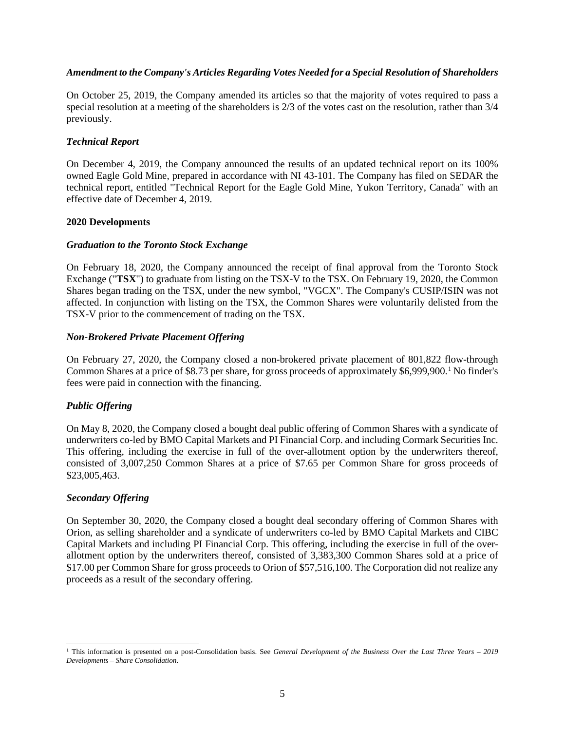***Amendment to the Company's Articles Regarding Votes Needed for a Special Resolution of Shareholders***

On October 25, 2019, the Company amended its articles so that the majority of votes required to pass a special resolution at a meeting of the shareholders is 2/3 of the votes cast on the resolution, rather than 3/4 previously.

***Technical Report***

On December 4, 2019, the Company announced the results of an updated technical report on its 100% owned Eagle Gold Mine, prepared in accordance with NI 43-101. The Company has filed on SEDAR the technical report, entitled "Technical Report for the Eagle Gold Mine, Yukon Territory, Canada" with an effective date of December 4, 2019.

**2020 Developments**

***Graduation to the Toronto Stock Exchange***

On February 18, 2020, the Company announced the receipt of final approval from the Toronto Stock Exchange ("**TSX**") to graduate from listing on the TSX-V to the TSX. On February 19, 2020, the Common Shares began trading on the TSX, under the new symbol, "VGCX". The Company's CUSIP/ISIN was not affected. In conjunction with listing on the TSX, the Common Shares were voluntarily delisted from the TSX-V prior to the commencement of trading on the TSX.

***Non-Brokered Private Placement Offering***

On February 27, 2020, the Company closed a non-brokered private placement of 801,822 flow-through Common Shares at a price of $8.73 per share, for gross proceeds of approximately $6,999,900.[1] No finder's fees were paid in connection with the financing.

***Public Offering***

On May 8, 2020, the Company closed a bought deal public offering of Common Shares with a syndicate of underwriters co-led by BMO Capital Markets and PI Financial Corp. and including Cormark Securities Inc. This offering, including the exercise in full of the over-allotment option by the underwriters thereof, consisted of 3,007,250 Common Shares at a price of $7.65 per Common Share for gross proceeds of $23,005,463.

***Secondary Offering***

On September 30, 2020, the Company closed a bought deal secondary offering of Common Shares with Orion, as selling shareholder and a syndicate of underwriters co-led by BMO Capital Markets and CIBC Capital Markets and including PI Financial Corp. This offering, including the exercise in full of the over-allotment option by the underwriters thereof, consisted of 3,383,300 Common Shares sold at a price of $17.00 per Common Share for gross proceeds to Orion of $57,516,100. The Corporation did not realize any proceeds as a result of the secondary offering.

---

[1] This information is presented on a post-Consolidation basis. See *General Development of the Business Over the Last Three Years – 2019 Developments – Share Consolidation*.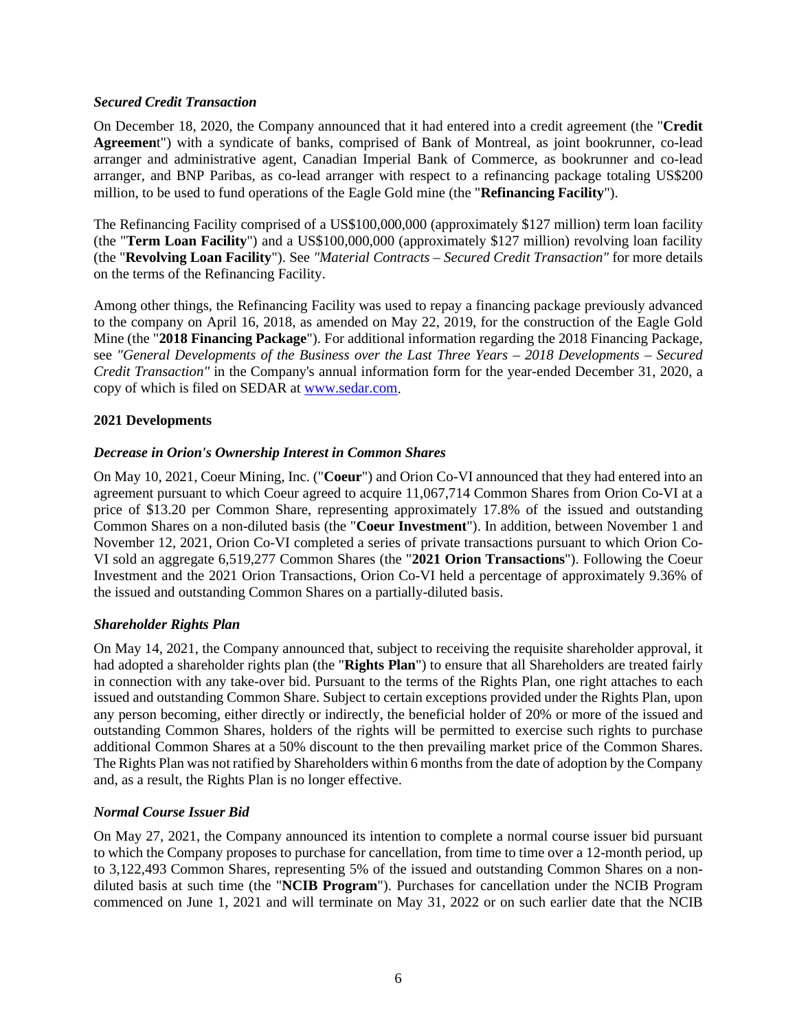### *Secured Credit Transaction*

On December 18, 2020, the Company announced that it had entered into a credit agreement (the "**Credit Agreemen**t") with a syndicate of banks, comprised of Bank of Montreal, as joint bookrunner, co-lead arranger and administrative agent, Canadian Imperial Bank of Commerce, as bookrunner and co-lead arranger, and BNP Paribas, as co-lead arranger with respect to a refinancing package totaling US$200 million, to be used to fund operations of the Eagle Gold mine (the "**Refinancing Facility**").

The Refinancing Facility comprised of a US$100,000,000 (approximately $127 million) term loan facility (the "**Term Loan Facility**") and a US$100,000,000 (approximately $127 million) revolving loan facility (the "**Revolving Loan Facility**"). See *"Material Contracts – Secured Credit Transaction"* for more details on the terms of the Refinancing Facility.

Among other things, the Refinancing Facility was used to repay a financing package previously advanced to the company on April 16, 2018, as amended on May 22, 2019, for the construction of the Eagle Gold Mine (the "**2018 Financing Package**"). For additional information regarding the 2018 Financing Package, see *"General Developments of the Business over the Last Three Years – 2018 Developments – Secured Credit Transaction"* in the Company's annual information form for the year-ended December 31, 2020, a copy of which is filed on SEDAR at www.sedar.com.

### 2021 Developments

### *Decrease in Orion's Ownership Interest in Common Shares*

On May 10, 2021, Coeur Mining, Inc. ("**Coeur**") and Orion Co-VI announced that they had entered into an agreement pursuant to which Coeur agreed to acquire 11,067,714 Common Shares from Orion Co-VI at a price of $13.20 per Common Share, representing approximately 17.8% of the issued and outstanding Common Shares on a non-diluted basis (the "**Coeur Investment**"). In addition, between November 1 and November 12, 2021, Orion Co-VI completed a series of private transactions pursuant to which Orion Co-VI sold an aggregate 6,519,277 Common Shares (the "**2021 Orion Transactions**"). Following the Coeur Investment and the 2021 Orion Transactions, Orion Co-VI held a percentage of approximately 9.36% of the issued and outstanding Common Shares on a partially-diluted basis.

### *Shareholder Rights Plan*

On May 14, 2021, the Company announced that, subject to receiving the requisite shareholder approval, it had adopted a shareholder rights plan (the "**Rights Plan**") to ensure that all Shareholders are treated fairly in connection with any take-over bid. Pursuant to the terms of the Rights Plan, one right attaches to each issued and outstanding Common Share. Subject to certain exceptions provided under the Rights Plan, upon any person becoming, either directly or indirectly, the beneficial holder of 20% or more of the issued and outstanding Common Shares, holders of the rights will be permitted to exercise such rights to purchase additional Common Shares at a 50% discount to the then prevailing market price of the Common Shares. The Rights Plan was not ratified by Shareholders within 6 months from the date of adoption by the Company and, as a result, the Rights Plan is no longer effective.

### *Normal Course Issuer Bid*

On May 27, 2021, the Company announced its intention to complete a normal course issuer bid pursuant to which the Company proposes to purchase for cancellation, from time to time over a 12-month period, up to 3,122,493 Common Shares, representing 5% of the issued and outstanding Common Shares on a non-diluted basis at such time (the "**NCIB Program**"). Purchases for cancellation under the NCIB Program commenced on June 1, 2021 and will terminate on May 31, 2022 or on such earlier date that the NCIB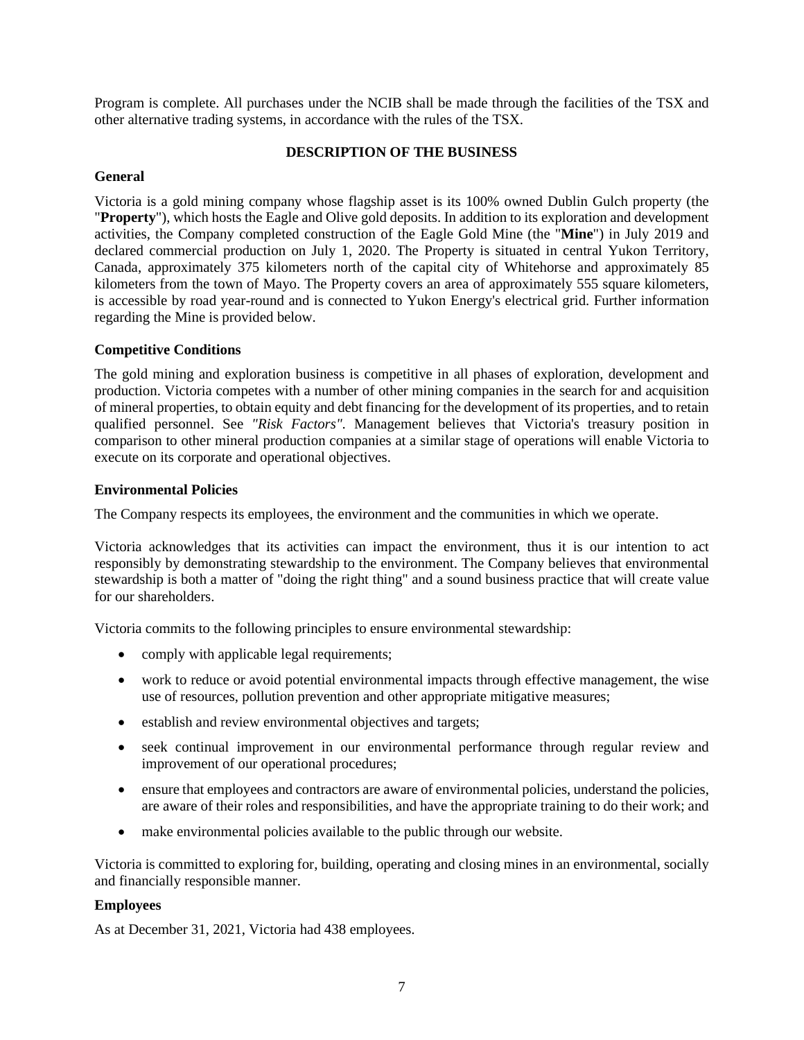Program is complete. All purchases under the NCIB shall be made through the facilities of the TSX and other alternative trading systems, in accordance with the rules of the TSX.

## DESCRIPTION OF THE BUSINESS

### General

Victoria is a gold mining company whose flagship asset is its 100% owned Dublin Gulch property (the "**Property**"), which hosts the Eagle and Olive gold deposits. In addition to its exploration and development activities, the Company completed construction of the Eagle Gold Mine (the "**Mine**") in July 2019 and declared commercial production on July 1, 2020. The Property is situated in central Yukon Territory, Canada, approximately 375 kilometers north of the capital city of Whitehorse and approximately 85 kilometers from the town of Mayo. The Property covers an area of approximately 555 square kilometers, is accessible by road year-round and is connected to Yukon Energy's electrical grid. Further information regarding the Mine is provided below.

### Competitive Conditions

The gold mining and exploration business is competitive in all phases of exploration, development and production. Victoria competes with a number of other mining companies in the search for and acquisition of mineral properties, to obtain equity and debt financing for the development of its properties, and to retain qualified personnel. See *"Risk Factors"*. Management believes that Victoria's treasury position in comparison to other mineral production companies at a similar stage of operations will enable Victoria to execute on its corporate and operational objectives.

### Environmental Policies

The Company respects its employees, the environment and the communities in which we operate.

Victoria acknowledges that its activities can impact the environment, thus it is our intention to act responsibly by demonstrating stewardship to the environment. The Company believes that environmental stewardship is both a matter of "doing the right thing" and a sound business practice that will create value for our shareholders.

Victoria commits to the following principles to ensure environmental stewardship:

- comply with applicable legal requirements;
- work to reduce or avoid potential environmental impacts through effective management, the wise use of resources, pollution prevention and other appropriate mitigative measures;
- establish and review environmental objectives and targets;
- seek continual improvement in our environmental performance through regular review and improvement of our operational procedures;
- ensure that employees and contractors are aware of environmental policies, understand the policies, are aware of their roles and responsibilities, and have the appropriate training to do their work; and
- make environmental policies available to the public through our website.

Victoria is committed to exploring for, building, operating and closing mines in an environmental, socially and financially responsible manner.

### Employees

As at December 31, 2021, Victoria had 438 employees.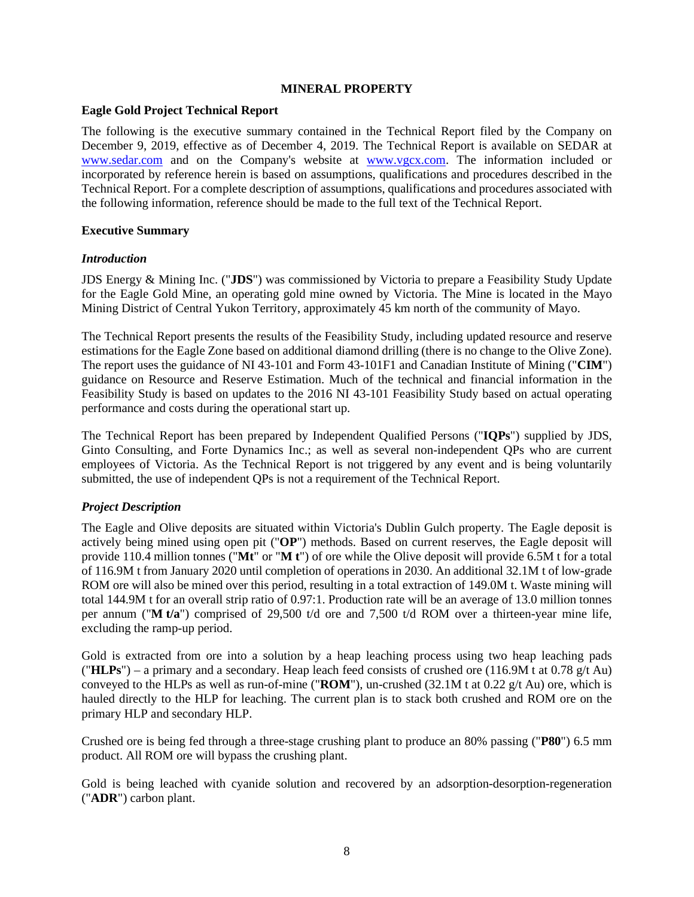## MINERAL PROPERTY

### Eagle Gold Project Technical Report

The following is the executive summary contained in the Technical Report filed by the Company on December 9, 2019, effective as of December 4, 2019. The Technical Report is available on SEDAR at www.sedar.com and on the Company's website at www.vgcx.com. The information included or incorporated by reference herein is based on assumptions, qualifications and procedures described in the Technical Report. For a complete description of assumptions, qualifications and procedures associated with the following information, reference should be made to the full text of the Technical Report.

### Executive Summary

#### *Introduction*

JDS Energy & Mining Inc. ("**JDS**") was commissioned by Victoria to prepare a Feasibility Study Update for the Eagle Gold Mine, an operating gold mine owned by Victoria. The Mine is located in the Mayo Mining District of Central Yukon Territory, approximately 45 km north of the community of Mayo.

The Technical Report presents the results of the Feasibility Study, including updated resource and reserve estimations for the Eagle Zone based on additional diamond drilling (there is no change to the Olive Zone). The report uses the guidance of NI 43-101 and Form 43-101F1 and Canadian Institute of Mining ("**CIM**") guidance on Resource and Reserve Estimation. Much of the technical and financial information in the Feasibility Study is based on updates to the 2016 NI 43-101 Feasibility Study based on actual operating performance and costs during the operational start up.

The Technical Report has been prepared by Independent Qualified Persons ("**IQPs**") supplied by JDS, Ginto Consulting, and Forte Dynamics Inc.; as well as several non-independent QPs who are current employees of Victoria. As the Technical Report is not triggered by any event and is being voluntarily submitted, the use of independent QPs is not a requirement of the Technical Report.

#### *Project Description*

The Eagle and Olive deposits are situated within Victoria's Dublin Gulch property. The Eagle deposit is actively being mined using open pit ("**OP**") methods. Based on current reserves, the Eagle deposit will provide 110.4 million tonnes ("**Mt**" or "**M t**") of ore while the Olive deposit will provide 6.5M t for a total of 116.9M t from January 2020 until completion of operations in 2030. An additional 32.1M t of low-grade ROM ore will also be mined over this period, resulting in a total extraction of 149.0M t. Waste mining will total 144.9M t for an overall strip ratio of 0.97:1. Production rate will be an average of 13.0 million tonnes per annum ("**M t/a**") comprised of 29,500 t/d ore and 7,500 t/d ROM over a thirteen-year mine life, excluding the ramp-up period.

Gold is extracted from ore into a solution by a heap leaching process using two heap leaching pads ("**HLPs**") – a primary and a secondary. Heap leach feed consists of crushed ore (116.9M t at 0.78 g/t Au) conveyed to the HLPs as well as run-of-mine ("**ROM**"), un-crushed (32.1M t at 0.22 g/t Au) ore, which is hauled directly to the HLP for leaching. The current plan is to stack both crushed and ROM ore on the primary HLP and secondary HLP.

Crushed ore is being fed through a three-stage crushing plant to produce an 80% passing ("**P80**") 6.5 mm product. All ROM ore will bypass the crushing plant.

Gold is being leached with cyanide solution and recovered by an adsorption-desorption-regeneration ("**ADR**") carbon plant.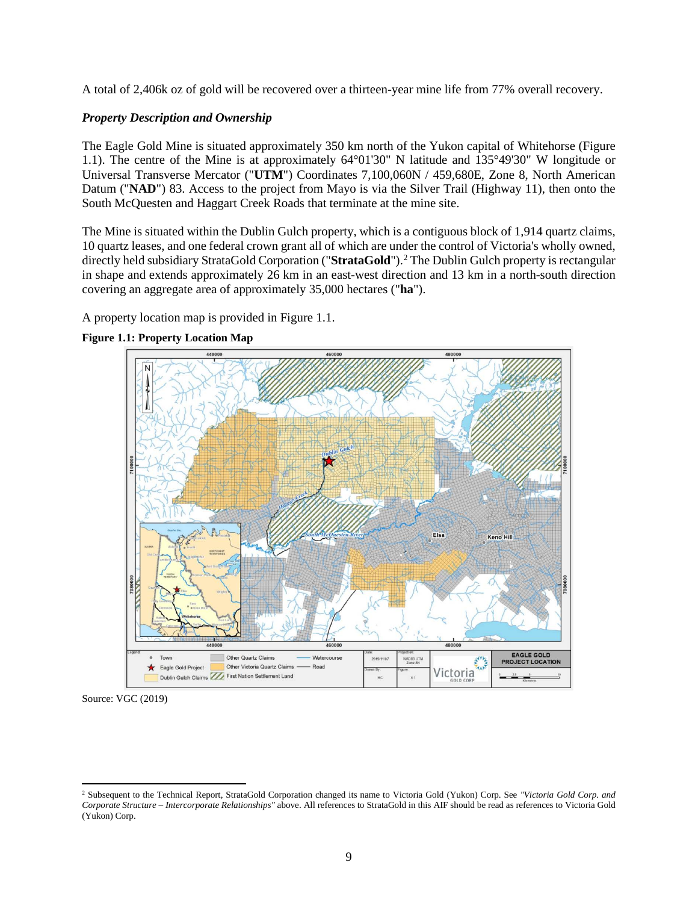A total of 2,406k oz of gold will be recovered over a thirteen-year mine life from 77% overall recovery.

***Property Description and Ownership***

The Eagle Gold Mine is situated approximately 350 km north of the Yukon capital of Whitehorse (Figure 1.1). The centre of the Mine is at approximately 64°01'30" N latitude and 135°49'30" W longitude or Universal Transverse Mercator ("**UTM**") Coordinates 7,100,060N / 459,680E, Zone 8, North American Datum ("**NAD**") 83. Access to the project from Mayo is via the Silver Trail (Highway 11), then onto the South McQuesten and Haggart Creek Roads that terminate at the mine site.

The Mine is situated within the Dublin Gulch property, which is a contiguous block of 1,914 quartz claims, 10 quartz leases, and one federal crown grant all of which are under the control of Victoria's wholly owned, directly held subsidiary StrataGold Corporation ("**StrataGold**").[2] The Dublin Gulch property is rectangular in shape and extends approximately 26 km in an east-west direction and 13 km in a north-south direction covering an aggregate area of approximately 35,000 hectares ("**ha**").

A property location map is provided in Figure 1.1.

**Figure 1.1: Property Location Map**

Source: VGC (2019)

[2] Subsequent to the Technical Report, StrataGold Corporation changed its name to Victoria Gold (Yukon) Corp. See *"Victoria Gold Corp. and Corporate Structure – Intercorporate Relationships"* above. All references to StrataGold in this AIF should be read as references to Victoria Gold (Yukon) Corp.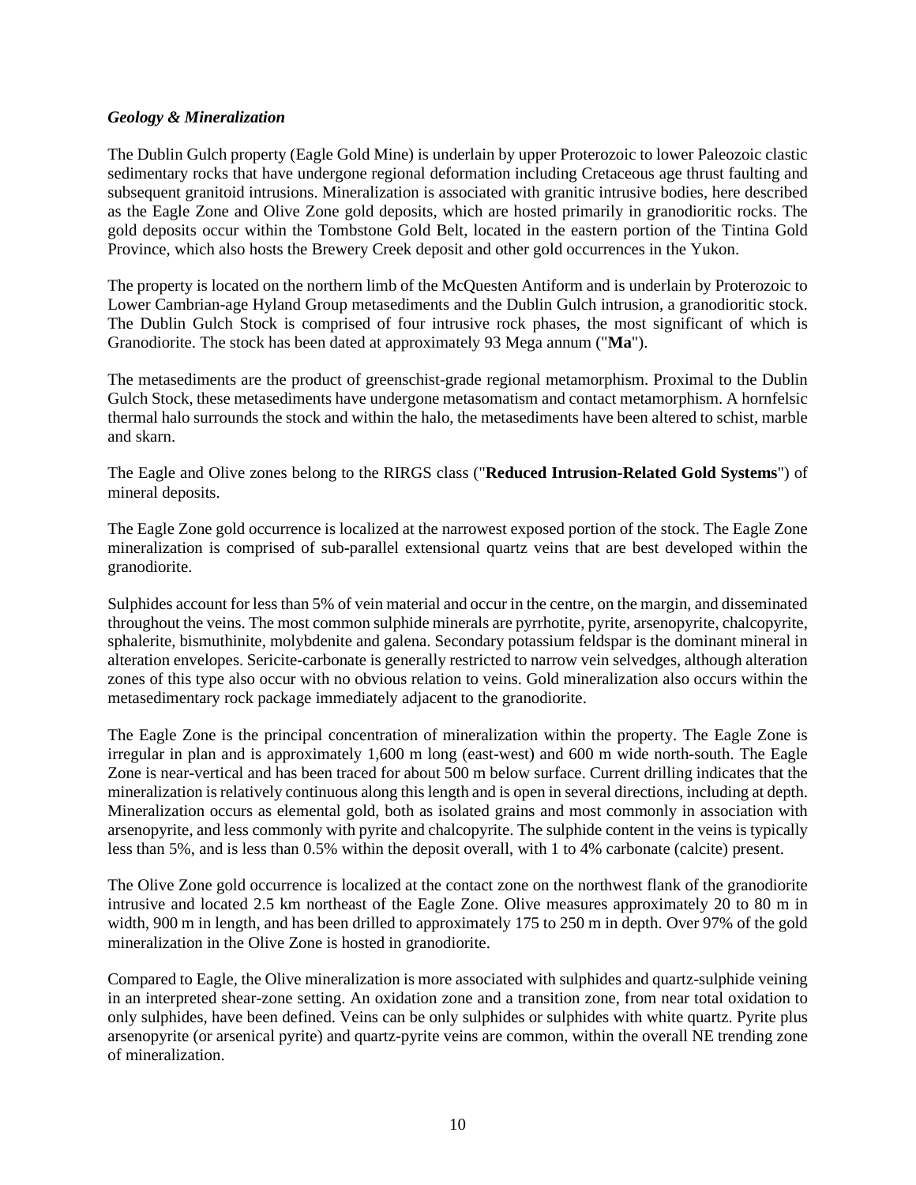### *Geology & Mineralization*

The Dublin Gulch property (Eagle Gold Mine) is underlain by upper Proterozoic to lower Paleozoic clastic sedimentary rocks that have undergone regional deformation including Cretaceous age thrust faulting and subsequent granitoid intrusions. Mineralization is associated with granitic intrusive bodies, here described as the Eagle Zone and Olive Zone gold deposits, which are hosted primarily in granodioritic rocks. The gold deposits occur within the Tombstone Gold Belt, located in the eastern portion of the Tintina Gold Province, which also hosts the Brewery Creek deposit and other gold occurrences in the Yukon.

The property is located on the northern limb of the McQuesten Antiform and is underlain by Proterozoic to Lower Cambrian-age Hyland Group metasediments and the Dublin Gulch intrusion, a granodioritic stock. The Dublin Gulch Stock is comprised of four intrusive rock phases, the most significant of which is Granodiorite. The stock has been dated at approximately 93 Mega annum ("**Ma**").

The metasediments are the product of greenschist-grade regional metamorphism. Proximal to the Dublin Gulch Stock, these metasediments have undergone metasomatism and contact metamorphism. A hornfelsic thermal halo surrounds the stock and within the halo, the metasediments have been altered to schist, marble and skarn.

The Eagle and Olive zones belong to the RIRGS class ("**Reduced Intrusion-Related Gold Systems**") of mineral deposits.

The Eagle Zone gold occurrence is localized at the narrowest exposed portion of the stock. The Eagle Zone mineralization is comprised of sub-parallel extensional quartz veins that are best developed within the granodiorite.

Sulphides account for less than 5% of vein material and occur in the centre, on the margin, and disseminated throughout the veins. The most common sulphide minerals are pyrrhotite, pyrite, arsenopyrite, chalcopyrite, sphalerite, bismuthinite, molybdenite and galena. Secondary potassium feldspar is the dominant mineral in alteration envelopes. Sericite-carbonate is generally restricted to narrow vein selvedges, although alteration zones of this type also occur with no obvious relation to veins. Gold mineralization also occurs within the metasedimentary rock package immediately adjacent to the granodiorite.

The Eagle Zone is the principal concentration of mineralization within the property. The Eagle Zone is irregular in plan and is approximately 1,600 m long (east-west) and 600 m wide north-south. The Eagle Zone is near-vertical and has been traced for about 500 m below surface. Current drilling indicates that the mineralization is relatively continuous along this length and is open in several directions, including at depth. Mineralization occurs as elemental gold, both as isolated grains and most commonly in association with arsenopyrite, and less commonly with pyrite and chalcopyrite. The sulphide content in the veins is typically less than 5%, and is less than 0.5% within the deposit overall, with 1 to 4% carbonate (calcite) present.

The Olive Zone gold occurrence is localized at the contact zone on the northwest flank of the granodiorite intrusive and located 2.5 km northeast of the Eagle Zone. Olive measures approximately 20 to 80 m in width, 900 m in length, and has been drilled to approximately 175 to 250 m in depth. Over 97% of the gold mineralization in the Olive Zone is hosted in granodiorite.

Compared to Eagle, the Olive mineralization is more associated with sulphides and quartz-sulphide veining in an interpreted shear-zone setting. An oxidation zone and a transition zone, from near total oxidation to only sulphides, have been defined. Veins can be only sulphides or sulphides with white quartz. Pyrite plus arsenopyrite (or arsenical pyrite) and quartz-pyrite veins are common, within the overall NE trending zone of mineralization.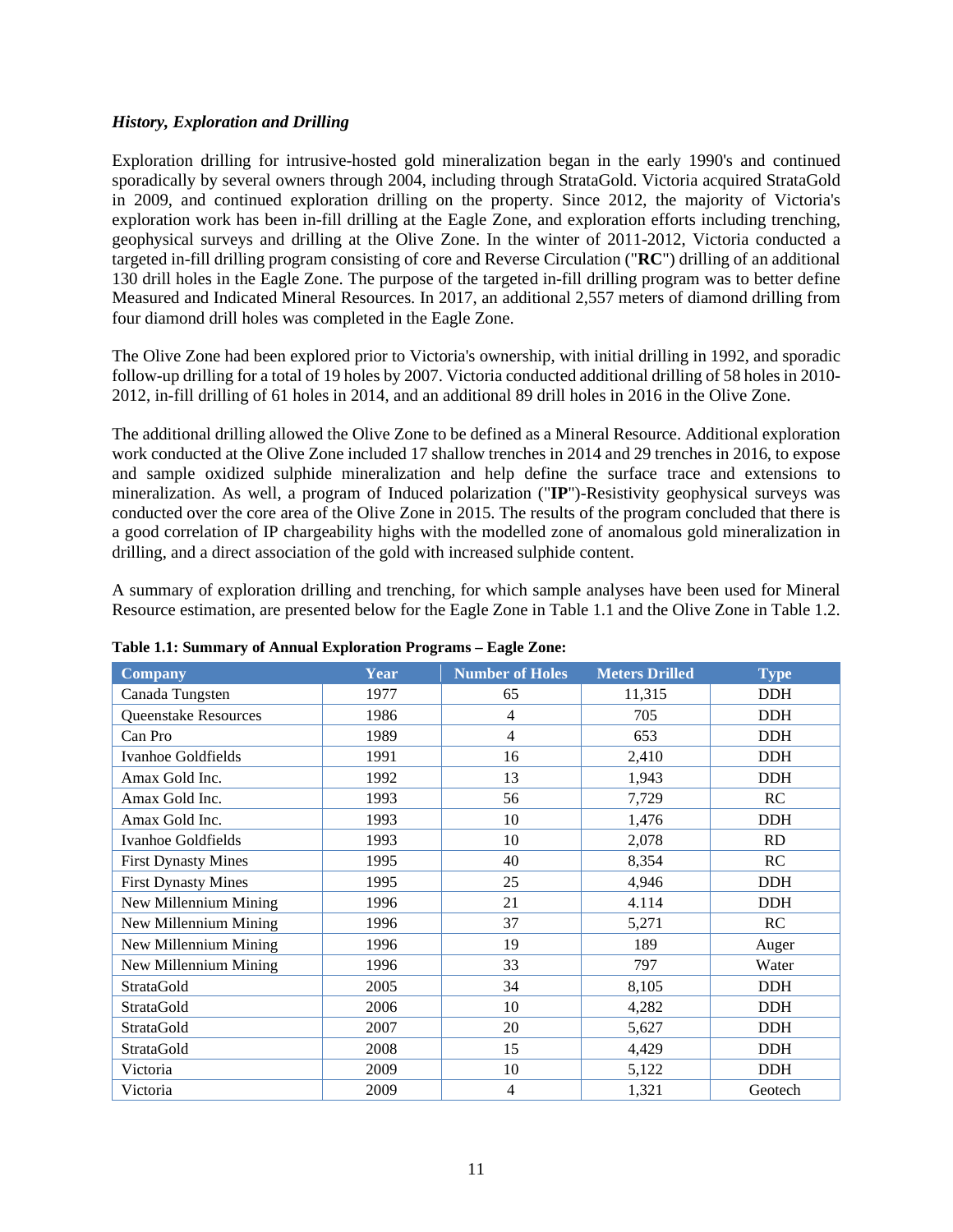### *History, Exploration and Drilling*

Exploration drilling for intrusive-hosted gold mineralization began in the early 1990's and continued sporadically by several owners through 2004, including through StrataGold. Victoria acquired StrataGold in 2009, and continued exploration drilling on the property. Since 2012, the majority of Victoria's exploration work has been in-fill drilling at the Eagle Zone, and exploration efforts including trenching, geophysical surveys and drilling at the Olive Zone. In the winter of 2011-2012, Victoria conducted a targeted in-fill drilling program consisting of core and Reverse Circulation ("**RC**") drilling of an additional 130 drill holes in the Eagle Zone. The purpose of the targeted in-fill drilling program was to better define Measured and Indicated Mineral Resources. In 2017, an additional 2,557 meters of diamond drilling from four diamond drill holes was completed in the Eagle Zone.

The Olive Zone had been explored prior to Victoria's ownership, with initial drilling in 1992, and sporadic follow-up drilling for a total of 19 holes by 2007. Victoria conducted additional drilling of 58 holes in 2010-2012, in-fill drilling of 61 holes in 2014, and an additional 89 drill holes in 2016 in the Olive Zone.

The additional drilling allowed the Olive Zone to be defined as a Mineral Resource. Additional exploration work conducted at the Olive Zone included 17 shallow trenches in 2014 and 29 trenches in 2016, to expose and sample oxidized sulphide mineralization and help define the surface trace and extensions to mineralization. As well, a program of Induced polarization ("**IP**")-Resistivity geophysical surveys was conducted over the core area of the Olive Zone in 2015. The results of the program concluded that there is a good correlation of IP chargeability highs with the modelled zone of anomalous gold mineralization in drilling, and a direct association of the gold with increased sulphide content.

A summary of exploration drilling and trenching, for which sample analyses have been used for Mineral Resource estimation, are presented below for the Eagle Zone in Table 1.1 and the Olive Zone in Table 1.2.

**Table 1.1: Summary of Annual Exploration Programs – Eagle Zone:**

| Company | Year | Number of Holes | Meters Drilled | Type |
|---|---|---|---|---|
| Canada Tungsten | 1977 | 65 | 11,315 | DDH |
| Queenstake Resources | 1986 | 4 | 705 | DDH |
| Can Pro | 1989 | 4 | 653 | DDH |
| Ivanhoe Goldfields | 1991 | 16 | 2,410 | DDH |
| Amax Gold Inc. | 1992 | 13 | 1,943 | DDH |
| Amax Gold Inc. | 1993 | 56 | 7,729 | RC |
| Amax Gold Inc. | 1993 | 10 | 1,476 | DDH |
| Ivanhoe Goldfields | 1993 | 10 | 2,078 | RD |
| First Dynasty Mines | 1995 | 40 | 8,354 | RC |
| First Dynasty Mines | 1995 | 25 | 4,946 | DDH |
| New Millennium Mining | 1996 | 21 | 4.114 | DDH |
| New Millennium Mining | 1996 | 37 | 5,271 | RC |
| New Millennium Mining | 1996 | 19 | 189 | Auger |
| New Millennium Mining | 1996 | 33 | 797 | Water |
| StrataGold | 2005 | 34 | 8,105 | DDH |
| StrataGold | 2006 | 10 | 4,282 | DDH |
| StrataGold | 2007 | 20 | 5,627 | DDH |
| StrataGold | 2008 | 15 | 4,429 | DDH |
| Victoria | 2009 | 10 | 5,122 | DDH |
| Victoria | 2009 | 4 | 1,321 | Geotech |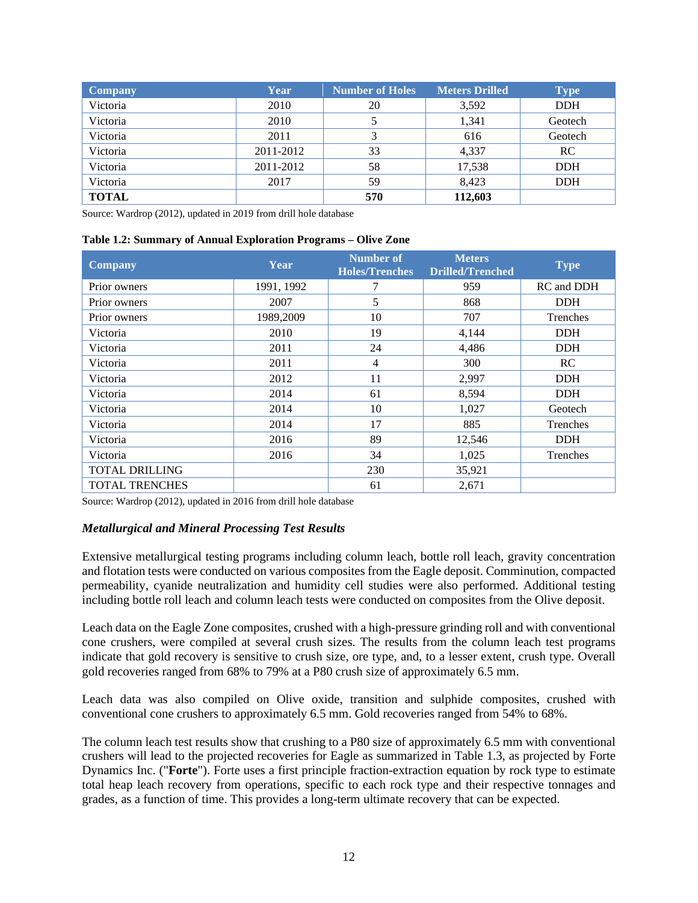| Company | Year | Number of Holes | Meters Drilled | Type |
|---|---|---|---|---|
| Victoria | 2010 | 20 | 3,592 | DDH |
| Victoria | 2010 | 5 | 1,341 | Geotech |
| Victoria | 2011 | 3 | 616 | Geotech |
| Victoria | 2011-2012 | 33 | 4,337 | RC |
| Victoria | 2011-2012 | 58 | 17,538 | DDH |
| Victoria | 2017 | 59 | 8,423 | DDH |
| **TOTAL** | | **570** | **112,603** | |

Source: Wardrop (2012), updated in 2019 from drill hole database

**Table 1.2: Summary of Annual Exploration Programs – Olive Zone**

| Company | Year | Number of Holes/Trenches | Meters Drilled/Trenched | Type |
|---|---|---|---|---|
| Prior owners | 1991, 1992 | 7 | 959 | RC and DDH |
| Prior owners | 2007 | 5 | 868 | DDH |
| Prior owners | 1989,2009 | 10 | 707 | Trenches |
| Victoria | 2010 | 19 | 4,144 | DDH |
| Victoria | 2011 | 24 | 4,486 | DDH |
| Victoria | 2011 | 4 | 300 | RC |
| Victoria | 2012 | 11 | 2,997 | DDH |
| Victoria | 2014 | 61 | 8,594 | DDH |
| Victoria | 2014 | 10 | 1,027 | Geotech |
| Victoria | 2014 | 17 | 885 | Trenches |
| Victoria | 2016 | 89 | 12,546 | DDH |
| Victoria | 2016 | 34 | 1,025 | Trenches |
| TOTAL DRILLING | | 230 | 35,921 | |
| TOTAL TRENCHES | | 61 | 2,671 | |

Source: Wardrop (2012), updated in 2016 from drill hole database

### *Metallurgical and Mineral Processing Test Results*

Extensive metallurgical testing programs including column leach, bottle roll leach, gravity concentration and flotation tests were conducted on various composites from the Eagle deposit. Comminution, compacted permeability, cyanide neutralization and humidity cell studies were also performed. Additional testing including bottle roll leach and column leach tests were conducted on composites from the Olive deposit.

Leach data on the Eagle Zone composites, crushed with a high-pressure grinding roll and with conventional cone crushers, were compiled at several crush sizes. The results from the column leach test programs indicate that gold recovery is sensitive to crush size, ore type, and, to a lesser extent, crush type. Overall gold recoveries ranged from 68% to 79% at a P80 crush size of approximately 6.5 mm.

Leach data was also compiled on Olive oxide, transition and sulphide composites, crushed with conventional cone crushers to approximately 6.5 mm. Gold recoveries ranged from 54% to 68%.

The column leach test results show that crushing to a P80 size of approximately 6.5 mm with conventional crushers will lead to the projected recoveries for Eagle as summarized in Table 1.3, as projected by Forte Dynamics Inc. ("**Forte**"). Forte uses a first principle fraction-extraction equation by rock type to estimate total heap leach recovery from operations, specific to each rock type and their respective tonnages and grades, as a function of time. This provides a long-term ultimate recovery that can be expected.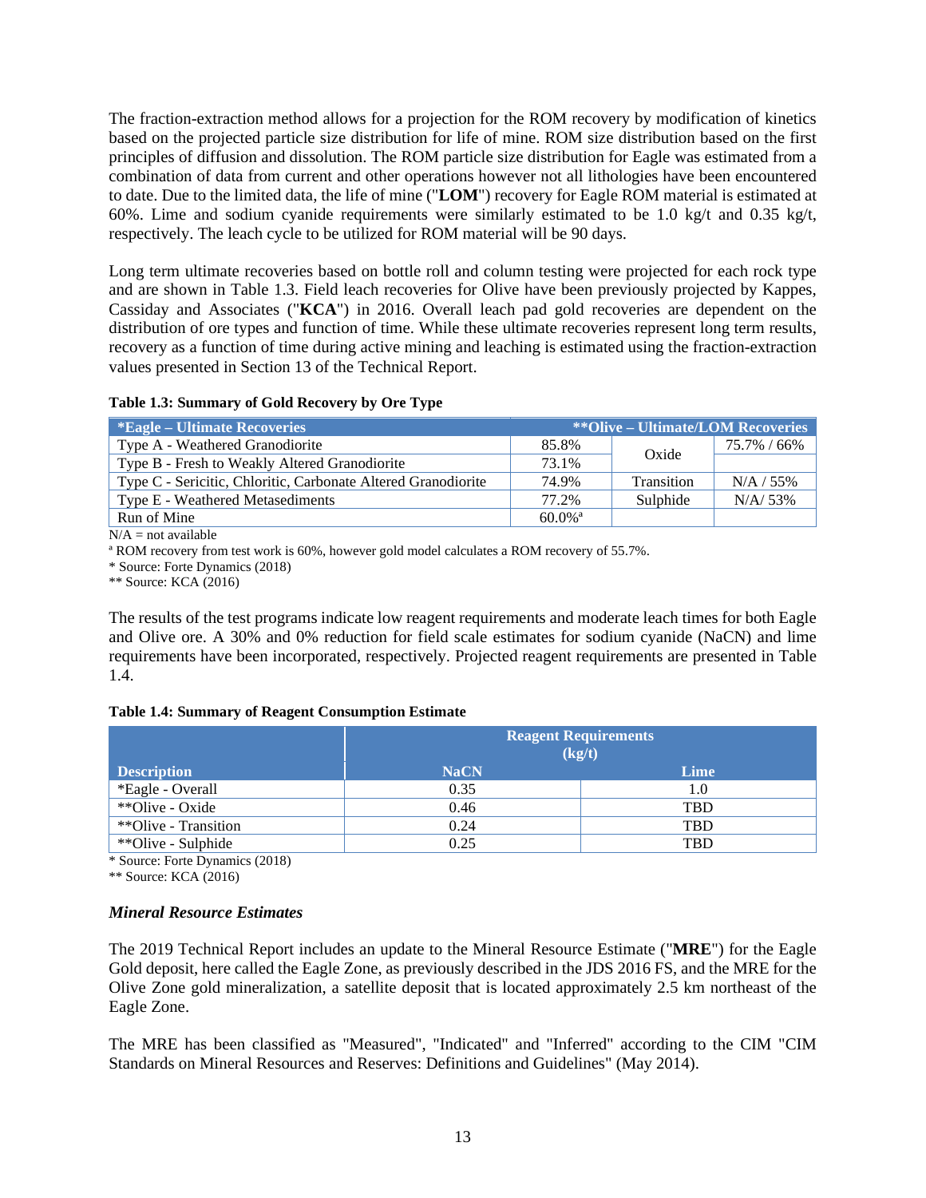The fraction-extraction method allows for a projection for the ROM recovery by modification of kinetics based on the projected particle size distribution for life of mine. ROM size distribution based on the first principles of diffusion and dissolution. The ROM particle size distribution for Eagle was estimated from a combination of data from current and other operations however not all lithologies have been encountered to date. Due to the limited data, the life of mine ("**LOM**") recovery for Eagle ROM material is estimated at 60%. Lime and sodium cyanide requirements were similarly estimated to be 1.0 kg/t and 0.35 kg/t, respectively. The leach cycle to be utilized for ROM material will be 90 days.

Long term ultimate recoveries based on bottle roll and column testing were projected for each rock type and are shown in Table 1.3. Field leach recoveries for Olive have been previously projected by Kappes, Cassiday and Associates ("**KCA**") in 2016. Overall leach pad gold recoveries are dependent on the distribution of ore types and function of time. While these ultimate recoveries represent long term results, recovery as a function of time during active mining and leaching is estimated using the fraction-extraction values presented in Section 13 of the Technical Report.

**Table 1.3: Summary of Gold Recovery by Ore Type**

| *Eagle – Ultimate Recoveries | | **Olive – Ultimate/LOM Recoveries | |
|---|---|---|---|
| Type A - Weathered Granodiorite | 85.8% | Oxide | 75.7% / 66% |
| Type B - Fresh to Weakly Altered Granodiorite | 73.1% | | |
| Type C - Sericitic, Chloritic, Carbonate Altered Granodiorite | 74.9% | Transition | N/A / 55% |
| Type E - Weathered Metasediments | 77.2% | Sulphide | N/A/ 53% |
| Run of Mine | 60.0%[a] | | |

N/A = not available

[a] ROM recovery from test work is 60%, however gold model calculates a ROM recovery of 55.7%.

* Source: Forte Dynamics (2018)

** Source: KCA (2016)

The results of the test programs indicate low reagent requirements and moderate leach times for both Eagle and Olive ore. A 30% and 0% reduction for field scale estimates for sodium cyanide (NaCN) and lime requirements have been incorporated, respectively. Projected reagent requirements are presented in Table 1.4.

**Table 1.4: Summary of Reagent Consumption Estimate**

| | Reagent Requirements (kg/t) | |
|---|---|---|
| **Description** | **NaCN** | **Lime** |
| *Eagle - Overall | 0.35 | 1.0 |
| **Olive - Oxide | 0.46 | TBD |
| **Olive - Transition | 0.24 | TBD |
| **Olive - Sulphide | 0.25 | TBD |

* Source: Forte Dynamics (2018)

** Source: KCA (2016)

### *Mineral Resource Estimates*

The 2019 Technical Report includes an update to the Mineral Resource Estimate ("**MRE**") for the Eagle Gold deposit, here called the Eagle Zone, as previously described in the JDS 2016 FS, and the MRE for the Olive Zone gold mineralization, a satellite deposit that is located approximately 2.5 km northeast of the Eagle Zone.

The MRE has been classified as "Measured", "Indicated" and "Inferred" according to the CIM "CIM Standards on Mineral Resources and Reserves: Definitions and Guidelines" (May 2014).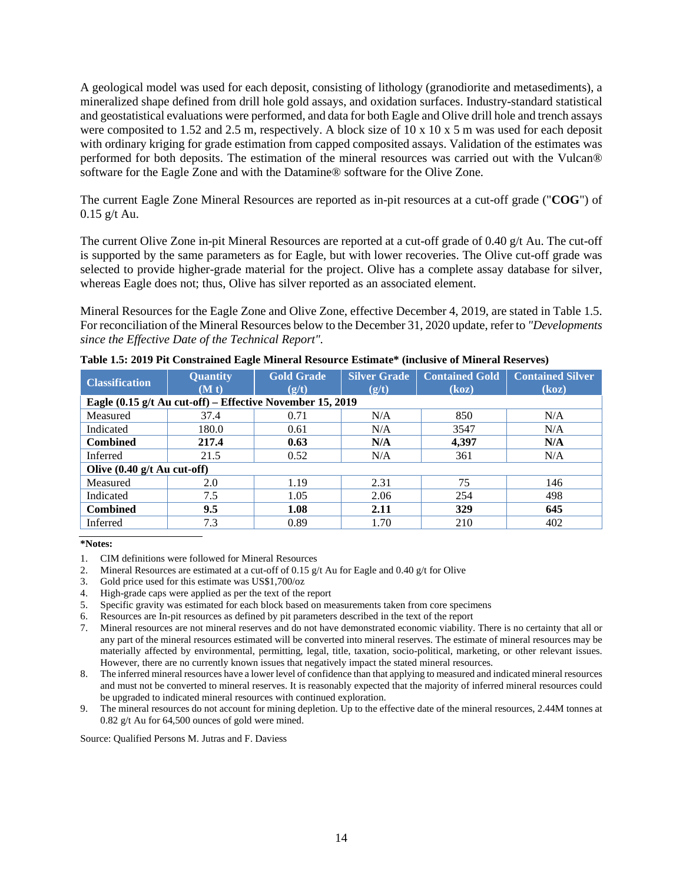A geological model was used for each deposit, consisting of lithology (granodiorite and metasediments), a mineralized shape defined from drill hole gold assays, and oxidation surfaces. Industry-standard statistical and geostatistical evaluations were performed, and data for both Eagle and Olive drill hole and trench assays were composited to 1.52 and 2.5 m, respectively. A block size of 10 x 10 x 5 m was used for each deposit with ordinary kriging for grade estimation from capped composited assays. Validation of the estimates was performed for both deposits. The estimation of the mineral resources was carried out with the Vulcan® software for the Eagle Zone and with the Datamine® software for the Olive Zone.

The current Eagle Zone Mineral Resources are reported as in-pit resources at a cut-off grade ("**COG**") of 0.15 g/t Au.

The current Olive Zone in-pit Mineral Resources are reported at a cut-off grade of 0.40 g/t Au. The cut-off is supported by the same parameters as for Eagle, but with lower recoveries. The Olive cut-off grade was selected to provide higher-grade material for the project. Olive has a complete assay database for silver, whereas Eagle does not; thus, Olive has silver reported as an associated element.

Mineral Resources for the Eagle Zone and Olive Zone, effective December 4, 2019, are stated in Table 1.5. For reconciliation of the Mineral Resources below to the December 31, 2020 update, refer to *"Developments since the Effective Date of the Technical Report"*.

**Table 1.5: 2019 Pit Constrained Eagle Mineral Resource Estimate\* (inclusive of Mineral Reserves)**

| Classification | Quantity (M t) | Gold Grade (g/t) | Silver Grade (g/t) | Contained Gold (koz) | Contained Silver (koz) |
|---|---|---|---|---|---|
| **Eagle (0.15 g/t Au cut-off) – Effective November 15, 2019** | | | | | |
| Measured | 37.4 | 0.71 | N/A | 850 | N/A |
| Indicated | 180.0 | 0.61 | N/A | 3547 | N/A |
| **Combined** | **217.4** | **0.63** | **N/A** | **4,397** | **N/A** |
| Inferred | 21.5 | 0.52 | N/A | 361 | N/A |
| **Olive (0.40 g/t Au cut-off)** | | | | | |
| Measured | 2.0 | 1.19 | 2.31 | 75 | 146 |
| Indicated | 7.5 | 1.05 | 2.06 | 254 | 498 |
| **Combined** | **9.5** | **1.08** | **2.11** | **329** | **645** |
| Inferred | 7.3 | 0.89 | 1.70 | 210 | 402 |

**\*Notes:**

1. CIM definitions were followed for Mineral Resources
2. Mineral Resources are estimated at a cut-off of 0.15 g/t Au for Eagle and 0.40 g/t for Olive
3. Gold price used for this estimate was US$1,700/oz
4. High-grade caps were applied as per the text of the report
5. Specific gravity was estimated for each block based on measurements taken from core specimens
6. Resources are In-pit resources as defined by pit parameters described in the text of the report
7. Mineral resources are not mineral reserves and do not have demonstrated economic viability. There is no certainty that all or any part of the mineral resources estimated will be converted into mineral reserves. The estimate of mineral resources may be materially affected by environmental, permitting, legal, title, taxation, socio-political, marketing, or other relevant issues. However, there are no currently known issues that negatively impact the stated mineral resources.
8. The inferred mineral resources have a lower level of confidence than that applying to measured and indicated mineral resources and must not be converted to mineral reserves. It is reasonably expected that the majority of inferred mineral resources could be upgraded to indicated mineral resources with continued exploration.
9. The mineral resources do not account for mining depletion. Up to the effective date of the mineral resources, 2.44M tonnes at 0.82 g/t Au for 64,500 ounces of gold were mined.

Source: Qualified Persons M. Jutras and F. Daviess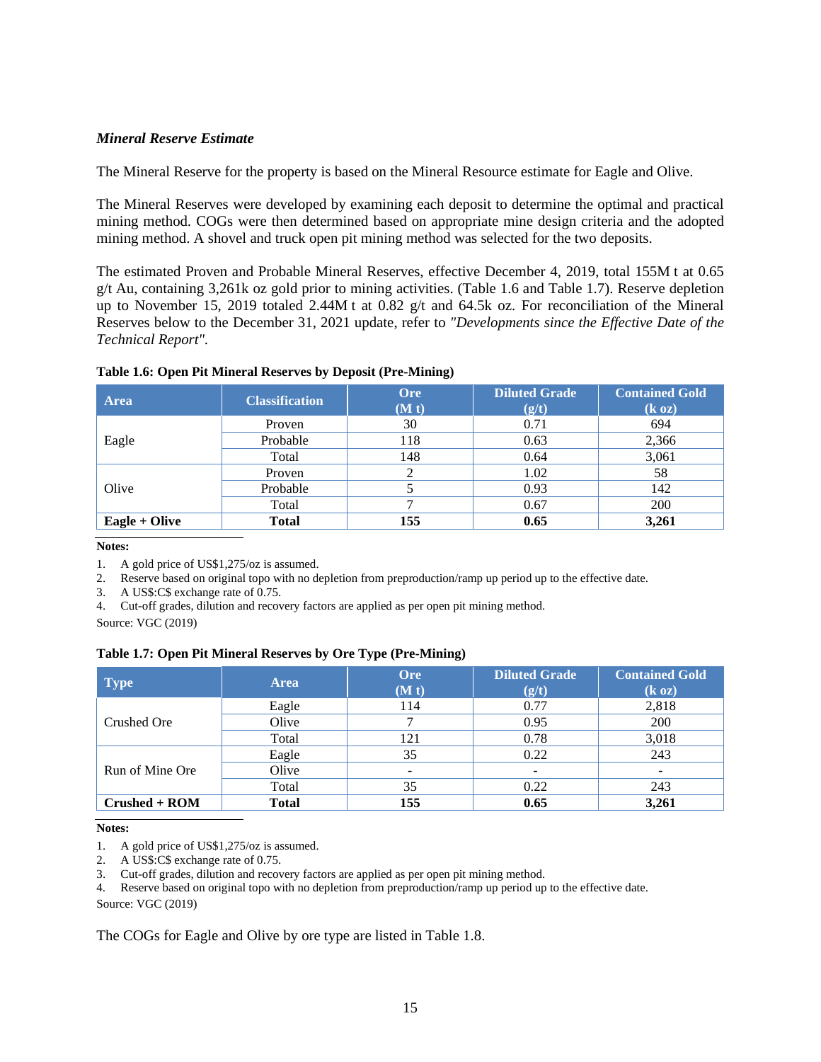### *Mineral Reserve Estimate*

The Mineral Reserve for the property is based on the Mineral Resource estimate for Eagle and Olive.

The Mineral Reserves were developed by examining each deposit to determine the optimal and practical mining method. COGs were then determined based on appropriate mine design criteria and the adopted mining method. A shovel and truck open pit mining method was selected for the two deposits.

The estimated Proven and Probable Mineral Reserves, effective December 4, 2019, total 155M t at 0.65 g/t Au, containing 3,261k oz gold prior to mining activities. (Table 1.6 and Table 1.7). Reserve depletion up to November 15, 2019 totaled 2.44M t at 0.82 g/t and 64.5k oz. For reconciliation of the Mineral Reserves below to the December 31, 2021 update, refer to *"Developments since the Effective Date of the Technical Report"*.

**Table 1.6: Open Pit Mineral Reserves by Deposit (Pre-Mining)**

| Area | Classification | Ore (M t) | Diluted Grade (g/t) | Contained Gold (k oz) |
|---|---|---|---|---|
| Eagle | Proven | 30 | 0.71 | 694 |
| | Probable | 118 | 0.63 | 2,366 |
| | Total | 148 | 0.64 | 3,061 |
| Olive | Proven | 2 | 1.02 | 58 |
| | Probable | 5 | 0.93 | 142 |
| | Total | 7 | 0.67 | 200 |
| **Eagle + Olive** | **Total** | **155** | **0.65** | **3,261** |

**Notes:**

1. A gold price of US$1,275/oz is assumed.
2. Reserve based on original topo with no depletion from preproduction/ramp up period up to the effective date.
3. A US$:C$ exchange rate of 0.75.
4. Cut-off grades, dilution and recovery factors are applied as per open pit mining method.

Source: VGC (2019)

**Table 1.7: Open Pit Mineral Reserves by Ore Type (Pre-Mining)**

| Type | Area | Ore (M t) | Diluted Grade (g/t) | Contained Gold (k oz) |
|---|---|---|---|---|
| Crushed Ore | Eagle | 114 | 0.77 | 2,818 |
| | Olive | 7 | 0.95 | 200 |
| | Total | 121 | 0.78 | 3,018 |
| Run of Mine Ore | Eagle | 35 | 0.22 | 243 |
| | Olive | - | - | - |
| | Total | 35 | 0.22 | 243 |
| **Crushed + ROM** | **Total** | **155** | **0.65** | **3,261** |

**Notes:**

1. A gold price of US$1,275/oz is assumed.
2. A US$:C$ exchange rate of 0.75.
3. Cut-off grades, dilution and recovery factors are applied as per open pit mining method.
4. Reserve based on original topo with no depletion from preproduction/ramp up period up to the effective date.

Source: VGC (2019)

The COGs for Eagle and Olive by ore type are listed in Table 1.8.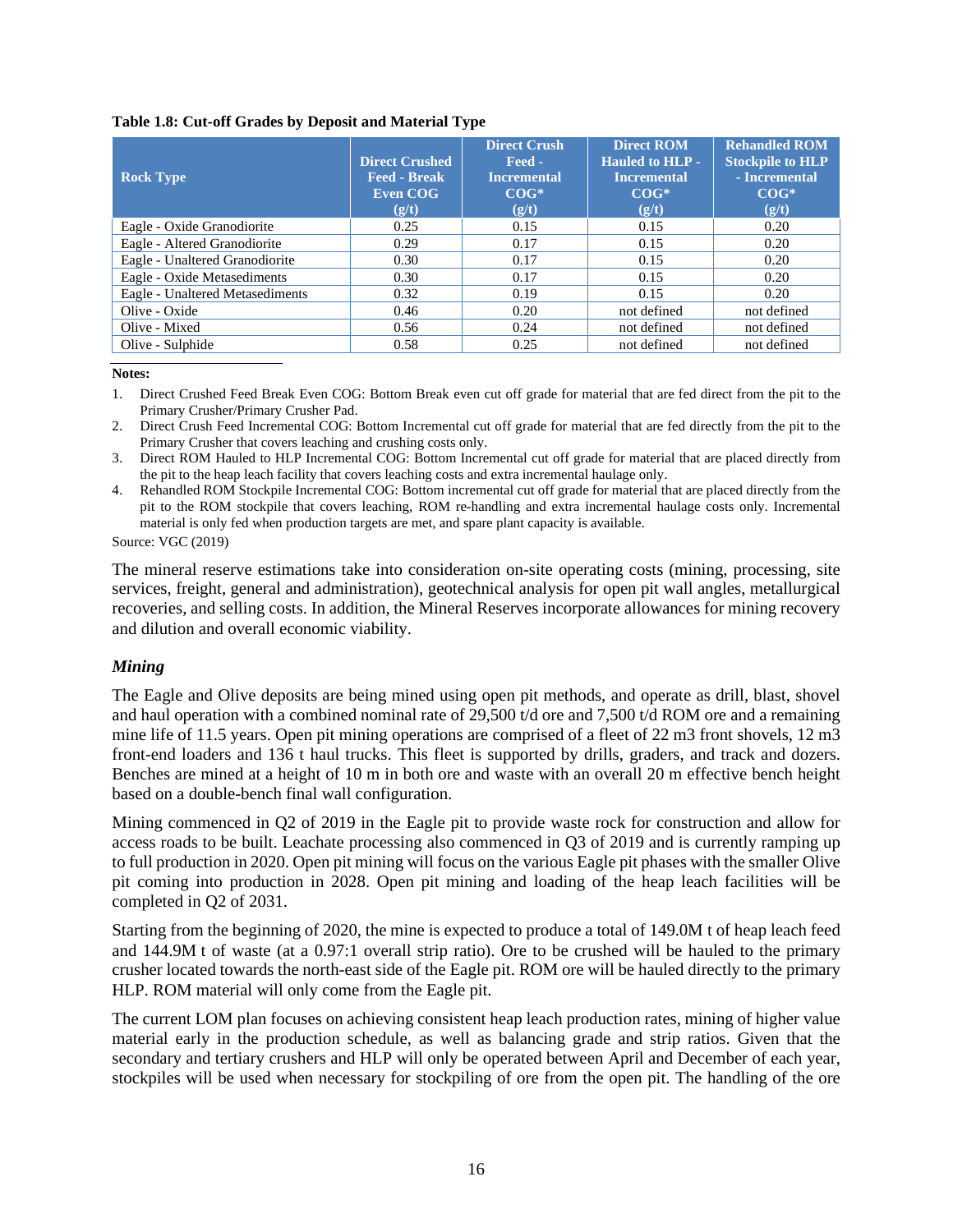**Table 1.8: Cut-off Grades by Deposit and Material Type**

| Rock Type | Direct Crushed Feed - Break Even COG (g/t) | Direct Crush Feed - Incremental COG* (g/t) | Direct ROM Hauled to HLP - Incremental COG* (g/t) | Rehandled ROM Stockpile to HLP - Incremental COG* (g/t) |
|---|---|---|---|---|
| Eagle - Oxide Granodiorite | 0.25 | 0.15 | 0.15 | 0.20 |
| Eagle - Altered Granodiorite | 0.29 | 0.17 | 0.15 | 0.20 |
| Eagle - Unaltered Granodiorite | 0.30 | 0.17 | 0.15 | 0.20 |
| Eagle - Oxide Metasediments | 0.30 | 0.17 | 0.15 | 0.20 |
| Eagle - Unaltered Metasediments | 0.32 | 0.19 | 0.15 | 0.20 |
| Olive - Oxide | 0.46 | 0.20 | not defined | not defined |
| Olive - Mixed | 0.56 | 0.24 | not defined | not defined |
| Olive - Sulphide | 0.58 | 0.25 | not defined | not defined |

**Notes:**

1. Direct Crushed Feed Break Even COG: Bottom Break even cut off grade for material that are fed direct from the pit to the Primary Crusher/Primary Crusher Pad.
2. Direct Crush Feed Incremental COG: Bottom Incremental cut off grade for material that are fed directly from the pit to the Primary Crusher that covers leaching and crushing costs only.
3. Direct ROM Hauled to HLP Incremental COG: Bottom Incremental cut off grade for material that are placed directly from the pit to the heap leach facility that covers leaching costs and extra incremental haulage only.
4. Rehandled ROM Stockpile Incremental COG: Bottom incremental cut off grade for material that are placed directly from the pit to the ROM stockpile that covers leaching, ROM re-handling and extra incremental haulage costs only. Incremental material is only fed when production targets are met, and spare plant capacity is available.

Source: VGC (2019)

The mineral reserve estimations take into consideration on-site operating costs (mining, processing, site services, freight, general and administration), geotechnical analysis for open pit wall angles, metallurgical recoveries, and selling costs. In addition, the Mineral Reserves incorporate allowances for mining recovery and dilution and overall economic viability.

### *Mining*

The Eagle and Olive deposits are being mined using open pit methods, and operate as drill, blast, shovel and haul operation with a combined nominal rate of 29,500 t/d ore and 7,500 t/d ROM ore and a remaining mine life of 11.5 years. Open pit mining operations are comprised of a fleet of 22 m3 front shovels, 12 m3 front-end loaders and 136 t haul trucks. This fleet is supported by drills, graders, and track and dozers. Benches are mined at a height of 10 m in both ore and waste with an overall 20 m effective bench height based on a double-bench final wall configuration.

Mining commenced in Q2 of 2019 in the Eagle pit to provide waste rock for construction and allow for access roads to be built. Leachate processing also commenced in Q3 of 2019 and is currently ramping up to full production in 2020. Open pit mining will focus on the various Eagle pit phases with the smaller Olive pit coming into production in 2028. Open pit mining and loading of the heap leach facilities will be completed in Q2 of 2031.

Starting from the beginning of 2020, the mine is expected to produce a total of 149.0M t of heap leach feed and 144.9M t of waste (at a 0.97:1 overall strip ratio). Ore to be crushed will be hauled to the primary crusher located towards the north-east side of the Eagle pit. ROM ore will be hauled directly to the primary HLP. ROM material will only come from the Eagle pit.

The current LOM plan focuses on achieving consistent heap leach production rates, mining of higher value material early in the production schedule, as well as balancing grade and strip ratios. Given that the secondary and tertiary crushers and HLP will only be operated between April and December of each year, stockpiles will be used when necessary for stockpiling of ore from the open pit. The handling of the ore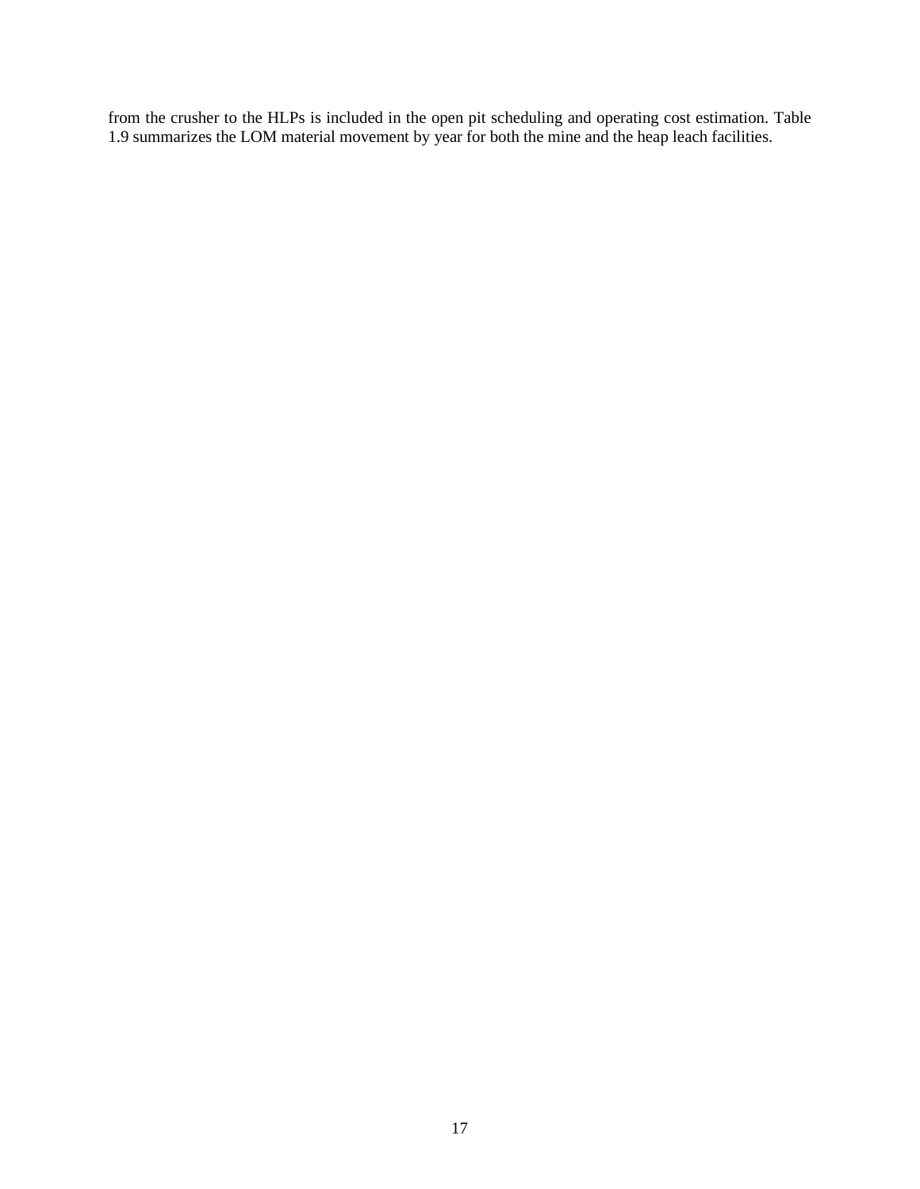from the crusher to the HLPs is included in the open pit scheduling and operating cost estimation. Table 1.9 summarizes the LOM material movement by year for both the mine and the heap leach facilities.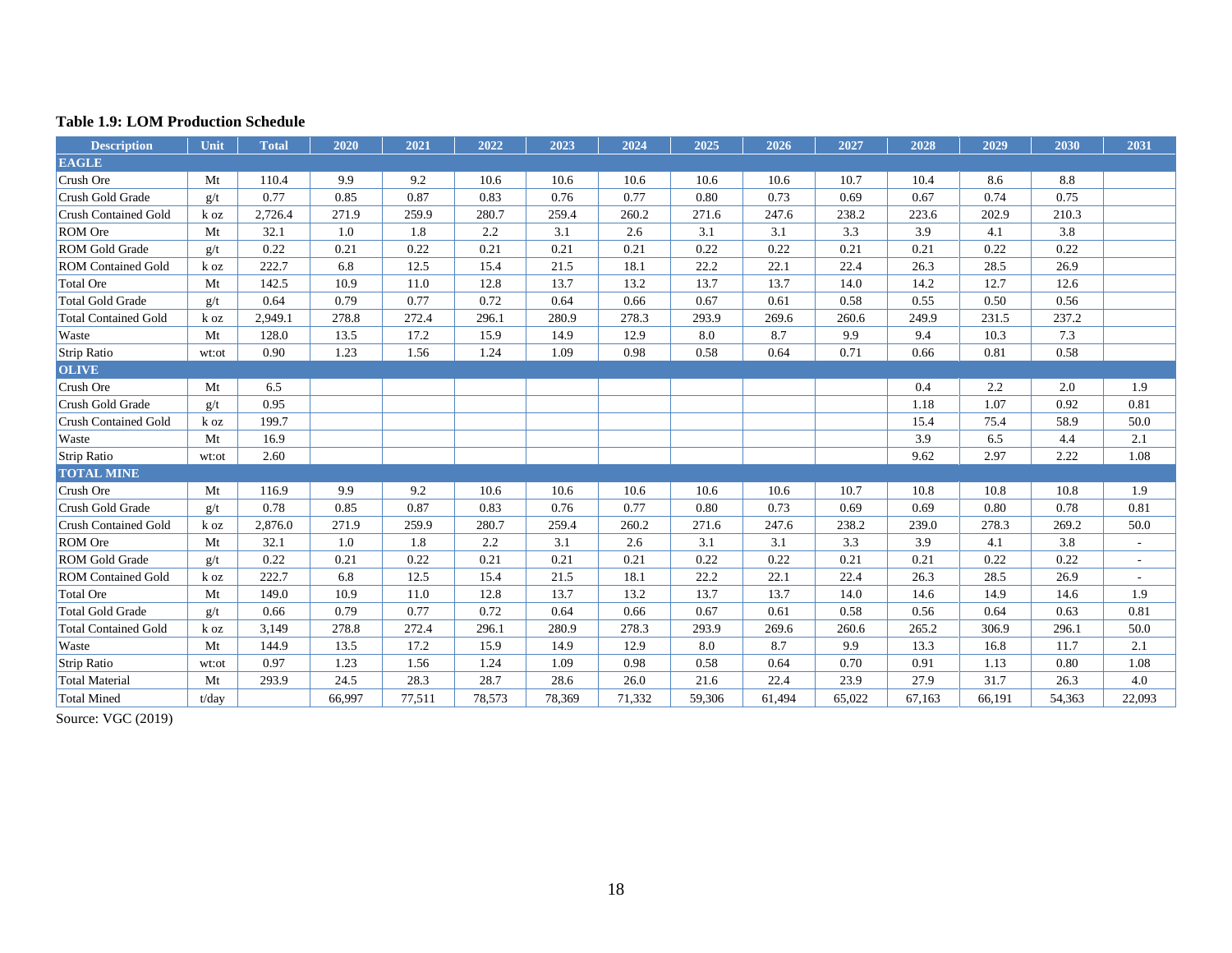**Table 1.9: LOM Production Schedule**

| Description | Unit | Total | 2020 | 2021 | 2022 | 2023 | 2024 | 2025 | 2026 | 2027 | 2028 | 2029 | 2030 | 2031 |
|---|---|---|---|---|---|---|---|---|---|---|---|---|---|---|
| **EAGLE** | | | | | | | | | | | | | | |
| Crush Ore | Mt | 110.4 | 9.9 | 9.2 | 10.6 | 10.6 | 10.6 | 10.6 | 10.6 | 10.7 | 10.4 | 8.6 | 8.8 | |
| Crush Gold Grade | g/t | 0.77 | 0.85 | 0.87 | 0.83 | 0.76 | 0.77 | 0.80 | 0.73 | 0.69 | 0.67 | 0.74 | 0.75 | |
| Crush Contained Gold | k oz | 2,726.4 | 271.9 | 259.9 | 280.7 | 259.4 | 260.2 | 271.6 | 247.6 | 238.2 | 223.6 | 202.9 | 210.3 | |
| ROM Ore | Mt | 32.1 | 1.0 | 1.8 | 2.2 | 3.1 | 2.6 | 3.1 | 3.1 | 3.3 | 3.9 | 4.1 | 3.8 | |
| ROM Gold Grade | g/t | 0.22 | 0.21 | 0.22 | 0.21 | 0.21 | 0.21 | 0.22 | 0.22 | 0.21 | 0.21 | 0.22 | 0.22 | |
| ROM Contained Gold | k oz | 222.7 | 6.8 | 12.5 | 15.4 | 21.5 | 18.1 | 22.2 | 22.1 | 22.4 | 26.3 | 28.5 | 26.9 | |
| Total Ore | Mt | 142.5 | 10.9 | 11.0 | 12.8 | 13.7 | 13.2 | 13.7 | 13.7 | 14.0 | 14.2 | 12.7 | 12.6 | |
| Total Gold Grade | g/t | 0.64 | 0.79 | 0.77 | 0.72 | 0.64 | 0.66 | 0.67 | 0.61 | 0.58 | 0.55 | 0.50 | 0.56 | |
| Total Contained Gold | k oz | 2,949.1 | 278.8 | 272.4 | 296.1 | 280.9 | 278.3 | 293.9 | 269.6 | 260.6 | 249.9 | 231.5 | 237.2 | |
| Waste | Mt | 128.0 | 13.5 | 17.2 | 15.9 | 14.9 | 12.9 | 8.0 | 8.7 | 9.9 | 9.4 | 10.3 | 7.3 | |
| Strip Ratio | wt:ot | 0.90 | 1.23 | 1.56 | 1.24 | 1.09 | 0.98 | 0.58 | 0.64 | 0.71 | 0.66 | 0.81 | 0.58 | |
| **OLIVE** | | | | | | | | | | | | | | |
| Crush Ore | Mt | 6.5 | | | | | | | | | 0.4 | 2.2 | 2.0 | 1.9 |
| Crush Gold Grade | g/t | 0.95 | | | | | | | | | 1.18 | 1.07 | 0.92 | 0.81 |
| Crush Contained Gold | k oz | 199.7 | | | | | | | | | 15.4 | 75.4 | 58.9 | 50.0 |
| Waste | Mt | 16.9 | | | | | | | | | 3.9 | 6.5 | 4.4 | 2.1 |
| Strip Ratio | wt:ot | 2.60 | | | | | | | | | 9.62 | 2.97 | 2.22 | 1.08 |
| **TOTAL MINE** | | | | | | | | | | | | | | |
| Crush Ore | Mt | 116.9 | 9.9 | 9.2 | 10.6 | 10.6 | 10.6 | 10.6 | 10.6 | 10.7 | 10.8 | 10.8 | 10.8 | 1.9 |
| Crush Gold Grade | g/t | 0.78 | 0.85 | 0.87 | 0.83 | 0.76 | 0.77 | 0.80 | 0.73 | 0.69 | 0.69 | 0.80 | 0.78 | 0.81 |
| Crush Contained Gold | k oz | 2,876.0 | 271.9 | 259.9 | 280.7 | 259.4 | 260.2 | 271.6 | 247.6 | 238.2 | 239.0 | 278.3 | 269.2 | 50.0 |
| ROM Ore | Mt | 32.1 | 1.0 | 1.8 | 2.2 | 3.1 | 2.6 | 3.1 | 3.1 | 3.3 | 3.9 | 4.1 | 3.8 | - |
| ROM Gold Grade | g/t | 0.22 | 0.21 | 0.22 | 0.21 | 0.21 | 0.21 | 0.22 | 0.22 | 0.21 | 0.21 | 0.22 | 0.22 | - |
| ROM Contained Gold | k oz | 222.7 | 6.8 | 12.5 | 15.4 | 21.5 | 18.1 | 22.2 | 22.1 | 22.4 | 26.3 | 28.5 | 26.9 | - |
| Total Ore | Mt | 149.0 | 10.9 | 11.0 | 12.8 | 13.7 | 13.2 | 13.7 | 13.7 | 14.0 | 14.6 | 14.9 | 14.6 | 1.9 |
| Total Gold Grade | g/t | 0.66 | 0.79 | 0.77 | 0.72 | 0.64 | 0.66 | 0.67 | 0.61 | 0.58 | 0.56 | 0.64 | 0.63 | 0.81 |
| Total Contained Gold | k oz | 3,149 | 278.8 | 272.4 | 296.1 | 280.9 | 278.3 | 293.9 | 269.6 | 260.6 | 265.2 | 306.9 | 296.1 | 50.0 |
| Waste | Mt | 144.9 | 13.5 | 17.2 | 15.9 | 14.9 | 12.9 | 8.0 | 8.7 | 9.9 | 13.3 | 16.8 | 11.7 | 2.1 |
| Strip Ratio | wt:ot | 0.97 | 1.23 | 1.56 | 1.24 | 1.09 | 0.98 | 0.58 | 0.64 | 0.70 | 0.91 | 1.13 | 0.80 | 1.08 |
| Total Material | Mt | 293.9 | 24.5 | 28.3 | 28.7 | 28.6 | 26.0 | 21.6 | 22.4 | 23.9 | 27.9 | 31.7 | 26.3 | 4.0 |
| Total Mined | t/day | | 66,997 | 77,511 | 78,573 | 78,369 | 71,332 | 59,306 | 61,494 | 65,022 | 67,163 | 66,191 | 54,363 | 22,093 |

Source: VGC (2019)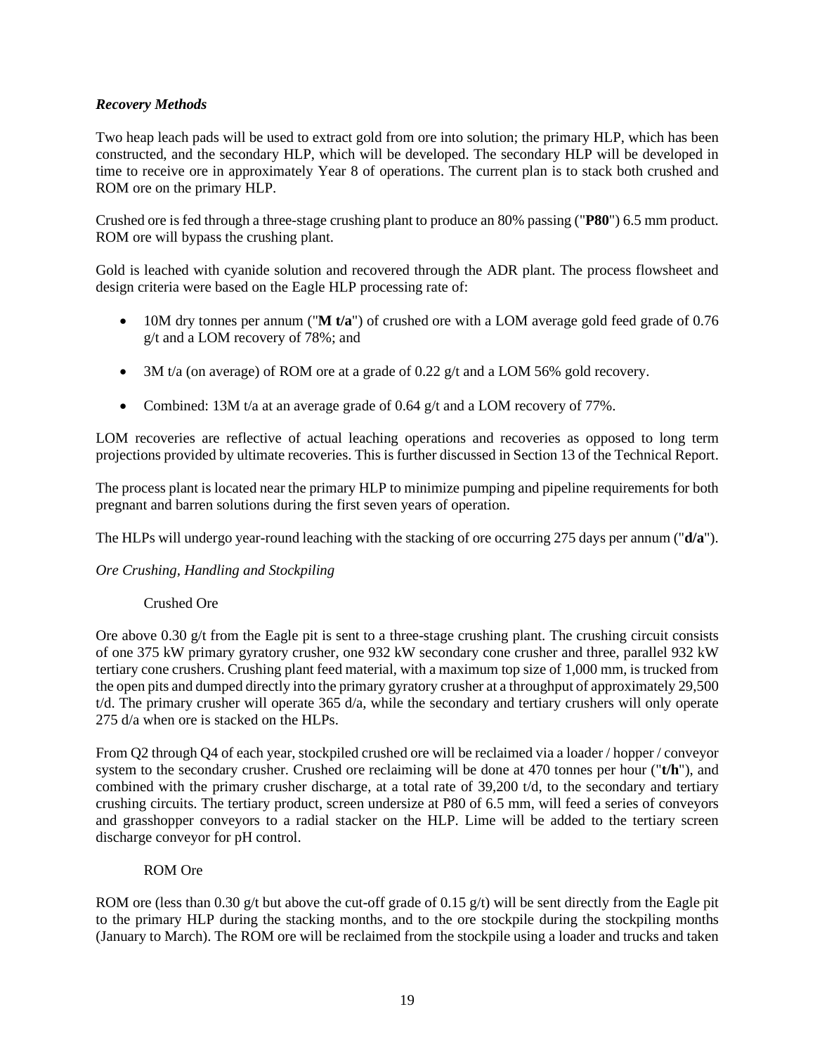***Recovery Methods***

Two heap leach pads will be used to extract gold from ore into solution; the primary HLP, which has been constructed, and the secondary HLP, which will be developed. The secondary HLP will be developed in time to receive ore in approximately Year 8 of operations. The current plan is to stack both crushed and ROM ore on the primary HLP.

Crushed ore is fed through a three-stage crushing plant to produce an 80% passing ("**P80**") 6.5 mm product. ROM ore will bypass the crushing plant.

Gold is leached with cyanide solution and recovered through the ADR plant. The process flowsheet and design criteria were based on the Eagle HLP processing rate of:

- 10M dry tonnes per annum ("**M t/a**") of crushed ore with a LOM average gold feed grade of 0.76 g/t and a LOM recovery of 78%; and
- 3M t/a (on average) of ROM ore at a grade of 0.22 g/t and a LOM 56% gold recovery.
- Combined: 13M t/a at an average grade of 0.64 g/t and a LOM recovery of 77%.

LOM recoveries are reflective of actual leaching operations and recoveries as opposed to long term projections provided by ultimate recoveries. This is further discussed in Section 13 of the Technical Report.

The process plant is located near the primary HLP to minimize pumping and pipeline requirements for both pregnant and barren solutions during the first seven years of operation.

The HLPs will undergo year-round leaching with the stacking of ore occurring 275 days per annum ("**d/a**").

*Ore Crushing, Handling and Stockpiling*

Crushed Ore

Ore above 0.30 g/t from the Eagle pit is sent to a three-stage crushing plant. The crushing circuit consists of one 375 kW primary gyratory crusher, one 932 kW secondary cone crusher and three, parallel 932 kW tertiary cone crushers. Crushing plant feed material, with a maximum top size of 1,000 mm, is trucked from the open pits and dumped directly into the primary gyratory crusher at a throughput of approximately 29,500 t/d. The primary crusher will operate 365 d/a, while the secondary and tertiary crushers will only operate 275 d/a when ore is stacked on the HLPs.

From Q2 through Q4 of each year, stockpiled crushed ore will be reclaimed via a loader / hopper / conveyor system to the secondary crusher. Crushed ore reclaiming will be done at 470 tonnes per hour ("**t/h**"), and combined with the primary crusher discharge, at a total rate of 39,200 t/d, to the secondary and tertiary crushing circuits. The tertiary product, screen undersize at P80 of 6.5 mm, will feed a series of conveyors and grasshopper conveyors to a radial stacker on the HLP. Lime will be added to the tertiary screen discharge conveyor for pH control.

ROM Ore

ROM ore (less than 0.30 g/t but above the cut-off grade of 0.15 g/t) will be sent directly from the Eagle pit to the primary HLP during the stacking months, and to the ore stockpile during the stockpiling months (January to March). The ROM ore will be reclaimed from the stockpile using a loader and trucks and taken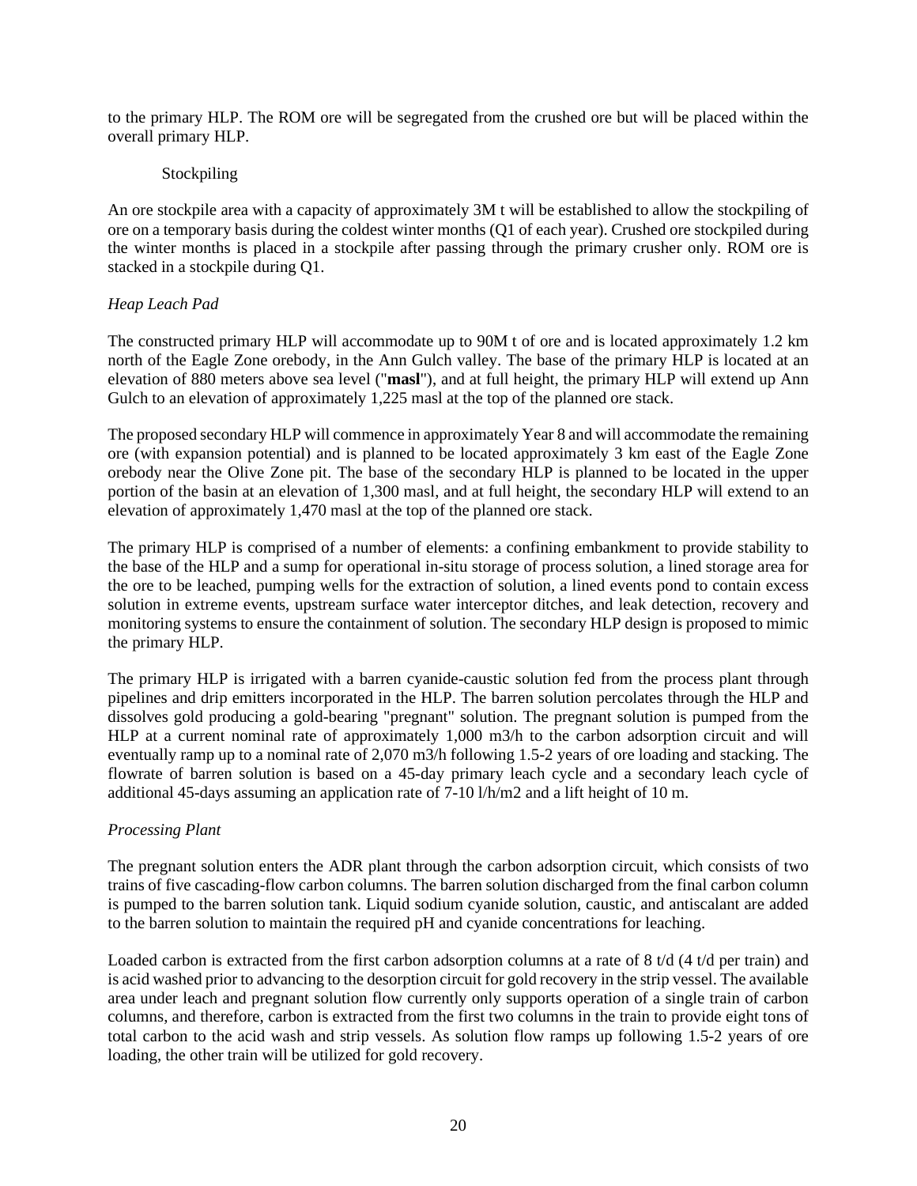to the primary HLP. The ROM ore will be segregated from the crushed ore but will be placed within the overall primary HLP.

Stockpiling

An ore stockpile area with a capacity of approximately 3M t will be established to allow the stockpiling of ore on a temporary basis during the coldest winter months (Q1 of each year). Crushed ore stockpiled during the winter months is placed in a stockpile after passing through the primary crusher only. ROM ore is stacked in a stockpile during Q1.

*Heap Leach Pad*

The constructed primary HLP will accommodate up to 90M t of ore and is located approximately 1.2 km north of the Eagle Zone orebody, in the Ann Gulch valley. The base of the primary HLP is located at an elevation of 880 meters above sea level ("**masl**"), and at full height, the primary HLP will extend up Ann Gulch to an elevation of approximately 1,225 masl at the top of the planned ore stack.

The proposed secondary HLP will commence in approximately Year 8 and will accommodate the remaining ore (with expansion potential) and is planned to be located approximately 3 km east of the Eagle Zone orebody near the Olive Zone pit. The base of the secondary HLP is planned to be located in the upper portion of the basin at an elevation of 1,300 masl, and at full height, the secondary HLP will extend to an elevation of approximately 1,470 masl at the top of the planned ore stack.

The primary HLP is comprised of a number of elements: a confining embankment to provide stability to the base of the HLP and a sump for operational in-situ storage of process solution, a lined storage area for the ore to be leached, pumping wells for the extraction of solution, a lined events pond to contain excess solution in extreme events, upstream surface water interceptor ditches, and leak detection, recovery and monitoring systems to ensure the containment of solution. The secondary HLP design is proposed to mimic the primary HLP.

The primary HLP is irrigated with a barren cyanide-caustic solution fed from the process plant through pipelines and drip emitters incorporated in the HLP. The barren solution percolates through the HLP and dissolves gold producing a gold-bearing "pregnant" solution. The pregnant solution is pumped from the HLP at a current nominal rate of approximately 1,000 m3/h to the carbon adsorption circuit and will eventually ramp up to a nominal rate of 2,070 m3/h following 1.5-2 years of ore loading and stacking. The flowrate of barren solution is based on a 45-day primary leach cycle and a secondary leach cycle of additional 45-days assuming an application rate of 7-10 l/h/m2 and a lift height of 10 m.

*Processing Plant*

The pregnant solution enters the ADR plant through the carbon adsorption circuit, which consists of two trains of five cascading-flow carbon columns. The barren solution discharged from the final carbon column is pumped to the barren solution tank. Liquid sodium cyanide solution, caustic, and antiscalant are added to the barren solution to maintain the required pH and cyanide concentrations for leaching.

Loaded carbon is extracted from the first carbon adsorption columns at a rate of 8 t/d (4 t/d per train) and is acid washed prior to advancing to the desorption circuit for gold recovery in the strip vessel. The available area under leach and pregnant solution flow currently only supports operation of a single train of carbon columns, and therefore, carbon is extracted from the first two columns in the train to provide eight tons of total carbon to the acid wash and strip vessels. As solution flow ramps up following 1.5-2 years of ore loading, the other train will be utilized for gold recovery.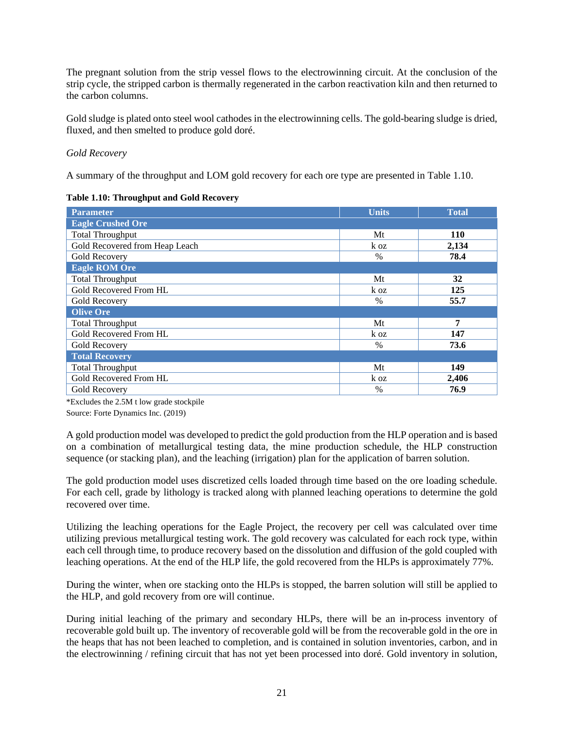The pregnant solution from the strip vessel flows to the electrowinning circuit. At the conclusion of the strip cycle, the stripped carbon is thermally regenerated in the carbon reactivation kiln and then returned to the carbon columns.

Gold sludge is plated onto steel wool cathodes in the electrowinning cells. The gold-bearing sludge is dried, fluxed, and then smelted to produce gold doré.

*Gold Recovery*

A summary of the throughput and LOM gold recovery for each ore type are presented in Table 1.10.

**Table 1.10: Throughput and Gold Recovery**

| Parameter | Units | Total |
|---|---|---|
| **Eagle Crushed Ore** | | |
| Total Throughput | Mt | **110** |
| Gold Recovered from Heap Leach | k oz | **2,134** |
| Gold Recovery | % | **78.4** |
| **Eagle ROM Ore** | | |
| Total Throughput | Mt | **32** |
| Gold Recovered From HL | k oz | **125** |
| Gold Recovery | % | **55.7** |
| **Olive Ore** | | |
| Total Throughput | Mt | **7** |
| Gold Recovered From HL | k oz | **147** |
| Gold Recovery | % | **73.6** |
| **Total Recovery** | | |
| Total Throughput | Mt | **149** |
| Gold Recovered From HL | k oz | **2,406** |
| Gold Recovery | % | **76.9** |

*Excludes the 2.5M t low grade stockpile

Source: Forte Dynamics Inc. (2019)

A gold production model was developed to predict the gold production from the HLP operation and is based on a combination of metallurgical testing data, the mine production schedule, the HLP construction sequence (or stacking plan), and the leaching (irrigation) plan for the application of barren solution.

The gold production model uses discretized cells loaded through time based on the ore loading schedule. For each cell, grade by lithology is tracked along with planned leaching operations to determine the gold recovered over time.

Utilizing the leaching operations for the Eagle Project, the recovery per cell was calculated over time utilizing previous metallurgical testing work. The gold recovery was calculated for each rock type, within each cell through time, to produce recovery based on the dissolution and diffusion of the gold coupled with leaching operations. At the end of the HLP life, the gold recovered from the HLPs is approximately 77%.

During the winter, when ore stacking onto the HLPs is stopped, the barren solution will still be applied to the HLP, and gold recovery from ore will continue.

During initial leaching of the primary and secondary HLPs, there will be an in-process inventory of recoverable gold built up. The inventory of recoverable gold will be from the recoverable gold in the ore in the heaps that has not been leached to completion, and is contained in solution inventories, carbon, and in the electrowinning / refining circuit that has not yet been processed into doré. Gold inventory in solution,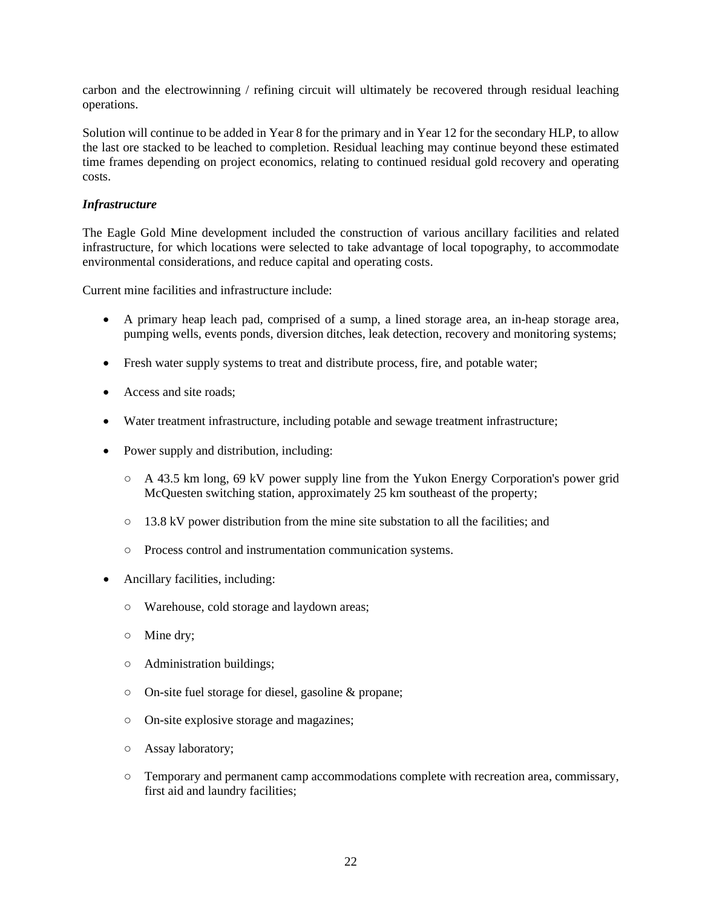carbon and the electrowinning / refining circuit will ultimately be recovered through residual leaching operations.

Solution will continue to be added in Year 8 for the primary and in Year 12 for the secondary HLP, to allow the last ore stacked to be leached to completion. Residual leaching may continue beyond these estimated time frames depending on project economics, relating to continued residual gold recovery and operating costs.

***Infrastructure***

The Eagle Gold Mine development included the construction of various ancillary facilities and related infrastructure, for which locations were selected to take advantage of local topography, to accommodate environmental considerations, and reduce capital and operating costs.

Current mine facilities and infrastructure include:

- A primary heap leach pad, comprised of a sump, a lined storage area, an in-heap storage area, pumping wells, events ponds, diversion ditches, leak detection, recovery and monitoring systems;
- Fresh water supply systems to treat and distribute process, fire, and potable water;
- Access and site roads;
- Water treatment infrastructure, including potable and sewage treatment infrastructure;
- Power supply and distribution, including:
  - A 43.5 km long, 69 kV power supply line from the Yukon Energy Corporation's power grid McQuesten switching station, approximately 25 km southeast of the property;
  - 13.8 kV power distribution from the mine site substation to all the facilities; and
  - Process control and instrumentation communication systems.
- Ancillary facilities, including:
  - Warehouse, cold storage and laydown areas;
  - Mine dry;
  - Administration buildings;
  - On-site fuel storage for diesel, gasoline & propane;
  - On-site explosive storage and magazines;
  - Assay laboratory;
  - Temporary and permanent camp accommodations complete with recreation area, commissary, first aid and laundry facilities;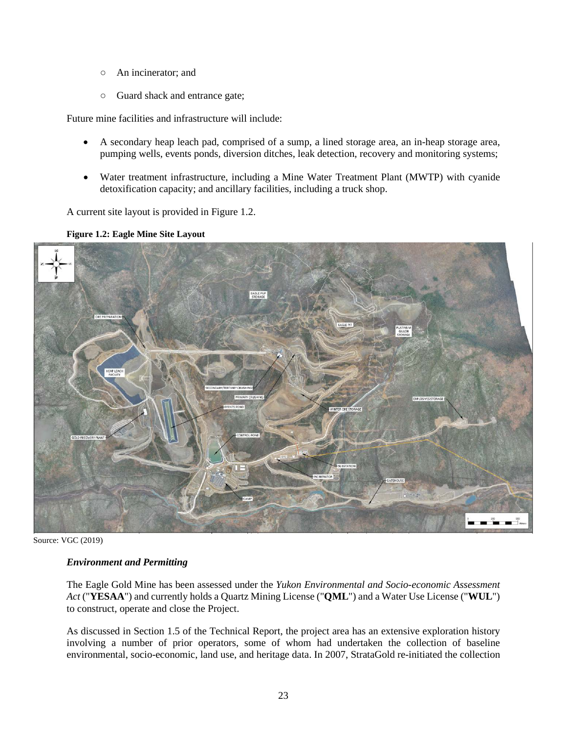- ○ An incinerator; and
- ○ Guard shack and entrance gate;

Future mine facilities and infrastructure will include:

- A secondary heap leach pad, comprised of a sump, a lined storage area, an in-heap storage area, pumping wells, events ponds, diversion ditches, leak detection, recovery and monitoring systems;
- Water treatment infrastructure, including a Mine Water Treatment Plant (MWTP) with cyanide detoxification capacity; and ancillary facilities, including a truck shop.

A current site layout is provided in Figure 1.2.

**Figure 1.2: Eagle Mine Site Layout**

Source: VGC (2019)

***Environment and Permitting***

The Eagle Gold Mine has been assessed under the *Yukon Environmental and Socio-economic Assessment Act* ("**YESAA**") and currently holds a Quartz Mining License ("**QML**") and a Water Use License ("**WUL**") to construct, operate and close the Project.

As discussed in Section 1.5 of the Technical Report, the project area has an extensive exploration history involving a number of prior operators, some of whom had undertaken the collection of baseline environmental, socio-economic, land use, and heritage data. In 2007, StrataGold re-initiated the collection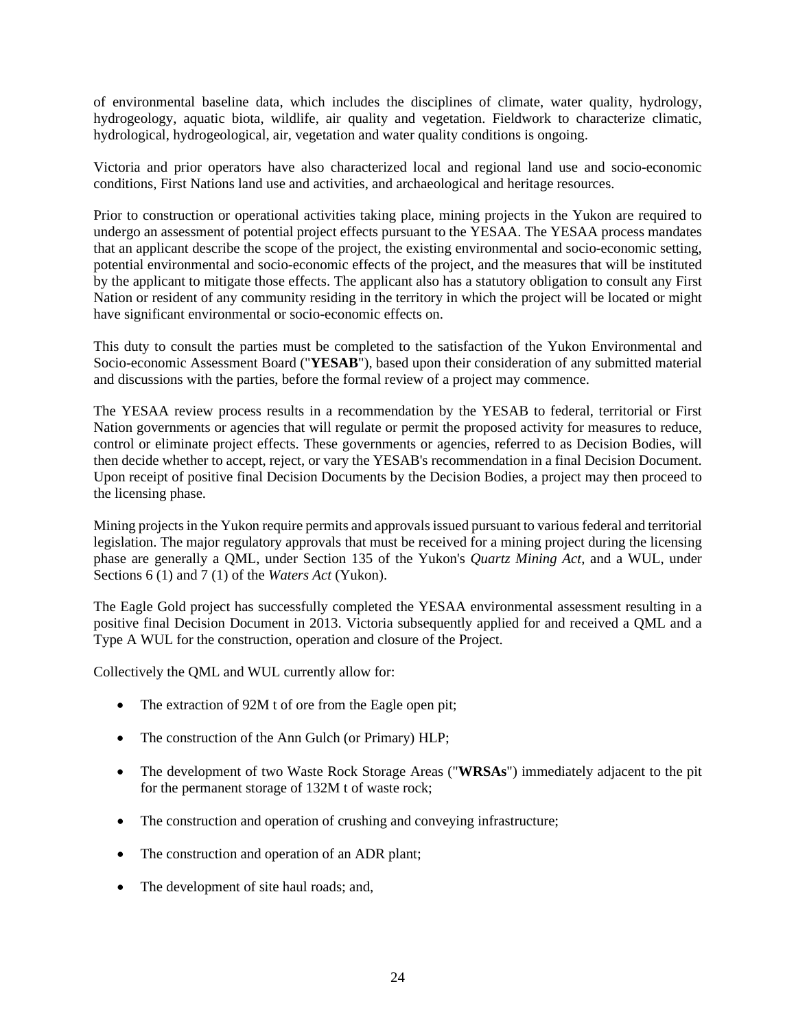of environmental baseline data, which includes the disciplines of climate, water quality, hydrology, hydrogeology, aquatic biota, wildlife, air quality and vegetation. Fieldwork to characterize climatic, hydrological, hydrogeological, air, vegetation and water quality conditions is ongoing.

Victoria and prior operators have also characterized local and regional land use and socio-economic conditions, First Nations land use and activities, and archaeological and heritage resources.

Prior to construction or operational activities taking place, mining projects in the Yukon are required to undergo an assessment of potential project effects pursuant to the YESAA. The YESAA process mandates that an applicant describe the scope of the project, the existing environmental and socio-economic setting, potential environmental and socio-economic effects of the project, and the measures that will be instituted by the applicant to mitigate those effects. The applicant also has a statutory obligation to consult any First Nation or resident of any community residing in the territory in which the project will be located or might have significant environmental or socio-economic effects on.

This duty to consult the parties must be completed to the satisfaction of the Yukon Environmental and Socio-economic Assessment Board ("**YESAB**"), based upon their consideration of any submitted material and discussions with the parties, before the formal review of a project may commence.

The YESAA review process results in a recommendation by the YESAB to federal, territorial or First Nation governments or agencies that will regulate or permit the proposed activity for measures to reduce, control or eliminate project effects. These governments or agencies, referred to as Decision Bodies, will then decide whether to accept, reject, or vary the YESAB's recommendation in a final Decision Document. Upon receipt of positive final Decision Documents by the Decision Bodies, a project may then proceed to the licensing phase.

Mining projects in the Yukon require permits and approvals issued pursuant to various federal and territorial legislation. The major regulatory approvals that must be received for a mining project during the licensing phase are generally a QML, under Section 135 of the Yukon's *Quartz Mining Act*, and a WUL, under Sections 6 (1) and 7 (1) of the *Waters Act* (Yukon).

The Eagle Gold project has successfully completed the YESAA environmental assessment resulting in a positive final Decision Document in 2013. Victoria subsequently applied for and received a QML and a Type A WUL for the construction, operation and closure of the Project.

Collectively the QML and WUL currently allow for:

- The extraction of 92M t of ore from the Eagle open pit;
- The construction of the Ann Gulch (or Primary) HLP;
- The development of two Waste Rock Storage Areas ("**WRSAs**") immediately adjacent to the pit for the permanent storage of 132M t of waste rock;
- The construction and operation of crushing and conveying infrastructure;
- The construction and operation of an ADR plant;
- The development of site haul roads; and,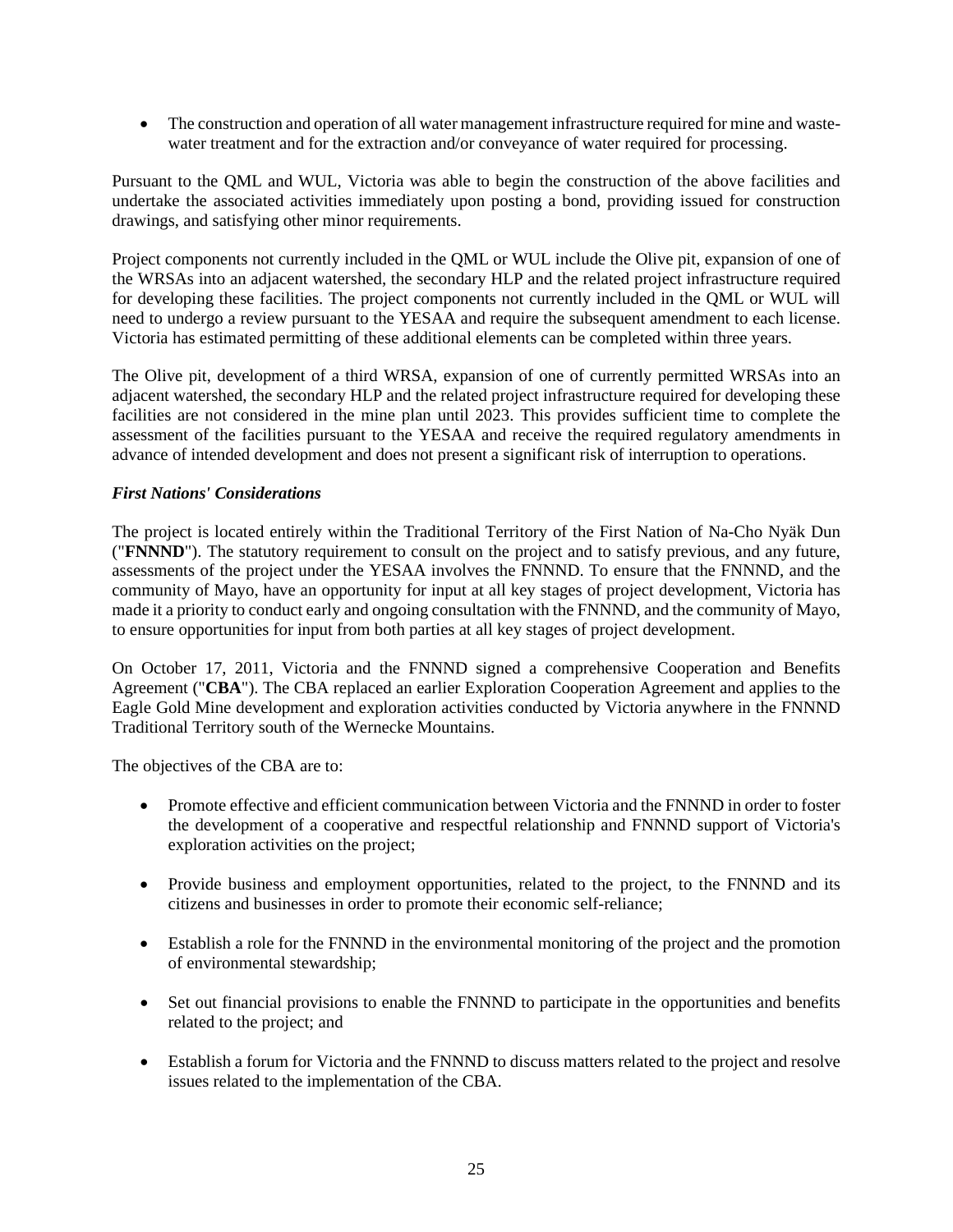- The construction and operation of all water management infrastructure required for mine and waste-water treatment and for the extraction and/or conveyance of water required for processing.

Pursuant to the QML and WUL, Victoria was able to begin the construction of the above facilities and undertake the associated activities immediately upon posting a bond, providing issued for construction drawings, and satisfying other minor requirements.

Project components not currently included in the QML or WUL include the Olive pit, expansion of one of the WRSAs into an adjacent watershed, the secondary HLP and the related project infrastructure required for developing these facilities. The project components not currently included in the QML or WUL will need to undergo a review pursuant to the YESAA and require the subsequent amendment to each license. Victoria has estimated permitting of these additional elements can be completed within three years.

The Olive pit, development of a third WRSA, expansion of one of currently permitted WRSAs into an adjacent watershed, the secondary HLP and the related project infrastructure required for developing these facilities are not considered in the mine plan until 2023. This provides sufficient time to complete the assessment of the facilities pursuant to the YESAA and receive the required regulatory amendments in advance of intended development and does not present a significant risk of interruption to operations.

***First Nations' Considerations***

The project is located entirely within the Traditional Territory of the First Nation of Na-Cho Nyäk Dun ("**FNNND**"). The statutory requirement to consult on the project and to satisfy previous, and any future, assessments of the project under the YESAA involves the FNNND. To ensure that the FNNND, and the community of Mayo, have an opportunity for input at all key stages of project development, Victoria has made it a priority to conduct early and ongoing consultation with the FNNND, and the community of Mayo, to ensure opportunities for input from both parties at all key stages of project development.

On October 17, 2011, Victoria and the FNNND signed a comprehensive Cooperation and Benefits Agreement ("**CBA**"). The CBA replaced an earlier Exploration Cooperation Agreement and applies to the Eagle Gold Mine development and exploration activities conducted by Victoria anywhere in the FNNND Traditional Territory south of the Wernecke Mountains.

The objectives of the CBA are to:

- Promote effective and efficient communication between Victoria and the FNNND in order to foster the development of a cooperative and respectful relationship and FNNND support of Victoria's exploration activities on the project;
- Provide business and employment opportunities, related to the project, to the FNNND and its citizens and businesses in order to promote their economic self-reliance;
- Establish a role for the FNNND in the environmental monitoring of the project and the promotion of environmental stewardship;
- Set out financial provisions to enable the FNNND to participate in the opportunities and benefits related to the project; and
- Establish a forum for Victoria and the FNNND to discuss matters related to the project and resolve issues related to the implementation of the CBA.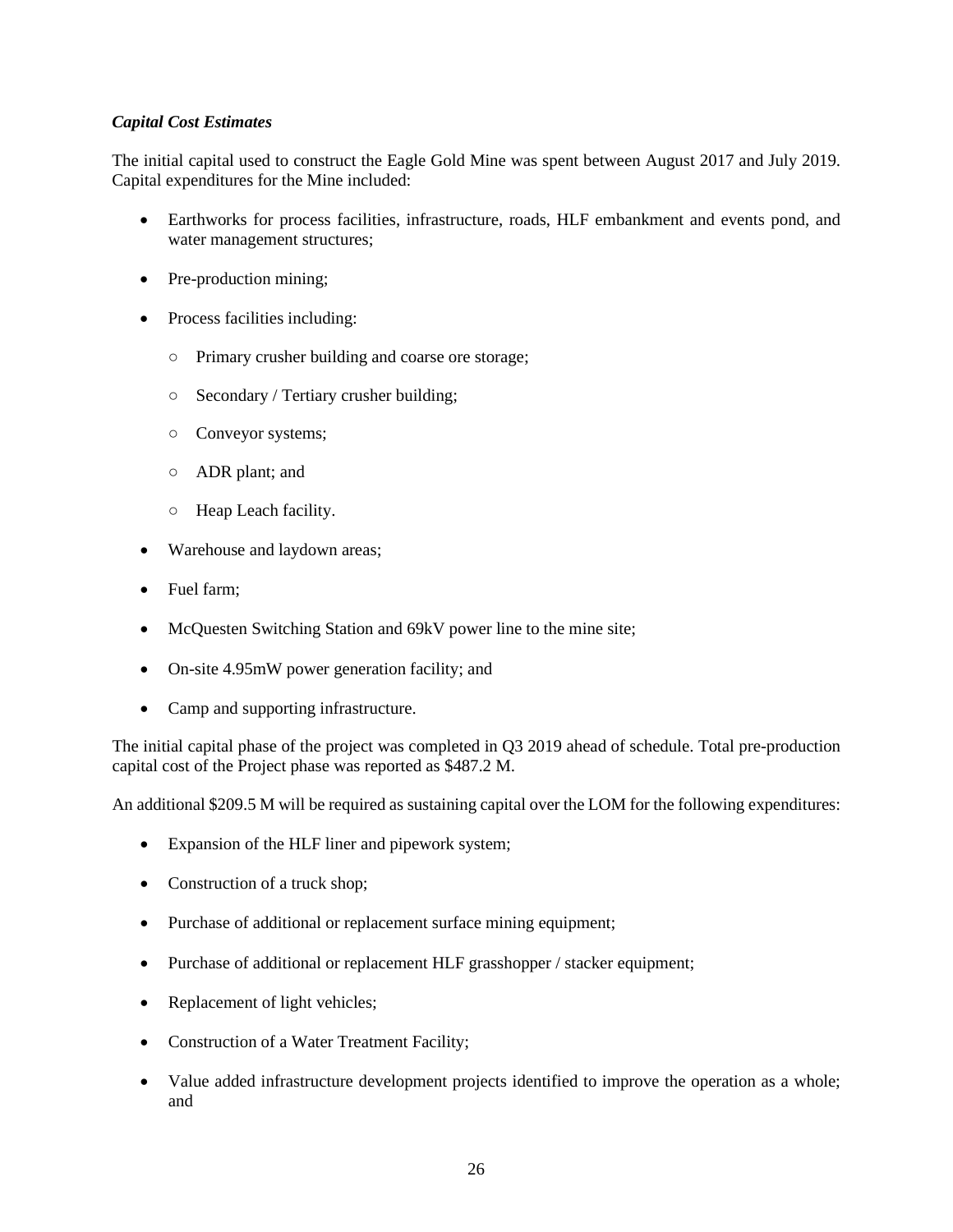***Capital Cost Estimates***

The initial capital used to construct the Eagle Gold Mine was spent between August 2017 and July 2019. Capital expenditures for the Mine included:

- Earthworks for process facilities, infrastructure, roads, HLF embankment and events pond, and water management structures;
- Pre-production mining;
- Process facilities including:
  - Primary crusher building and coarse ore storage;
  - Secondary / Tertiary crusher building;
  - Conveyor systems;
  - ADR plant; and
  - Heap Leach facility.
- Warehouse and laydown areas;
- Fuel farm;
- McQuesten Switching Station and 69kV power line to the mine site;
- On-site 4.95mW power generation facility; and
- Camp and supporting infrastructure.

The initial capital phase of the project was completed in Q3 2019 ahead of schedule. Total pre-production capital cost of the Project phase was reported as $487.2 M.

An additional $209.5 M will be required as sustaining capital over the LOM for the following expenditures:

- Expansion of the HLF liner and pipework system;
- Construction of a truck shop;
- Purchase of additional or replacement surface mining equipment;
- Purchase of additional or replacement HLF grasshopper / stacker equipment;
- Replacement of light vehicles;
- Construction of a Water Treatment Facility;
- Value added infrastructure development projects identified to improve the operation as a whole; and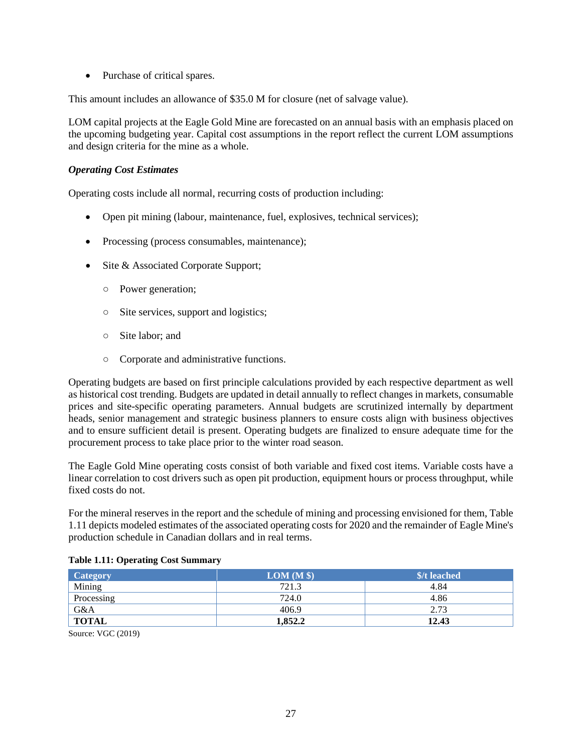- Purchase of critical spares.

This amount includes an allowance of $35.0 M for closure (net of salvage value).

LOM capital projects at the Eagle Gold Mine are forecasted on an annual basis with an emphasis placed on the upcoming budgeting year. Capital cost assumptions in the report reflect the current LOM assumptions and design criteria for the mine as a whole.

***Operating Cost Estimates***

Operating costs include all normal, recurring costs of production including:

- Open pit mining (labour, maintenance, fuel, explosives, technical services);
- Processing (process consumables, maintenance);
- Site & Associated Corporate Support;
  - Power generation;
  - Site services, support and logistics;
  - Site labor; and
  - Corporate and administrative functions.

Operating budgets are based on first principle calculations provided by each respective department as well as historical cost trending. Budgets are updated in detail annually to reflect changes in markets, consumable prices and site-specific operating parameters. Annual budgets are scrutinized internally by department heads, senior management and strategic business planners to ensure costs align with business objectives and to ensure sufficient detail is present. Operating budgets are finalized to ensure adequate time for the procurement process to take place prior to the winter road season.

The Eagle Gold Mine operating costs consist of both variable and fixed cost items. Variable costs have a linear correlation to cost drivers such as open pit production, equipment hours or process throughput, while fixed costs do not.

For the mineral reserves in the report and the schedule of mining and processing envisioned for them, Table 1.11 depicts modeled estimates of the associated operating costs for 2020 and the remainder of Eagle Mine's production schedule in Canadian dollars and in real terms.

**Table 1.11: Operating Cost Summary**

| Category | LOM (M $) | $/t leached |
|---|---|---|
| Mining | 721.3 | 4.84 |
| Processing | 724.0 | 4.86 |
| G&A | 406.9 | 2.73 |
| **TOTAL** | **1,852.2** | **12.43** |

Source: VGC (2019)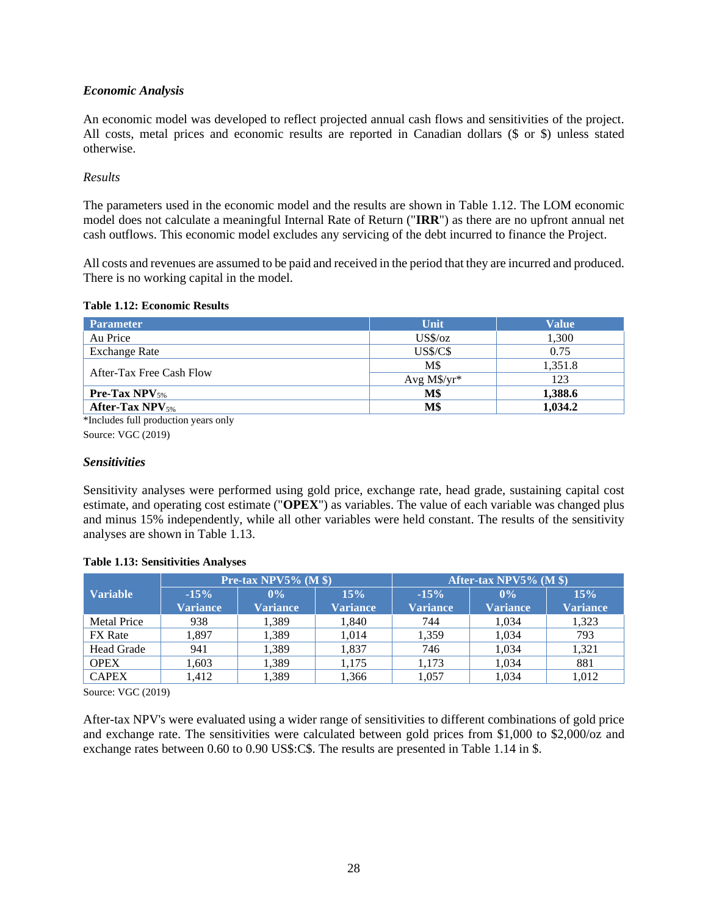### *Economic Analysis*

An economic model was developed to reflect projected annual cash flows and sensitivities of the project. All costs, metal prices and economic results are reported in Canadian dollars ($ or $) unless stated otherwise.

*Results*

The parameters used in the economic model and the results are shown in Table 1.12. The LOM economic model does not calculate a meaningful Internal Rate of Return ("**IRR**") as there are no upfront annual net cash outflows. This economic model excludes any servicing of the debt incurred to finance the Project.

All costs and revenues are assumed to be paid and received in the period that they are incurred and produced. There is no working capital in the model.

**Table 1.12: Economic Results**

| Parameter | Unit | Value |
|---|---|---|
| Au Price | US$/oz | 1,300 |
| Exchange Rate | US$/C$ | 0.75 |
| After-Tax Free Cash Flow | M$ | 1,351.8 |
| | Avg M$/yr* | 123 |
| **Pre-Tax NPV$_{5\%}$** | **M$** | **1,388.6** |
| **After-Tax NPV$_{5\%}$** | **M$** | **1,034.2** |

*Includes full production years only

Source: VGC (2019)

### *Sensitivities*

Sensitivity analyses were performed using gold price, exchange rate, head grade, sustaining capital cost estimate, and operating cost estimate ("**OPEX**") as variables. The value of each variable was changed plus and minus 15% independently, while all other variables were held constant. The results of the sensitivity analyses are shown in Table 1.13.

**Table 1.13: Sensitivities Analyses**

| Variable | Pre-tax NPV5% (M $) | | | After-tax NPV5% (M $) | | |
|---|---|---|---|---|---|---|
| | -15% Variance | 0% Variance | 15% Variance | -15% Variance | 0% Variance | 15% Variance |
| Metal Price | 938 | 1,389 | 1,840 | 744 | 1,034 | 1,323 |
| FX Rate | 1,897 | 1,389 | 1,014 | 1,359 | 1,034 | 793 |
| Head Grade | 941 | 1,389 | 1,837 | 746 | 1,034 | 1,321 |
| OPEX | 1,603 | 1,389 | 1,175 | 1,173 | 1,034 | 881 |
| CAPEX | 1,412 | 1,389 | 1,366 | 1,057 | 1,034 | 1,012 |

Source: VGC (2019)

After-tax NPV's were evaluated using a wider range of sensitivities to different combinations of gold price and exchange rate. The sensitivities were calculated between gold prices from $1,000 to $2,000/oz and exchange rates between 0.60 to 0.90 US$:C$. The results are presented in Table 1.14 in $.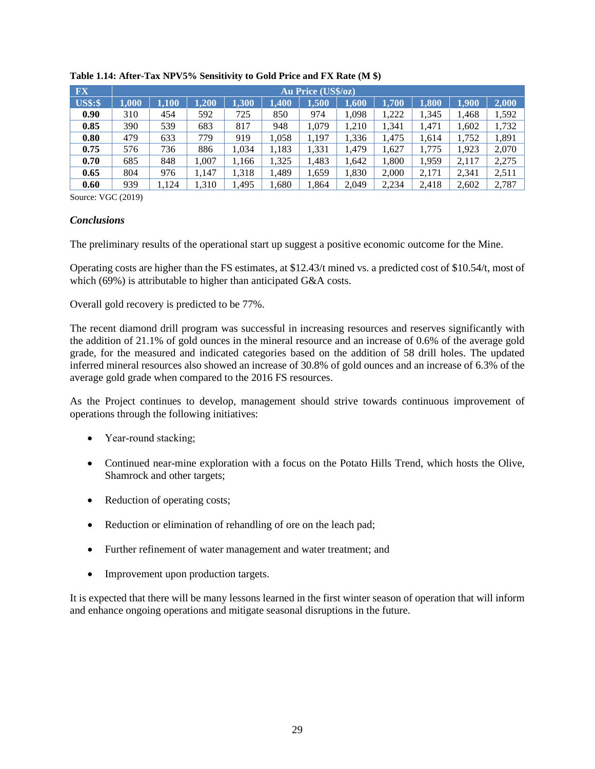**Table 1.14: After-Tax NPV5% Sensitivity to Gold Price and FX Rate (M $)**

| FX | Au Price (US$/oz) | | | | | | | | | | |
|---|---|---|---|---|---|---|---|---|---|---|---|
| US$:$ | 1,000 | 1,100 | 1,200 | 1,300 | 1,400 | 1,500 | 1,600 | 1,700 | 1,800 | 1,900 | 2,000 |
| **0.90** | 310 | 454 | 592 | 725 | 850 | 974 | 1,098 | 1,222 | 1,345 | 1,468 | 1,592 |
| **0.85** | 390 | 539 | 683 | 817 | 948 | 1,079 | 1,210 | 1,341 | 1,471 | 1,602 | 1,732 |
| **0.80** | 479 | 633 | 779 | 919 | 1,058 | 1,197 | 1,336 | 1,475 | 1,614 | 1,752 | 1,891 |
| **0.75** | 576 | 736 | 886 | 1,034 | 1,183 | 1,331 | 1,479 | 1,627 | 1,775 | 1,923 | 2,070 |
| **0.70** | 685 | 848 | 1,007 | 1,166 | 1,325 | 1,483 | 1,642 | 1,800 | 1,959 | 2,117 | 2,275 |
| **0.65** | 804 | 976 | 1,147 | 1,318 | 1,489 | 1,659 | 1,830 | 2,000 | 2,171 | 2,341 | 2,511 |
| **0.60** | 939 | 1,124 | 1,310 | 1,495 | 1,680 | 1,864 | 2,049 | 2,234 | 2,418 | 2,602 | 2,787 |

Source: VGC (2019)

***Conclusions***

The preliminary results of the operational start up suggest a positive economic outcome for the Mine.

Operating costs are higher than the FS estimates, at $12.43/t mined vs. a predicted cost of $10.54/t, most of which (69%) is attributable to higher than anticipated G&A costs.

Overall gold recovery is predicted to be 77%.

The recent diamond drill program was successful in increasing resources and reserves significantly with the addition of 21.1% of gold ounces in the mineral resource and an increase of 0.6% of the average gold grade, for the measured and indicated categories based on the addition of 58 drill holes. The updated inferred mineral resources also showed an increase of 30.8% of gold ounces and an increase of 6.3% of the average gold grade when compared to the 2016 FS resources.

As the Project continues to develop, management should strive towards continuous improvement of operations through the following initiatives:

- Year-round stacking;
- Continued near-mine exploration with a focus on the Potato Hills Trend, which hosts the Olive, Shamrock and other targets;
- Reduction of operating costs;
- Reduction or elimination of rehandling of ore on the leach pad;
- Further refinement of water management and water treatment; and
- Improvement upon production targets.

It is expected that there will be many lessons learned in the first winter season of operation that will inform and enhance ongoing operations and mitigate seasonal disruptions in the future.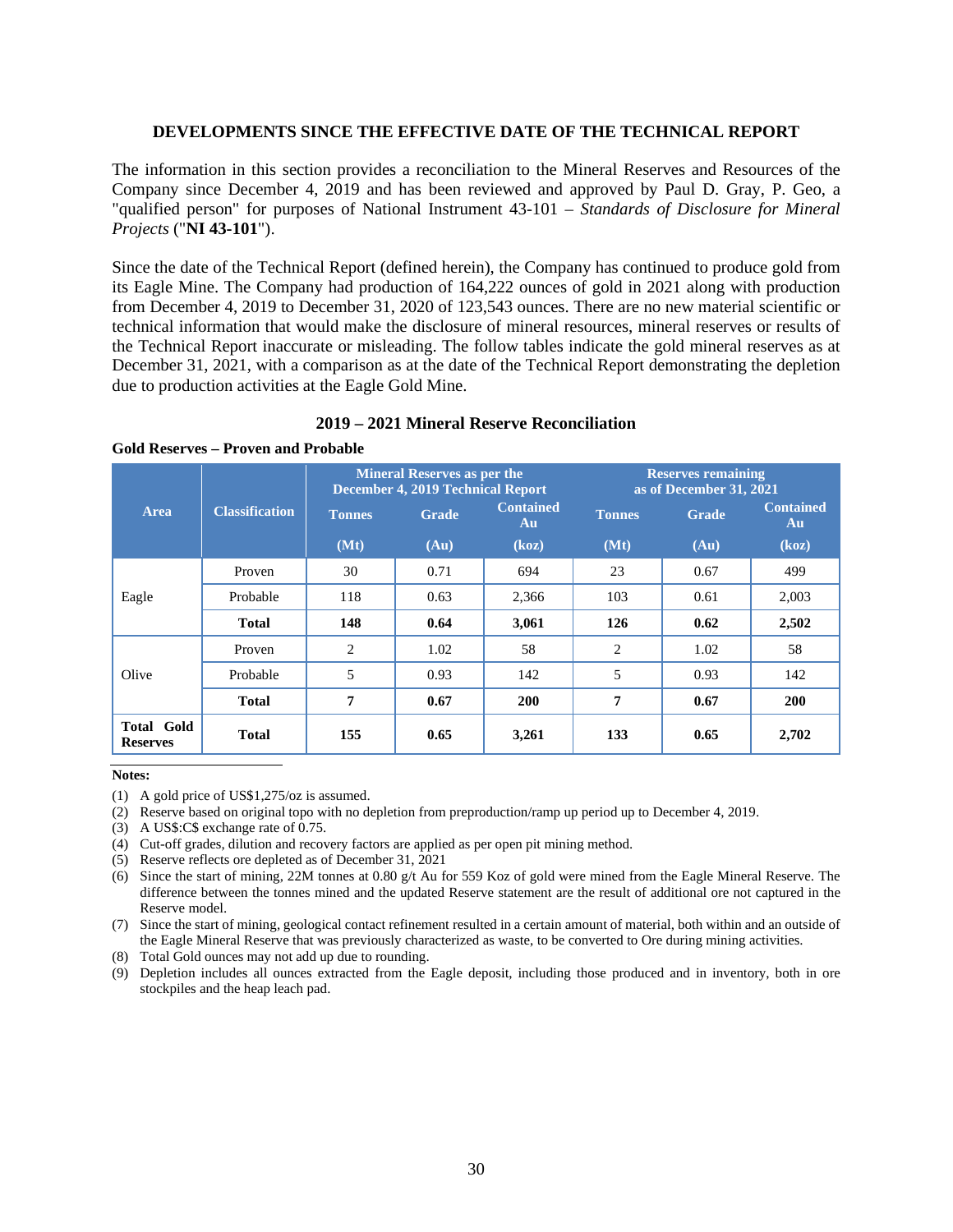## DEVELOPMENTS SINCE THE EFFECTIVE DATE OF THE TECHNICAL REPORT

The information in this section provides a reconciliation to the Mineral Reserves and Resources of the Company since December 4, 2019 and has been reviewed and approved by Paul D. Gray, P. Geo, a "qualified person" for purposes of National Instrument 43-101 – *Standards of Disclosure for Mineral Projects* ("**NI 43-101**").

Since the date of the Technical Report (defined herein), the Company has continued to produce gold from its Eagle Mine. The Company had production of 164,222 ounces of gold in 2021 along with production from December 4, 2019 to December 31, 2020 of 123,543 ounces. There are no new material scientific or technical information that would make the disclosure of mineral resources, mineral reserves or results of the Technical Report inaccurate or misleading. The follow tables indicate the gold mineral reserves as at December 31, 2021, with a comparison as at the date of the Technical Report demonstrating the depletion due to production activities at the Eagle Gold Mine.

### 2019 – 2021 Mineral Reserve Reconciliation

**Gold Reserves – Proven and Probable**

| Area | Classification | Mineral Reserves as per the December 4, 2019 Technical Report | | | Reserves remaining as of December 31, 2021 | | |
|---|---|---|---|---|---|---|---|
| | | Tonnes | Grade | Contained Au | Tonnes | Grade | Contained Au |
| | | (Mt) | (Au) | (koz) | (Mt) | (Au) | (koz) |
| Eagle | Proven | 30 | 0.71 | 694 | 23 | 0.67 | 499 |
| | Probable | 118 | 0.63 | 2,366 | 103 | 0.61 | 2,003 |
| | **Total** | **148** | **0.64** | **3,061** | **126** | **0.62** | **2,502** |
| Olive | Proven | 2 | 1.02 | 58 | 2 | 1.02 | 58 |
| | Probable | 5 | 0.93 | 142 | 5 | 0.93 | 142 |
| | **Total** | **7** | **0.67** | **200** | **7** | **0.67** | **200** |
| **Total Gold Reserves** | **Total** | **155** | **0.65** | **3,261** | **133** | **0.65** | **2,702** |

**Notes:**

(1) A gold price of US$1,275/oz is assumed.
(2) Reserve based on original topo with no depletion from preproduction/ramp up period up to December 4, 2019.
(3) A US$:C$ exchange rate of 0.75.
(4) Cut-off grades, dilution and recovery factors are applied as per open pit mining method.
(5) Reserve reflects ore depleted as of December 31, 2021
(6) Since the start of mining, 22M tonnes at 0.80 g/t Au for 559 Koz of gold were mined from the Eagle Mineral Reserve. The difference between the tonnes mined and the updated Reserve statement are the result of additional ore not captured in the Reserve model.
(7) Since the start of mining, geological contact refinement resulted in a certain amount of material, both within and an outside of the Eagle Mineral Reserve that was previously characterized as waste, to be converted to Ore during mining activities.
(8) Total Gold ounces may not add up due to rounding.
(9) Depletion includes all ounces extracted from the Eagle deposit, including those produced and in inventory, both in ore stockpiles and the heap leach pad.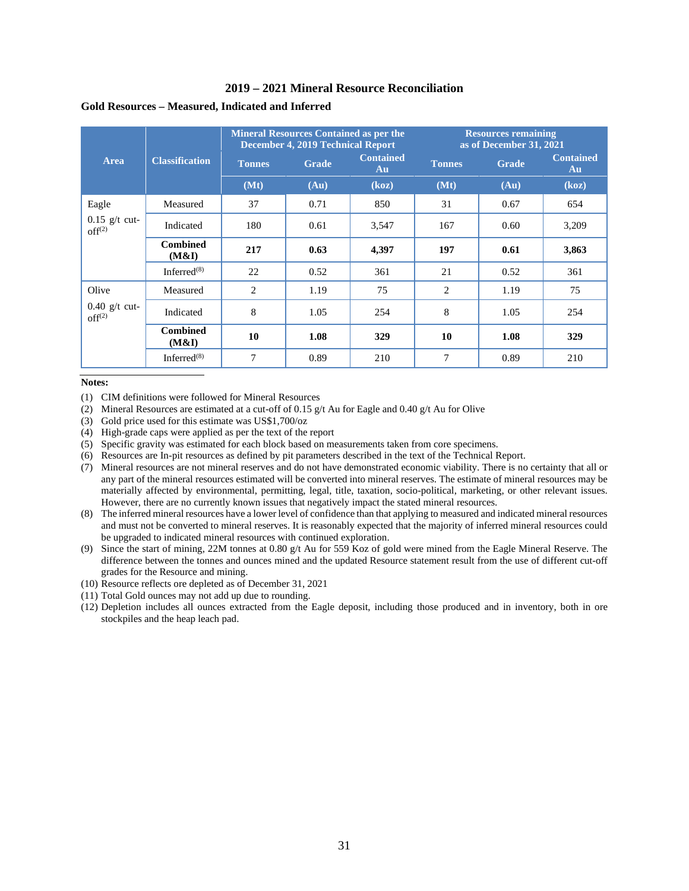## 2019 – 2021 Mineral Resource Reconciliation

**Gold Resources – Measured, Indicated and Inferred**

| Area | Classification | Mineral Resources Contained as per the December 4, 2019 Technical Report | | | Resources remaining as of December 31, 2021 | | |
|---|---|---|---|---|---|---|---|
| | | Tonnes | Grade | Contained Au | Tonnes | Grade | Contained Au |
| | | (Mt) | (Au) | (koz) | (Mt) | (Au) | (koz) |
| Eagle 0.15 g/t cut-off[2] | Measured | 37 | 0.71 | 850 | 31 | 0.67 | 654 |
| | Indicated | 180 | 0.61 | 3,547 | 167 | 0.60 | 3,209 |
| | **Combined (M&I)** | **217** | **0.63** | **4,397** | **197** | **0.61** | **3,863** |
| | Inferred[8] | 22 | 0.52 | 361 | 21 | 0.52 | 361 |
| Olive 0.40 g/t cut-off[2] | Measured | 2 | 1.19 | 75 | 2 | 1.19 | 75 |
| | Indicated | 8 | 1.05 | 254 | 8 | 1.05 | 254 |
| | **Combined (M&I)** | **10** | **1.08** | **329** | **10** | **1.08** | **329** |
| | Inferred[8] | 7 | 0.89 | 210 | 7 | 0.89 | 210 |

**Notes:**

(1) CIM definitions were followed for Mineral Resources
(2) Mineral Resources are estimated at a cut-off of 0.15 g/t Au for Eagle and 0.40 g/t Au for Olive
(3) Gold price used for this estimate was US$1,700/oz
(4) High-grade caps were applied as per the text of the report
(5) Specific gravity was estimated for each block based on measurements taken from core specimens.
(6) Resources are In-pit resources as defined by pit parameters described in the text of the Technical Report.
(7) Mineral resources are not mineral reserves and do not have demonstrated economic viability. There is no certainty that all or any part of the mineral resources estimated will be converted into mineral reserves. The estimate of mineral resources may be materially affected by environmental, permitting, legal, title, taxation, socio-political, marketing, or other relevant issues. However, there are no currently known issues that negatively impact the stated mineral resources.
(8) The inferred mineral resources have a lower level of confidence than that applying to measured and indicated mineral resources and must not be converted to mineral reserves. It is reasonably expected that the majority of inferred mineral resources could be upgraded to indicated mineral resources with continued exploration.
(9) Since the start of mining, 22M tonnes at 0.80 g/t Au for 559 Koz of gold were mined from the Eagle Mineral Reserve. The difference between the tonnes and ounces mined and the updated Resource statement result from the use of different cut-off grades for the Resource and mining.
(10) Resource reflects ore depleted as of December 31, 2021
(11) Total Gold ounces may not add up due to rounding.
(12) Depletion includes all ounces extracted from the Eagle deposit, including those produced and in inventory, both in ore stockpiles and the heap leach pad.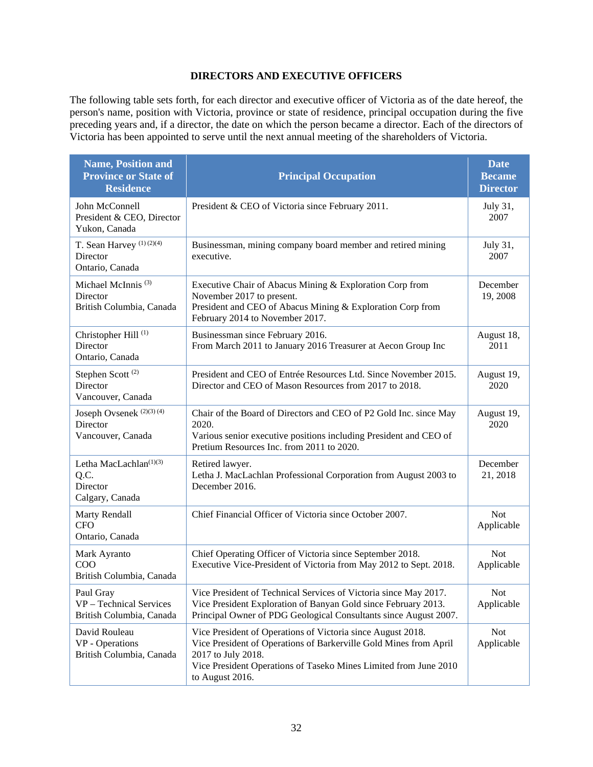## DIRECTORS AND EXECUTIVE OFFICERS

The following table sets forth, for each director and executive officer of Victoria as of the date hereof, the person's name, position with Victoria, province or state of residence, principal occupation during the five preceding years and, if a director, the date on which the person became a director. Each of the directors of Victoria has been appointed to serve until the next annual meeting of the shareholders of Victoria.

| Name, Position and Province or State of Residence | Principal Occupation | Date Became Director |
|---|---|---|
| John McConnell<br>President & CEO, Director<br>Yukon, Canada | President & CEO of Victoria since February 2011. | July 31, 2007 |
| T. Sean Harvey (1) (2)(4)<br>Director<br>Ontario, Canada | Businessman, mining company board member and retired mining executive. | July 31, 2007 |
| Michael McInnis (3)<br>Director<br>British Columbia, Canada | Executive Chair of Abacus Mining & Exploration Corp from November 2017 to present.<br>President and CEO of Abacus Mining & Exploration Corp from February 2014 to November 2017. | December 19, 2008 |
| Christopher Hill (1)<br>Director<br>Ontario, Canada | Businessman since February 2016.<br>From March 2011 to January 2016 Treasurer at Aecon Group Inc | August 18, 2011 |
| Stephen Scott (2)<br>Director<br>Vancouver, Canada | President and CEO of Entrée Resources Ltd. Since November 2015.<br>Director and CEO of Mason Resources from 2017 to 2018. | August 19, 2020 |
| Joseph Ovsenek (2)(3) (4)<br>Director<br>Vancouver, Canada | Chair of the Board of Directors and CEO of P2 Gold Inc. since May 2020.<br>Various senior executive positions including President and CEO of Pretium Resources Inc. from 2011 to 2020. | August 19, 2020 |
| Letha MacLachlan(1)(3) Q.C.<br>Director<br>Calgary, Canada | Retired lawyer.<br>Letha J. MacLachlan Professional Corporation from August 2003 to December 2016. | December 21, 2018 |
| Marty Rendall<br>CFO<br>Ontario, Canada | Chief Financial Officer of Victoria since October 2007. | Not Applicable |
| Mark Ayranto<br>COO<br>British Columbia, Canada | Chief Operating Officer of Victoria since September 2018.<br>Executive Vice-President of Victoria from May 2012 to Sept. 2018. | Not Applicable |
| Paul Gray<br>VP – Technical Services<br>British Columbia, Canada | Vice President of Technical Services of Victoria since May 2017.<br>Vice President Exploration of Banyan Gold since February 2013.<br>Principal Owner of PDG Geological Consultants since August 2007. | Not Applicable |
| David Rouleau<br>VP - Operations<br>British Columbia, Canada | Vice President of Operations of Victoria since August 2018.<br>Vice President of Operations of Barkerville Gold Mines from April 2017 to July 2018.<br>Vice President Operations of Taseko Mines Limited from June 2010 to August 2016. | Not Applicable |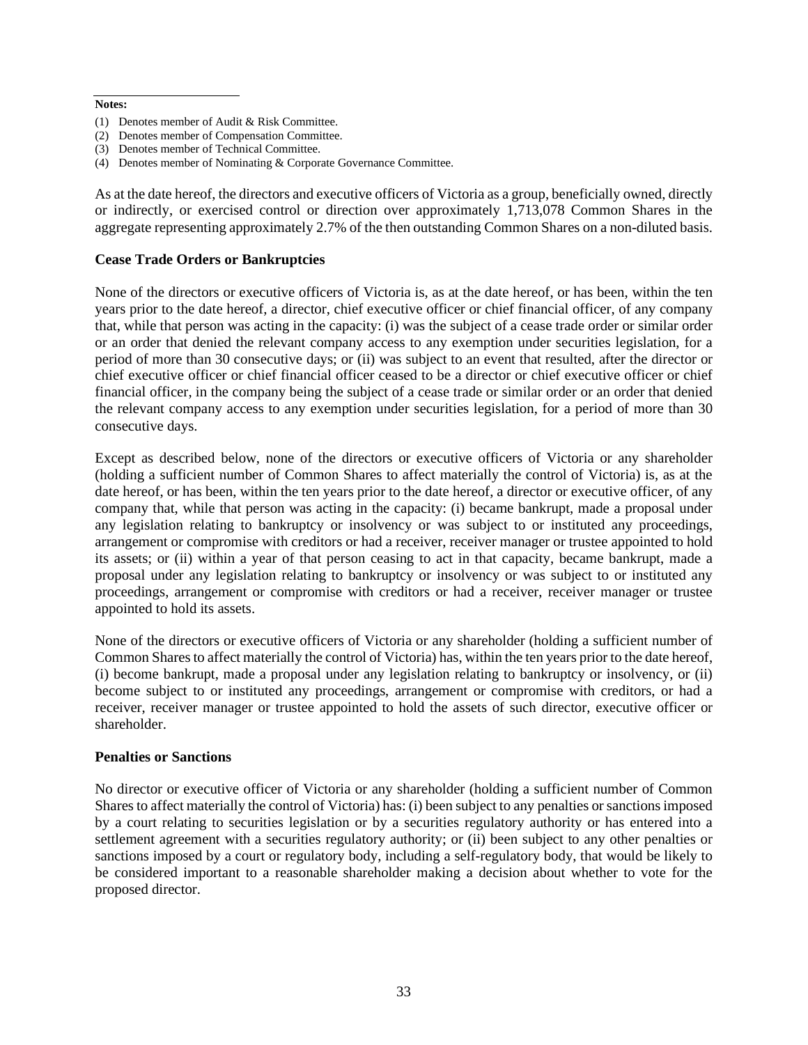**Notes:**

(1) Denotes member of Audit & Risk Committee.
(2) Denotes member of Compensation Committee.
(3) Denotes member of Technical Committee.
(4) Denotes member of Nominating & Corporate Governance Committee.

As at the date hereof, the directors and executive officers of Victoria as a group, beneficially owned, directly or indirectly, or exercised control or direction over approximately 1,713,078 Common Shares in the aggregate representing approximately 2.7% of the then outstanding Common Shares on a non-diluted basis.

### Cease Trade Orders or Bankruptcies

None of the directors or executive officers of Victoria is, as at the date hereof, or has been, within the ten years prior to the date hereof, a director, chief executive officer or chief financial officer, of any company that, while that person was acting in the capacity: (i) was the subject of a cease trade order or similar order or an order that denied the relevant company access to any exemption under securities legislation, for a period of more than 30 consecutive days; or (ii) was subject to an event that resulted, after the director or chief executive officer or chief financial officer ceased to be a director or chief executive officer or chief financial officer, in the company being the subject of a cease trade or similar order or an order that denied the relevant company access to any exemption under securities legislation, for a period of more than 30 consecutive days.

Except as described below, none of the directors or executive officers of Victoria or any shareholder (holding a sufficient number of Common Shares to affect materially the control of Victoria) is, as at the date hereof, or has been, within the ten years prior to the date hereof, a director or executive officer, of any company that, while that person was acting in the capacity: (i) became bankrupt, made a proposal under any legislation relating to bankruptcy or insolvency or was subject to or instituted any proceedings, arrangement or compromise with creditors or had a receiver, receiver manager or trustee appointed to hold its assets; or (ii) within a year of that person ceasing to act in that capacity, became bankrupt, made a proposal under any legislation relating to bankruptcy or insolvency or was subject to or instituted any proceedings, arrangement or compromise with creditors or had a receiver, receiver manager or trustee appointed to hold its assets.

None of the directors or executive officers of Victoria or any shareholder (holding a sufficient number of Common Shares to affect materially the control of Victoria) has, within the ten years prior to the date hereof, (i) become bankrupt, made a proposal under any legislation relating to bankruptcy or insolvency, or (ii) become subject to or instituted any proceedings, arrangement or compromise with creditors, or had a receiver, receiver manager or trustee appointed to hold the assets of such director, executive officer or shareholder.

### Penalties or Sanctions

No director or executive officer of Victoria or any shareholder (holding a sufficient number of Common Shares to affect materially the control of Victoria) has: (i) been subject to any penalties or sanctions imposed by a court relating to securities legislation or by a securities regulatory authority or has entered into a settlement agreement with a securities regulatory authority; or (ii) been subject to any other penalties or sanctions imposed by a court or regulatory body, including a self-regulatory body, that would be likely to be considered important to a reasonable shareholder making a decision about whether to vote for the proposed director.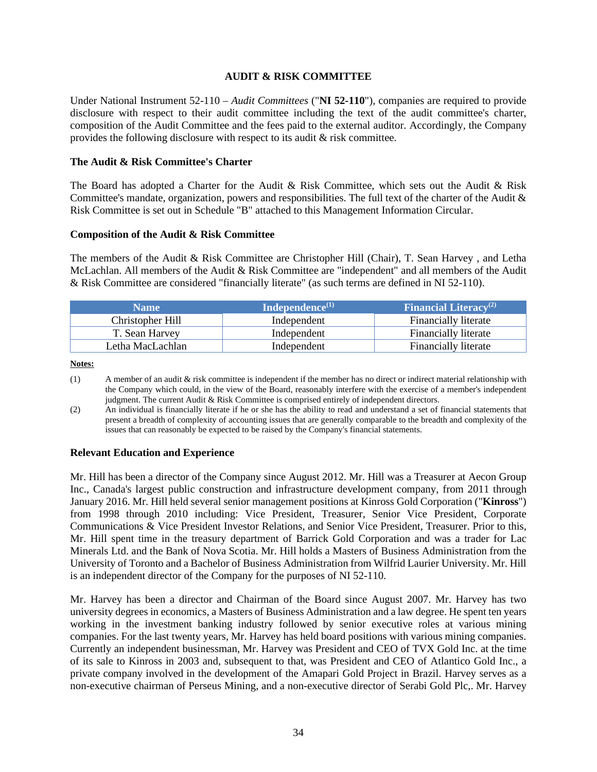## AUDIT & RISK COMMITTEE

Under National Instrument 52-110 – *Audit Committees* ("**NI 52-110**"), companies are required to provide disclosure with respect to their audit committee including the text of the audit committee's charter, composition of the Audit Committee and the fees paid to the external auditor. Accordingly, the Company provides the following disclosure with respect to its audit & risk committee.

### The Audit & Risk Committee's Charter

The Board has adopted a Charter for the Audit & Risk Committee, which sets out the Audit & Risk Committee's mandate, organization, powers and responsibilities. The full text of the charter of the Audit & Risk Committee is set out in Schedule "B" attached to this Management Information Circular.

### Composition of the Audit & Risk Committee

The members of the Audit & Risk Committee are Christopher Hill (Chair), T. Sean Harvey , and Letha McLachlan. All members of the Audit & Risk Committee are "independent" and all members of the Audit & Risk Committee are considered "financially literate" (as such terms are defined in NI 52-110).

| Name | Independence(1) | Financial Literacy(2) |
|---|---|---|
| Christopher Hill | Independent | Financially literate |
| T. Sean Harvey | Independent | Financially literate |
| Letha MacLachlan | Independent | Financially literate |

**Notes:**

(1) A member of an audit & risk committee is independent if the member has no direct or indirect material relationship with the Company which could, in the view of the Board, reasonably interfere with the exercise of a member's independent judgment. The current Audit & Risk Committee is comprised entirely of independent directors.

(2) An individual is financially literate if he or she has the ability to read and understand a set of financial statements that present a breadth of complexity of accounting issues that are generally comparable to the breadth and complexity of the issues that can reasonably be expected to be raised by the Company's financial statements.

### Relevant Education and Experience

Mr. Hill has been a director of the Company since August 2012. Mr. Hill was a Treasurer at Aecon Group Inc., Canada's largest public construction and infrastructure development company, from 2011 through January 2016. Mr. Hill held several senior management positions at Kinross Gold Corporation ("**Kinross**") from 1998 through 2010 including: Vice President, Treasurer, Senior Vice President, Corporate Communications & Vice President Investor Relations, and Senior Vice President, Treasurer. Prior to this, Mr. Hill spent time in the treasury department of Barrick Gold Corporation and was a trader for Lac Minerals Ltd. and the Bank of Nova Scotia. Mr. Hill holds a Masters of Business Administration from the University of Toronto and a Bachelor of Business Administration from Wilfrid Laurier University. Mr. Hill is an independent director of the Company for the purposes of NI 52-110.

Mr. Harvey has been a director and Chairman of the Board since August 2007. Mr. Harvey has two university degrees in economics, a Masters of Business Administration and a law degree. He spent ten years working in the investment banking industry followed by senior executive roles at various mining companies. For the last twenty years, Mr. Harvey has held board positions with various mining companies. Currently an independent businessman, Mr. Harvey was President and CEO of TVX Gold Inc. at the time of its sale to Kinross in 2003 and, subsequent to that, was President and CEO of Atlantico Gold Inc., a private company involved in the development of the Amapari Gold Project in Brazil. Harvey serves as a non-executive chairman of Perseus Mining, and a non-executive director of Serabi Gold Plc,. Mr. Harvey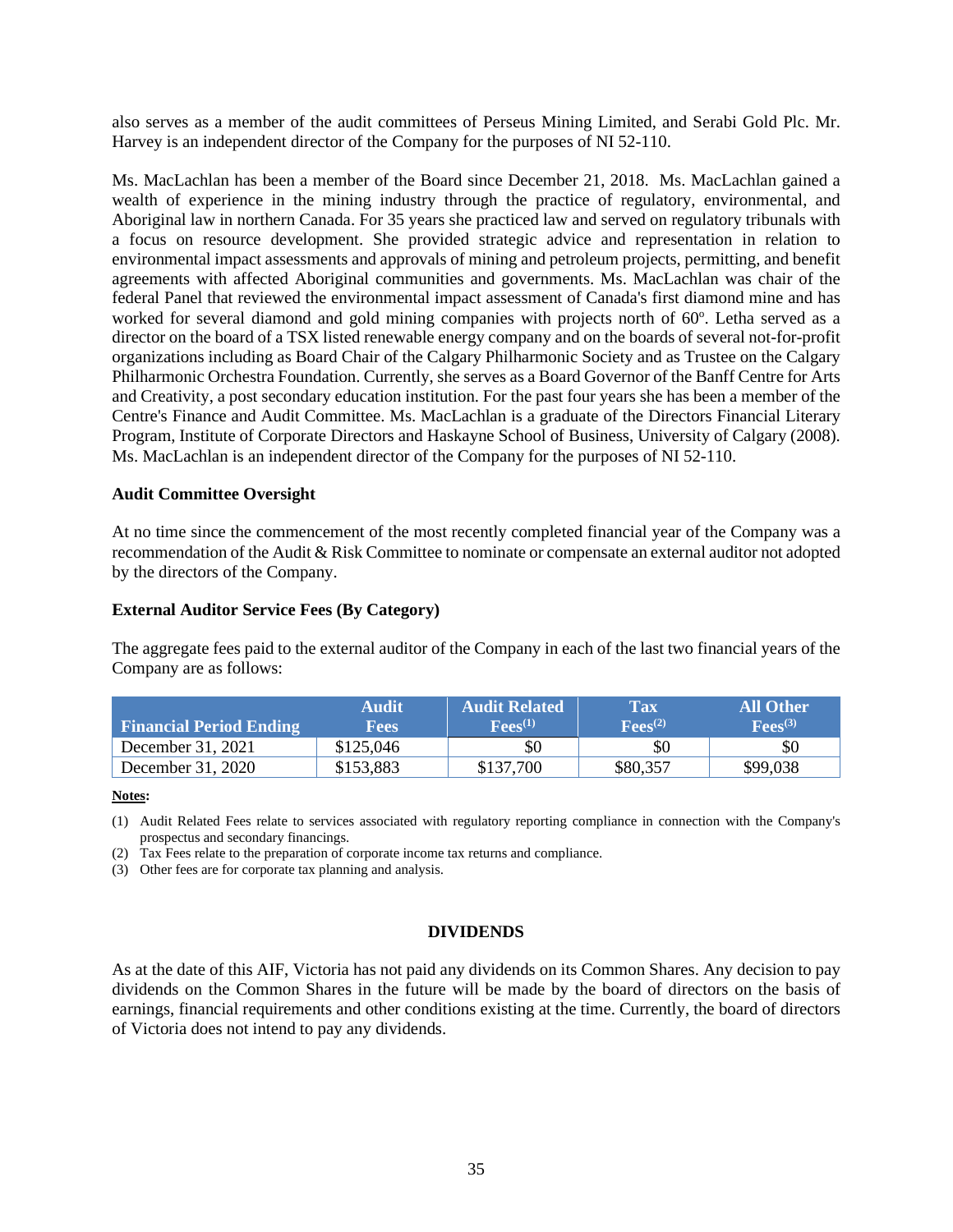also serves as a member of the audit committees of Perseus Mining Limited, and Serabi Gold Plc. Mr. Harvey is an independent director of the Company for the purposes of NI 52-110.

Ms. MacLachlan has been a member of the Board since December 21, 2018. Ms. MacLachlan gained a wealth of experience in the mining industry through the practice of regulatory, environmental, and Aboriginal law in northern Canada. For 35 years she practiced law and served on regulatory tribunals with a focus on resource development. She provided strategic advice and representation in relation to environmental impact assessments and approvals of mining and petroleum projects, permitting, and benefit agreements with affected Aboriginal communities and governments. Ms. MacLachlan was chair of the federal Panel that reviewed the environmental impact assessment of Canada's first diamond mine and has worked for several diamond and gold mining companies with projects north of 60º. Letha served as a director on the board of a TSX listed renewable energy company and on the boards of several not-for-profit organizations including as Board Chair of the Calgary Philharmonic Society and as Trustee on the Calgary Philharmonic Orchestra Foundation. Currently, she serves as a Board Governor of the Banff Centre for Arts and Creativity, a post secondary education institution. For the past four years she has been a member of the Centre's Finance and Audit Committee. Ms. MacLachlan is a graduate of the Directors Financial Literary Program, Institute of Corporate Directors and Haskayne School of Business, University of Calgary (2008). Ms. MacLachlan is an independent director of the Company for the purposes of NI 52-110.

**Audit Committee Oversight**

At no time since the commencement of the most recently completed financial year of the Company was a recommendation of the Audit & Risk Committee to nominate or compensate an external auditor not adopted by the directors of the Company.

**External Auditor Service Fees (By Category)**

The aggregate fees paid to the external auditor of the Company in each of the last two financial years of the Company are as follows:

| Financial Period Ending | Audit Fees | Audit Related Fees(1) | Tax Fees(2) | All Other Fees(3) |
|---|---|---|---|---|
| December 31, 2021 | $125,046 | $0 | $0 | $0 |
| December 31, 2020 | $153,883 | $137,700 | $80,357 | $99,038 |

**Notes:**

(1) Audit Related Fees relate to services associated with regulatory reporting compliance in connection with the Company's prospectus and secondary financings.

(2) Tax Fees relate to the preparation of corporate income tax returns and compliance.

(3) Other fees are for corporate tax planning and analysis.

## DIVIDENDS

As at the date of this AIF, Victoria has not paid any dividends on its Common Shares. Any decision to pay dividends on the Common Shares in the future will be made by the board of directors on the basis of earnings, financial requirements and other conditions existing at the time. Currently, the board of directors of Victoria does not intend to pay any dividends.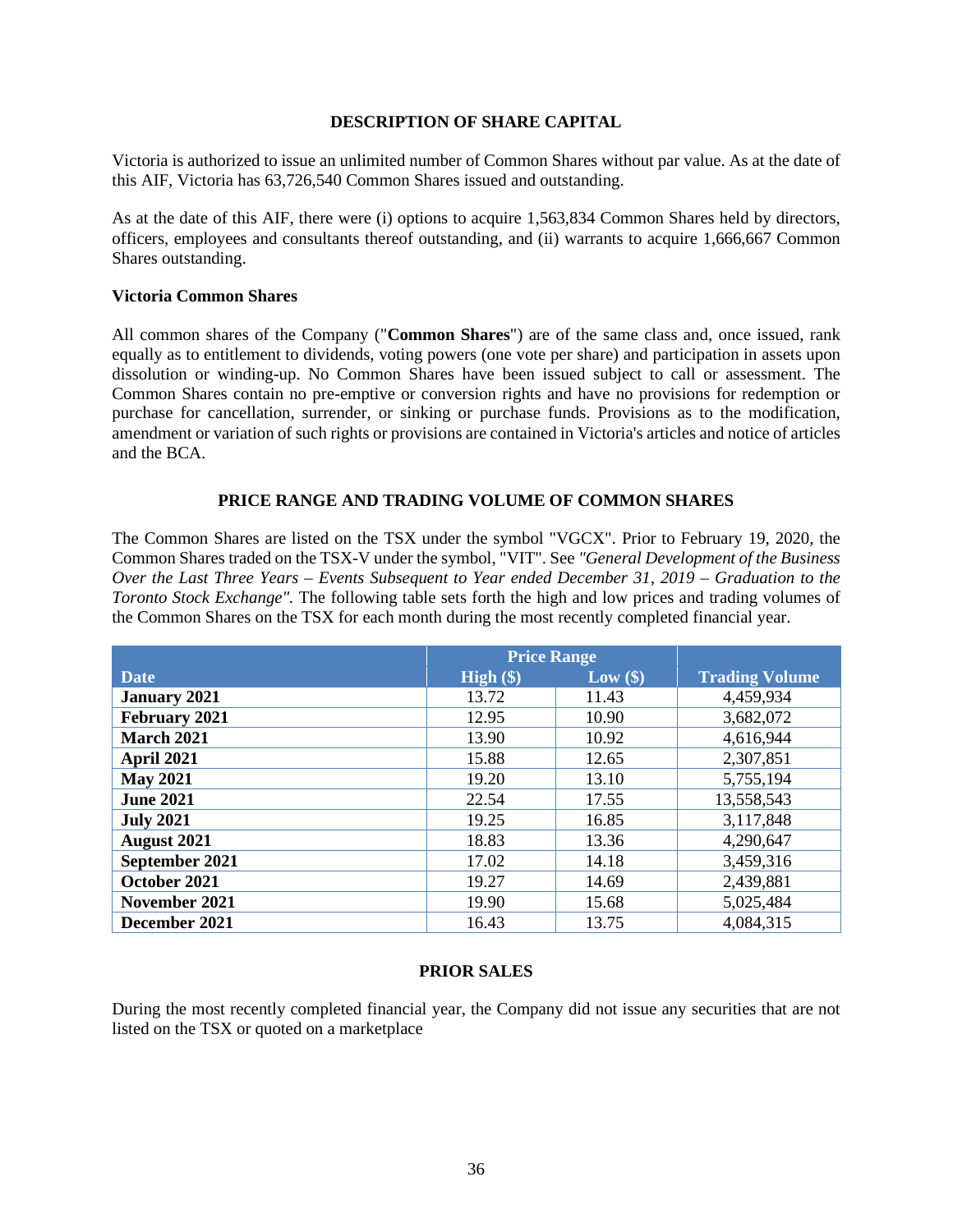## DESCRIPTION OF SHARE CAPITAL

Victoria is authorized to issue an unlimited number of Common Shares without par value. As at the date of this AIF, Victoria has 63,726,540 Common Shares issued and outstanding.

As at the date of this AIF, there were (i) options to acquire 1,563,834 Common Shares held by directors, officers, employees and consultants thereof outstanding, and (ii) warrants to acquire 1,666,667 Common Shares outstanding.

### Victoria Common Shares

All common shares of the Company ("**Common Shares**") are of the same class and, once issued, rank equally as to entitlement to dividends, voting powers (one vote per share) and participation in assets upon dissolution or winding-up. No Common Shares have been issued subject to call or assessment. The Common Shares contain no pre-emptive or conversion rights and have no provisions for redemption or purchase for cancellation, surrender, or sinking or purchase funds. Provisions as to the modification, amendment or variation of such rights or provisions are contained in Victoria's articles and notice of articles and the BCA.

## PRICE RANGE AND TRADING VOLUME OF COMMON SHARES

The Common Shares are listed on the TSX under the symbol "VGCX". Prior to February 19, 2020, the Common Shares traded on the TSX-V under the symbol, "VIT". See *"General Development of the Business Over the Last Three Years – Events Subsequent to Year ended December 31, 2019 – Graduation to the Toronto Stock Exchange".* The following table sets forth the high and low prices and trading volumes of the Common Shares on the TSX for each month during the most recently completed financial year.

| | Price Range | | |
|---|---|---|---|
| **Date** | **High ($)** | **Low ($)** | **Trading Volume** |
| **January 2021** | 13.72 | 11.43 | 4,459,934 |
| **February 2021** | 12.95 | 10.90 | 3,682,072 |
| **March 2021** | 13.90 | 10.92 | 4,616,944 |
| **April 2021** | 15.88 | 12.65 | 2,307,851 |
| **May 2021** | 19.20 | 13.10 | 5,755,194 |
| **June 2021** | 22.54 | 17.55 | 13,558,543 |
| **July 2021** | 19.25 | 16.85 | 3,117,848 |
| **August 2021** | 18.83 | 13.36 | 4,290,647 |
| **September 2021** | 17.02 | 14.18 | 3,459,316 |
| **October 2021** | 19.27 | 14.69 | 2,439,881 |
| **November 2021** | 19.90 | 15.68 | 5,025,484 |
| **December 2021** | 16.43 | 13.75 | 4,084,315 |

## PRIOR SALES

During the most recently completed financial year, the Company did not issue any securities that are not listed on the TSX or quoted on a marketplace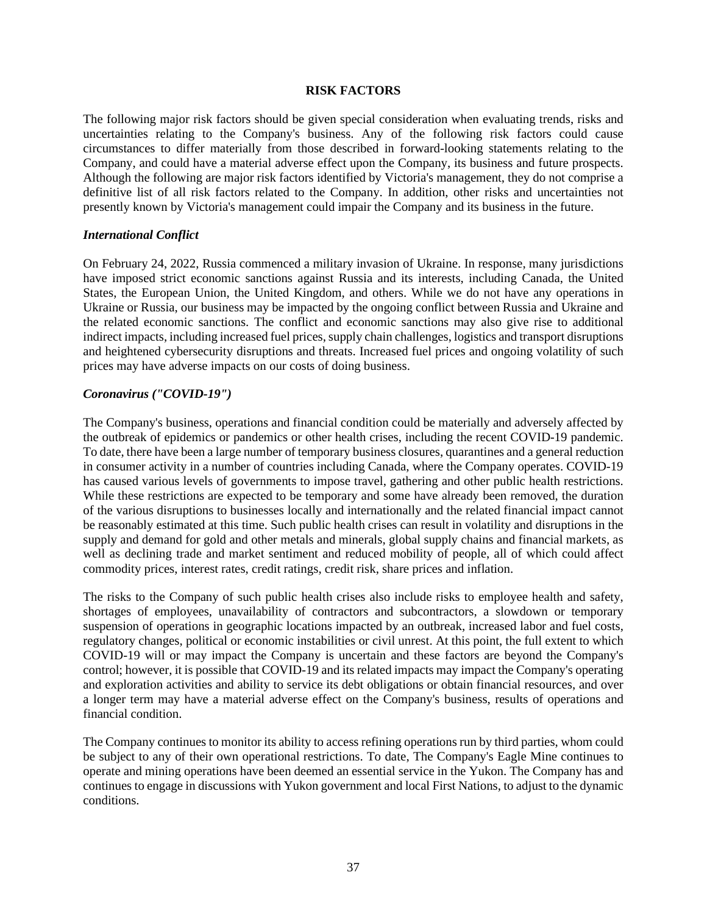## RISK FACTORS

The following major risk factors should be given special consideration when evaluating trends, risks and uncertainties relating to the Company's business. Any of the following risk factors could cause circumstances to differ materially from those described in forward-looking statements relating to the Company, and could have a material adverse effect upon the Company, its business and future prospects. Although the following are major risk factors identified by Victoria's management, they do not comprise a definitive list of all risk factors related to the Company. In addition, other risks and uncertainties not presently known by Victoria's management could impair the Company and its business in the future.

### *International Conflict*

On February 24, 2022, Russia commenced a military invasion of Ukraine. In response, many jurisdictions have imposed strict economic sanctions against Russia and its interests, including Canada, the United States, the European Union, the United Kingdom, and others. While we do not have any operations in Ukraine or Russia, our business may be impacted by the ongoing conflict between Russia and Ukraine and the related economic sanctions. The conflict and economic sanctions may also give rise to additional indirect impacts, including increased fuel prices, supply chain challenges, logistics and transport disruptions and heightened cybersecurity disruptions and threats. Increased fuel prices and ongoing volatility of such prices may have adverse impacts on our costs of doing business.

### *Coronavirus ("COVID-19")*

The Company's business, operations and financial condition could be materially and adversely affected by the outbreak of epidemics or pandemics or other health crises, including the recent COVID-19 pandemic. To date, there have been a large number of temporary business closures, quarantines and a general reduction in consumer activity in a number of countries including Canada, where the Company operates. COVID-19 has caused various levels of governments to impose travel, gathering and other public health restrictions. While these restrictions are expected to be temporary and some have already been removed, the duration of the various disruptions to businesses locally and internationally and the related financial impact cannot be reasonably estimated at this time. Such public health crises can result in volatility and disruptions in the supply and demand for gold and other metals and minerals, global supply chains and financial markets, as well as declining trade and market sentiment and reduced mobility of people, all of which could affect commodity prices, interest rates, credit ratings, credit risk, share prices and inflation.

The risks to the Company of such public health crises also include risks to employee health and safety, shortages of employees, unavailability of contractors and subcontractors, a slowdown or temporary suspension of operations in geographic locations impacted by an outbreak, increased labor and fuel costs, regulatory changes, political or economic instabilities or civil unrest. At this point, the full extent to which COVID-19 will or may impact the Company is uncertain and these factors are beyond the Company's control; however, it is possible that COVID-19 and its related impacts may impact the Company's operating and exploration activities and ability to service its debt obligations or obtain financial resources, and over a longer term may have a material adverse effect on the Company's business, results of operations and financial condition.

The Company continues to monitor its ability to access refining operations run by third parties, whom could be subject to any of their own operational restrictions. To date, The Company's Eagle Mine continues to operate and mining operations have been deemed an essential service in the Yukon. The Company has and continues to engage in discussions with Yukon government and local First Nations, to adjust to the dynamic conditions.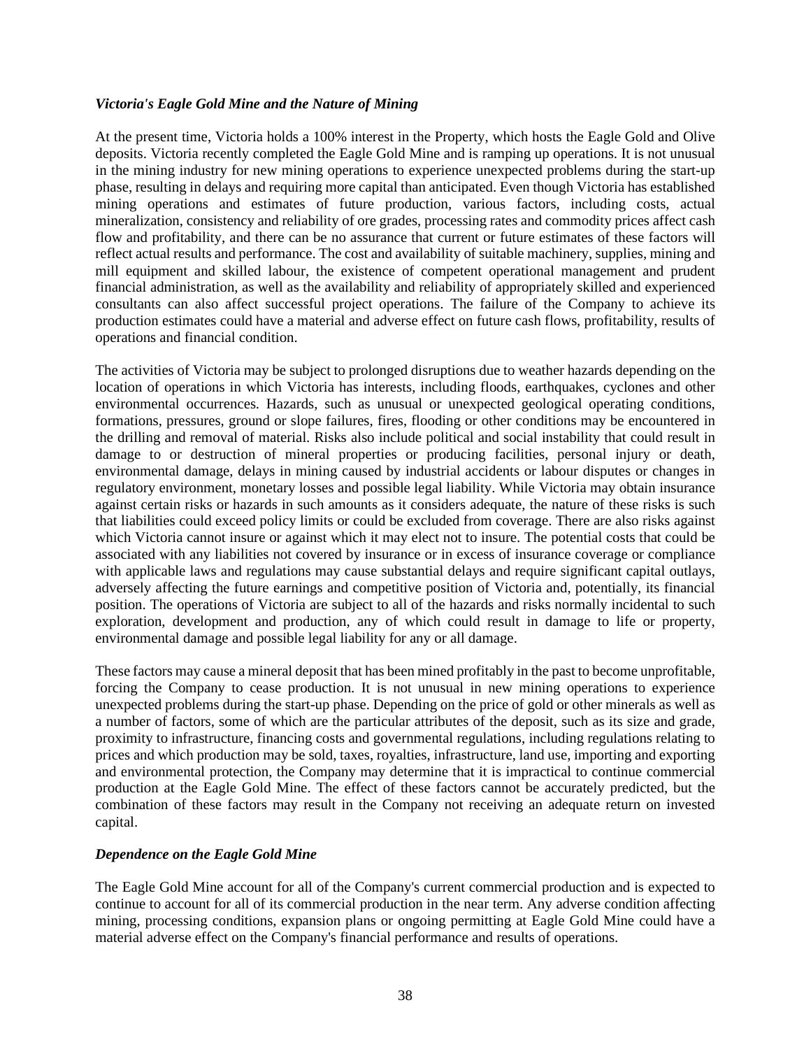***Victoria's Eagle Gold Mine and the Nature of Mining***

At the present time, Victoria holds a 100% interest in the Property, which hosts the Eagle Gold and Olive deposits. Victoria recently completed the Eagle Gold Mine and is ramping up operations. It is not unusual in the mining industry for new mining operations to experience unexpected problems during the start-up phase, resulting in delays and requiring more capital than anticipated. Even though Victoria has established mining operations and estimates of future production, various factors, including costs, actual mineralization, consistency and reliability of ore grades, processing rates and commodity prices affect cash flow and profitability, and there can be no assurance that current or future estimates of these factors will reflect actual results and performance. The cost and availability of suitable machinery, supplies, mining and mill equipment and skilled labour, the existence of competent operational management and prudent financial administration, as well as the availability and reliability of appropriately skilled and experienced consultants can also affect successful project operations. The failure of the Company to achieve its production estimates could have a material and adverse effect on future cash flows, profitability, results of operations and financial condition.

The activities of Victoria may be subject to prolonged disruptions due to weather hazards depending on the location of operations in which Victoria has interests, including floods, earthquakes, cyclones and other environmental occurrences. Hazards, such as unusual or unexpected geological operating conditions, formations, pressures, ground or slope failures, fires, flooding or other conditions may be encountered in the drilling and removal of material. Risks also include political and social instability that could result in damage to or destruction of mineral properties or producing facilities, personal injury or death, environmental damage, delays in mining caused by industrial accidents or labour disputes or changes in regulatory environment, monetary losses and possible legal liability. While Victoria may obtain insurance against certain risks or hazards in such amounts as it considers adequate, the nature of these risks is such that liabilities could exceed policy limits or could be excluded from coverage. There are also risks against which Victoria cannot insure or against which it may elect not to insure. The potential costs that could be associated with any liabilities not covered by insurance or in excess of insurance coverage or compliance with applicable laws and regulations may cause substantial delays and require significant capital outlays, adversely affecting the future earnings and competitive position of Victoria and, potentially, its financial position. The operations of Victoria are subject to all of the hazards and risks normally incidental to such exploration, development and production, any of which could result in damage to life or property, environmental damage and possible legal liability for any or all damage.

These factors may cause a mineral deposit that has been mined profitably in the past to become unprofitable, forcing the Company to cease production. It is not unusual in new mining operations to experience unexpected problems during the start-up phase. Depending on the price of gold or other minerals as well as a number of factors, some of which are the particular attributes of the deposit, such as its size and grade, proximity to infrastructure, financing costs and governmental regulations, including regulations relating to prices and which production may be sold, taxes, royalties, infrastructure, land use, importing and exporting and environmental protection, the Company may determine that it is impractical to continue commercial production at the Eagle Gold Mine. The effect of these factors cannot be accurately predicted, but the combination of these factors may result in the Company not receiving an adequate return on invested capital.

***Dependence on the Eagle Gold Mine***

The Eagle Gold Mine account for all of the Company's current commercial production and is expected to continue to account for all of its commercial production in the near term. Any adverse condition affecting mining, processing conditions, expansion plans or ongoing permitting at Eagle Gold Mine could have a material adverse effect on the Company's financial performance and results of operations.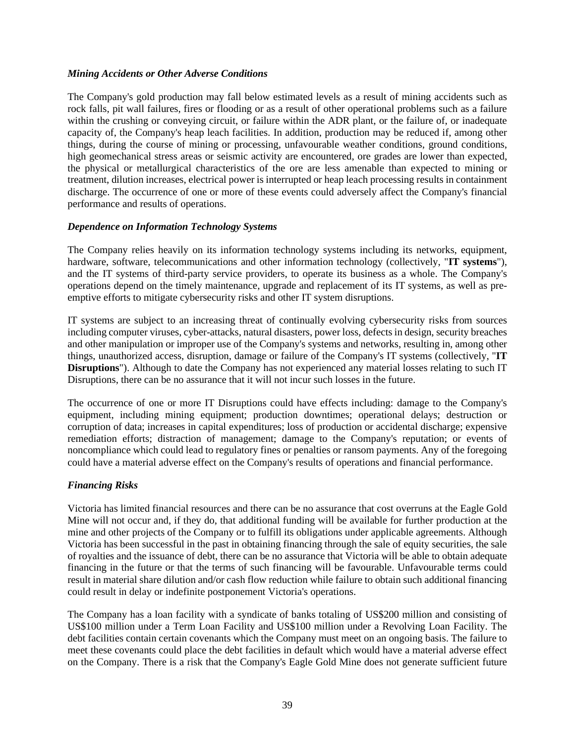### *Mining Accidents or Other Adverse Conditions*

The Company's gold production may fall below estimated levels as a result of mining accidents such as rock falls, pit wall failures, fires or flooding or as a result of other operational problems such as a failure within the crushing or conveying circuit, or failure within the ADR plant, or the failure of, or inadequate capacity of, the Company's heap leach facilities. In addition, production may be reduced if, among other things, during the course of mining or processing, unfavourable weather conditions, ground conditions, high geomechanical stress areas or seismic activity are encountered, ore grades are lower than expected, the physical or metallurgical characteristics of the ore are less amenable than expected to mining or treatment, dilution increases, electrical power is interrupted or heap leach processing results in containment discharge. The occurrence of one or more of these events could adversely affect the Company's financial performance and results of operations.

### *Dependence on Information Technology Systems*

The Company relies heavily on its information technology systems including its networks, equipment, hardware, software, telecommunications and other information technology (collectively, "**IT systems**"), and the IT systems of third-party service providers, to operate its business as a whole. The Company's operations depend on the timely maintenance, upgrade and replacement of its IT systems, as well as pre-emptive efforts to mitigate cybersecurity risks and other IT system disruptions.

IT systems are subject to an increasing threat of continually evolving cybersecurity risks from sources including computer viruses, cyber-attacks, natural disasters, power loss, defects in design, security breaches and other manipulation or improper use of the Company's systems and networks, resulting in, among other things, unauthorized access, disruption, damage or failure of the Company's IT systems (collectively, "**IT Disruptions**"). Although to date the Company has not experienced any material losses relating to such IT Disruptions, there can be no assurance that it will not incur such losses in the future.

The occurrence of one or more IT Disruptions could have effects including: damage to the Company's equipment, including mining equipment; production downtimes; operational delays; destruction or corruption of data; increases in capital expenditures; loss of production or accidental discharge; expensive remediation efforts; distraction of management; damage to the Company's reputation; or events of noncompliance which could lead to regulatory fines or penalties or ransom payments. Any of the foregoing could have a material adverse effect on the Company's results of operations and financial performance.

### *Financing Risks*

Victoria has limited financial resources and there can be no assurance that cost overruns at the Eagle Gold Mine will not occur and, if they do, that additional funding will be available for further production at the mine and other projects of the Company or to fulfill its obligations under applicable agreements. Although Victoria has been successful in the past in obtaining financing through the sale of equity securities, the sale of royalties and the issuance of debt, there can be no assurance that Victoria will be able to obtain adequate financing in the future or that the terms of such financing will be favourable. Unfavourable terms could result in material share dilution and/or cash flow reduction while failure to obtain such additional financing could result in delay or indefinite postponement Victoria's operations.

The Company has a loan facility with a syndicate of banks totaling of US$200 million and consisting of US$100 million under a Term Loan Facility and US$100 million under a Revolving Loan Facility. The debt facilities contain certain covenants which the Company must meet on an ongoing basis. The failure to meet these covenants could place the debt facilities in default which would have a material adverse effect on the Company. There is a risk that the Company's Eagle Gold Mine does not generate sufficient future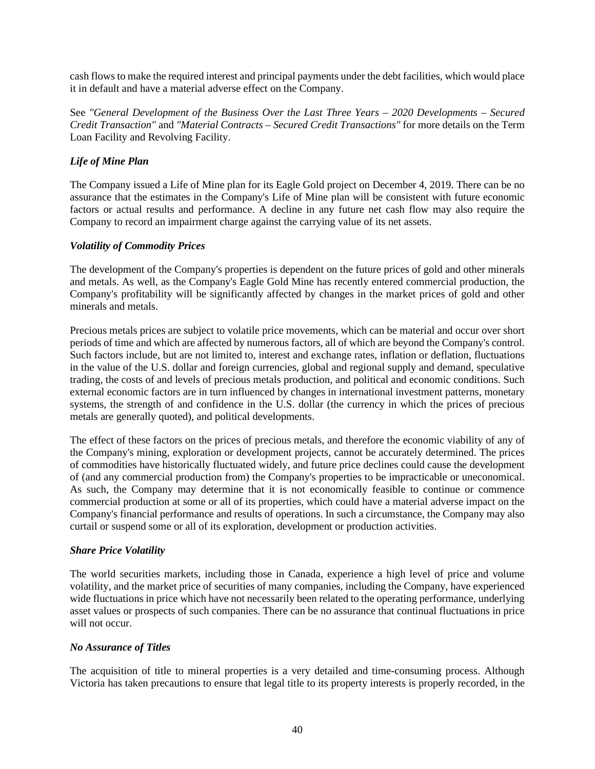cash flows to make the required interest and principal payments under the debt facilities, which would place it in default and have a material adverse effect on the Company.

See *"General Development of the Business Over the Last Three Years – 2020 Developments – Secured Credit Transaction"* and *"Material Contracts – Secured Credit Transactions"* for more details on the Term Loan Facility and Revolving Facility.

### *Life of Mine Plan*

The Company issued a Life of Mine plan for its Eagle Gold project on December 4, 2019. There can be no assurance that the estimates in the Company's Life of Mine plan will be consistent with future economic factors or actual results and performance. A decline in any future net cash flow may also require the Company to record an impairment charge against the carrying value of its net assets.

### *Volatility of Commodity Prices*

The development of the Company's properties is dependent on the future prices of gold and other minerals and metals. As well, as the Company's Eagle Gold Mine has recently entered commercial production, the Company's profitability will be significantly affected by changes in the market prices of gold and other minerals and metals.

Precious metals prices are subject to volatile price movements, which can be material and occur over short periods of time and which are affected by numerous factors, all of which are beyond the Company's control. Such factors include, but are not limited to, interest and exchange rates, inflation or deflation, fluctuations in the value of the U.S. dollar and foreign currencies, global and regional supply and demand, speculative trading, the costs of and levels of precious metals production, and political and economic conditions. Such external economic factors are in turn influenced by changes in international investment patterns, monetary systems, the strength of and confidence in the U.S. dollar (the currency in which the prices of precious metals are generally quoted), and political developments.

The effect of these factors on the prices of precious metals, and therefore the economic viability of any of the Company's mining, exploration or development projects, cannot be accurately determined. The prices of commodities have historically fluctuated widely, and future price declines could cause the development of (and any commercial production from) the Company's properties to be impracticable or uneconomical. As such, the Company may determine that it is not economically feasible to continue or commence commercial production at some or all of its properties, which could have a material adverse impact on the Company's financial performance and results of operations. In such a circumstance, the Company may also curtail or suspend some or all of its exploration, development or production activities.

### *Share Price Volatility*

The world securities markets, including those in Canada, experience a high level of price and volume volatility, and the market price of securities of many companies, including the Company, have experienced wide fluctuations in price which have not necessarily been related to the operating performance, underlying asset values or prospects of such companies. There can be no assurance that continual fluctuations in price will not occur.

### *No Assurance of Titles*

The acquisition of title to mineral properties is a very detailed and time-consuming process. Although Victoria has taken precautions to ensure that legal title to its property interests is properly recorded, in the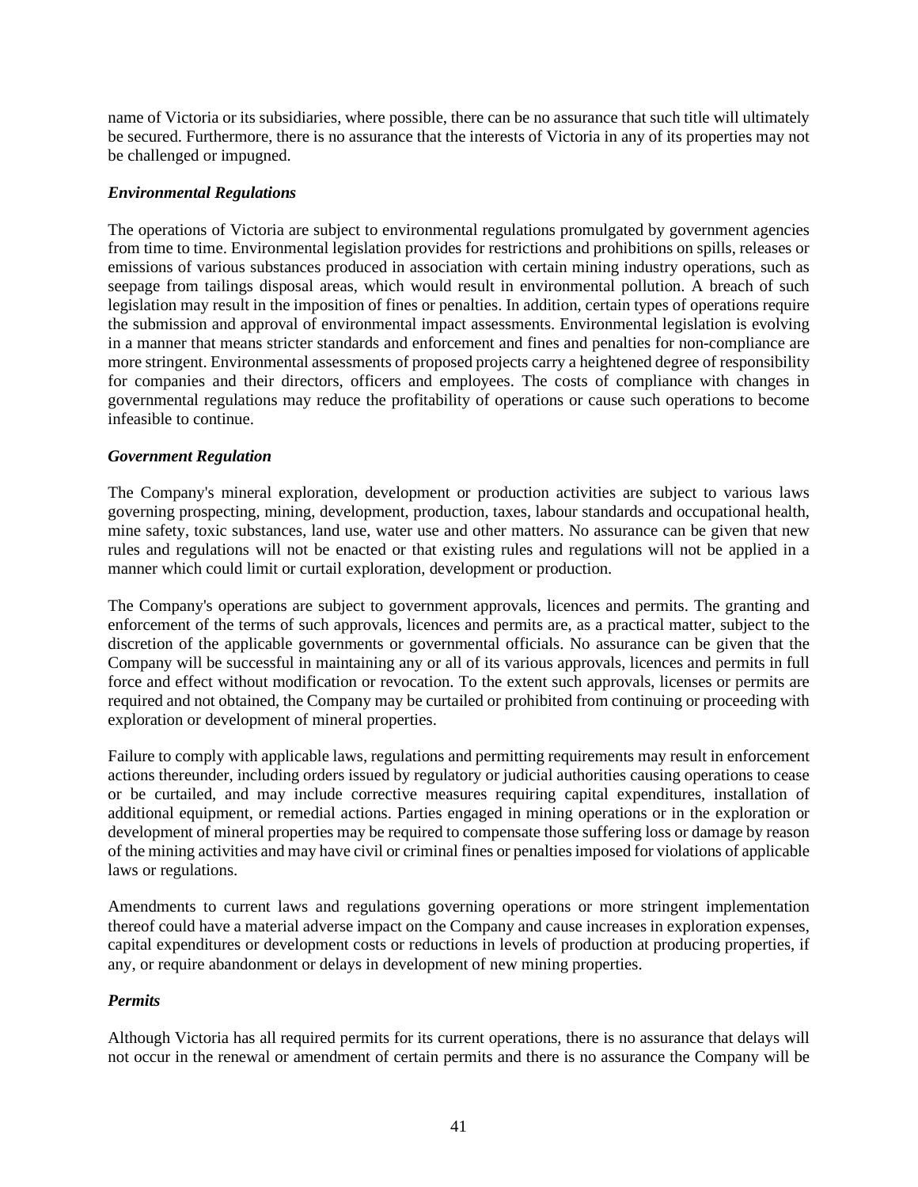name of Victoria or its subsidiaries, where possible, there can be no assurance that such title will ultimately be secured. Furthermore, there is no assurance that the interests of Victoria in any of its properties may not be challenged or impugned.

### *Environmental Regulations*

The operations of Victoria are subject to environmental regulations promulgated by government agencies from time to time. Environmental legislation provides for restrictions and prohibitions on spills, releases or emissions of various substances produced in association with certain mining industry operations, such as seepage from tailings disposal areas, which would result in environmental pollution. A breach of such legislation may result in the imposition of fines or penalties. In addition, certain types of operations require the submission and approval of environmental impact assessments. Environmental legislation is evolving in a manner that means stricter standards and enforcement and fines and penalties for non-compliance are more stringent. Environmental assessments of proposed projects carry a heightened degree of responsibility for companies and their directors, officers and employees. The costs of compliance with changes in governmental regulations may reduce the profitability of operations or cause such operations to become infeasible to continue.

### *Government Regulation*

The Company's mineral exploration, development or production activities are subject to various laws governing prospecting, mining, development, production, taxes, labour standards and occupational health, mine safety, toxic substances, land use, water use and other matters. No assurance can be given that new rules and regulations will not be enacted or that existing rules and regulations will not be applied in a manner which could limit or curtail exploration, development or production.

The Company's operations are subject to government approvals, licences and permits. The granting and enforcement of the terms of such approvals, licences and permits are, as a practical matter, subject to the discretion of the applicable governments or governmental officials. No assurance can be given that the Company will be successful in maintaining any or all of its various approvals, licences and permits in full force and effect without modification or revocation. To the extent such approvals, licenses or permits are required and not obtained, the Company may be curtailed or prohibited from continuing or proceeding with exploration or development of mineral properties.

Failure to comply with applicable laws, regulations and permitting requirements may result in enforcement actions thereunder, including orders issued by regulatory or judicial authorities causing operations to cease or be curtailed, and may include corrective measures requiring capital expenditures, installation of additional equipment, or remedial actions. Parties engaged in mining operations or in the exploration or development of mineral properties may be required to compensate those suffering loss or damage by reason of the mining activities and may have civil or criminal fines or penalties imposed for violations of applicable laws or regulations.

Amendments to current laws and regulations governing operations or more stringent implementation thereof could have a material adverse impact on the Company and cause increases in exploration expenses, capital expenditures or development costs or reductions in levels of production at producing properties, if any, or require abandonment or delays in development of new mining properties.

### *Permits*

Although Victoria has all required permits for its current operations, there is no assurance that delays will not occur in the renewal or amendment of certain permits and there is no assurance the Company will be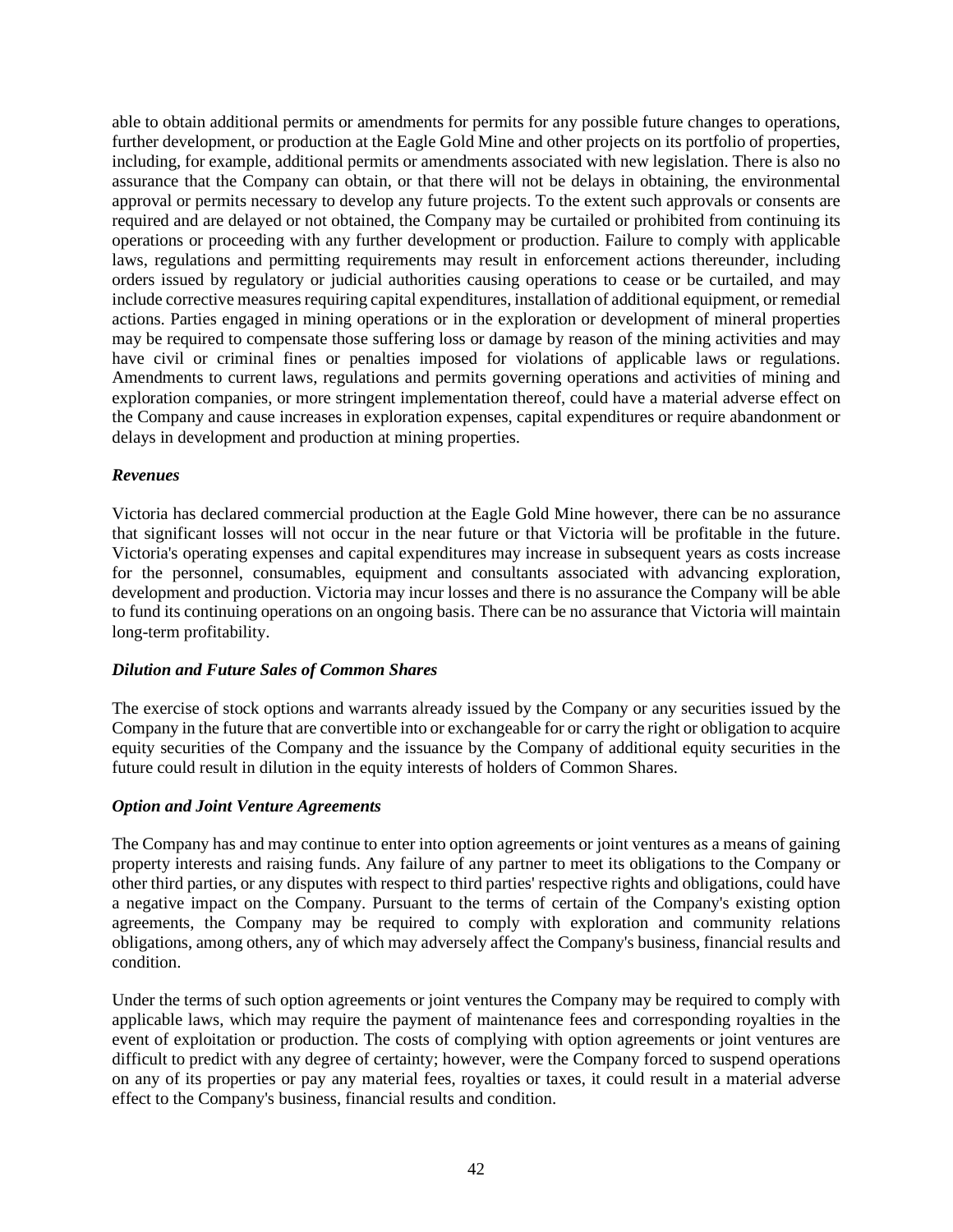able to obtain additional permits or amendments for permits for any possible future changes to operations, further development, or production at the Eagle Gold Mine and other projects on its portfolio of properties, including, for example, additional permits or amendments associated with new legislation. There is also no assurance that the Company can obtain, or that there will not be delays in obtaining, the environmental approval or permits necessary to develop any future projects. To the extent such approvals or consents are required and are delayed or not obtained, the Company may be curtailed or prohibited from continuing its operations or proceeding with any further development or production. Failure to comply with applicable laws, regulations and permitting requirements may result in enforcement actions thereunder, including orders issued by regulatory or judicial authorities causing operations to cease or be curtailed, and may include corrective measures requiring capital expenditures, installation of additional equipment, or remedial actions. Parties engaged in mining operations or in the exploration or development of mineral properties may be required to compensate those suffering loss or damage by reason of the mining activities and may have civil or criminal fines or penalties imposed for violations of applicable laws or regulations. Amendments to current laws, regulations and permits governing operations and activities of mining and exploration companies, or more stringent implementation thereof, could have a material adverse effect on the Company and cause increases in exploration expenses, capital expenditures or require abandonment or delays in development and production at mining properties.

***Revenues***

Victoria has declared commercial production at the Eagle Gold Mine however, there can be no assurance that significant losses will not occur in the near future or that Victoria will be profitable in the future. Victoria's operating expenses and capital expenditures may increase in subsequent years as costs increase for the personnel, consumables, equipment and consultants associated with advancing exploration, development and production. Victoria may incur losses and there is no assurance the Company will be able to fund its continuing operations on an ongoing basis. There can be no assurance that Victoria will maintain long-term profitability.

***Dilution and Future Sales of Common Shares***

The exercise of stock options and warrants already issued by the Company or any securities issued by the Company in the future that are convertible into or exchangeable for or carry the right or obligation to acquire equity securities of the Company and the issuance by the Company of additional equity securities in the future could result in dilution in the equity interests of holders of Common Shares.

***Option and Joint Venture Agreements***

The Company has and may continue to enter into option agreements or joint ventures as a means of gaining property interests and raising funds. Any failure of any partner to meet its obligations to the Company or other third parties, or any disputes with respect to third parties' respective rights and obligations, could have a negative impact on the Company. Pursuant to the terms of certain of the Company's existing option agreements, the Company may be required to comply with exploration and community relations obligations, among others, any of which may adversely affect the Company's business, financial results and condition.

Under the terms of such option agreements or joint ventures the Company may be required to comply with applicable laws, which may require the payment of maintenance fees and corresponding royalties in the event of exploitation or production. The costs of complying with option agreements or joint ventures are difficult to predict with any degree of certainty; however, were the Company forced to suspend operations on any of its properties or pay any material fees, royalties or taxes, it could result in a material adverse effect to the Company's business, financial results and condition.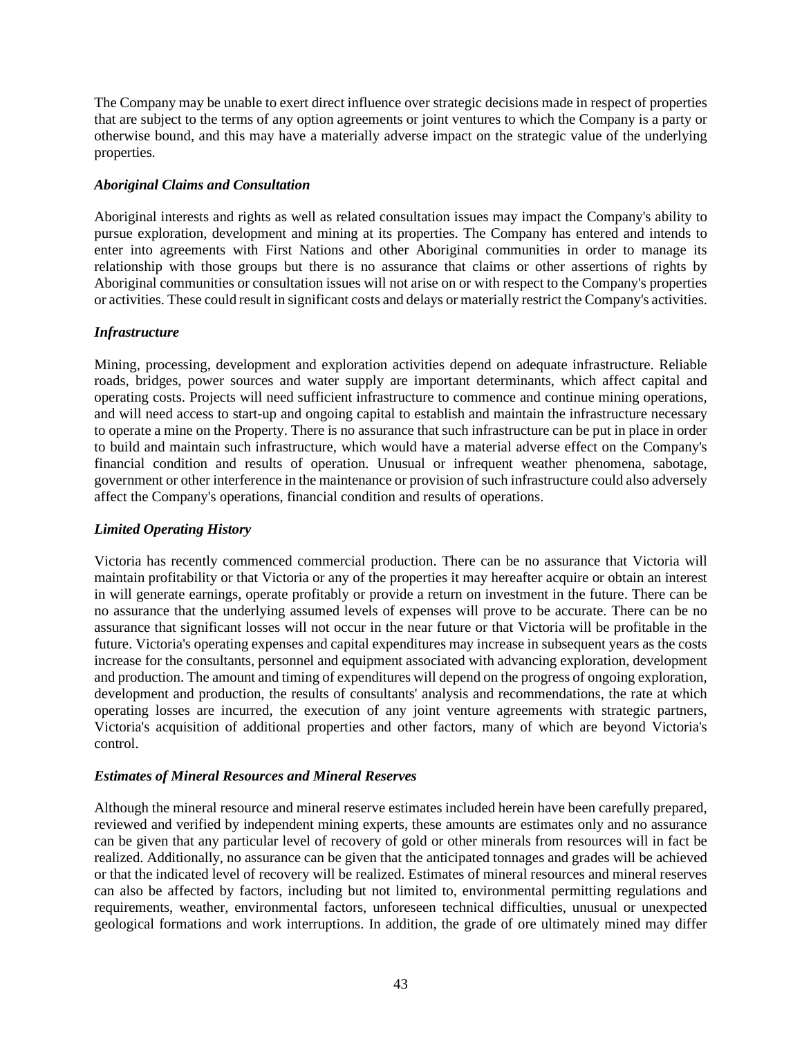The Company may be unable to exert direct influence over strategic decisions made in respect of properties that are subject to the terms of any option agreements or joint ventures to which the Company is a party or otherwise bound, and this may have a materially adverse impact on the strategic value of the underlying properties.

***Aboriginal Claims and Consultation***

Aboriginal interests and rights as well as related consultation issues may impact the Company's ability to pursue exploration, development and mining at its properties. The Company has entered and intends to enter into agreements with First Nations and other Aboriginal communities in order to manage its relationship with those groups but there is no assurance that claims or other assertions of rights by Aboriginal communities or consultation issues will not arise on or with respect to the Company's properties or activities. These could result in significant costs and delays or materially restrict the Company's activities.

***Infrastructure***

Mining, processing, development and exploration activities depend on adequate infrastructure. Reliable roads, bridges, power sources and water supply are important determinants, which affect capital and operating costs. Projects will need sufficient infrastructure to commence and continue mining operations, and will need access to start-up and ongoing capital to establish and maintain the infrastructure necessary to operate a mine on the Property. There is no assurance that such infrastructure can be put in place in order to build and maintain such infrastructure, which would have a material adverse effect on the Company's financial condition and results of operation. Unusual or infrequent weather phenomena, sabotage, government or other interference in the maintenance or provision of such infrastructure could also adversely affect the Company's operations, financial condition and results of operations.

***Limited Operating History***

Victoria has recently commenced commercial production. There can be no assurance that Victoria will maintain profitability or that Victoria or any of the properties it may hereafter acquire or obtain an interest in will generate earnings, operate profitably or provide a return on investment in the future. There can be no assurance that the underlying assumed levels of expenses will prove to be accurate. There can be no assurance that significant losses will not occur in the near future or that Victoria will be profitable in the future. Victoria's operating expenses and capital expenditures may increase in subsequent years as the costs increase for the consultants, personnel and equipment associated with advancing exploration, development and production. The amount and timing of expenditures will depend on the progress of ongoing exploration, development and production, the results of consultants' analysis and recommendations, the rate at which operating losses are incurred, the execution of any joint venture agreements with strategic partners, Victoria's acquisition of additional properties and other factors, many of which are beyond Victoria's control.

***Estimates of Mineral Resources and Mineral Reserves***

Although the mineral resource and mineral reserve estimates included herein have been carefully prepared, reviewed and verified by independent mining experts, these amounts are estimates only and no assurance can be given that any particular level of recovery of gold or other minerals from resources will in fact be realized. Additionally, no assurance can be given that the anticipated tonnages and grades will be achieved or that the indicated level of recovery will be realized. Estimates of mineral resources and mineral reserves can also be affected by factors, including but not limited to, environmental permitting regulations and requirements, weather, environmental factors, unforeseen technical difficulties, unusual or unexpected geological formations and work interruptions. In addition, the grade of ore ultimately mined may differ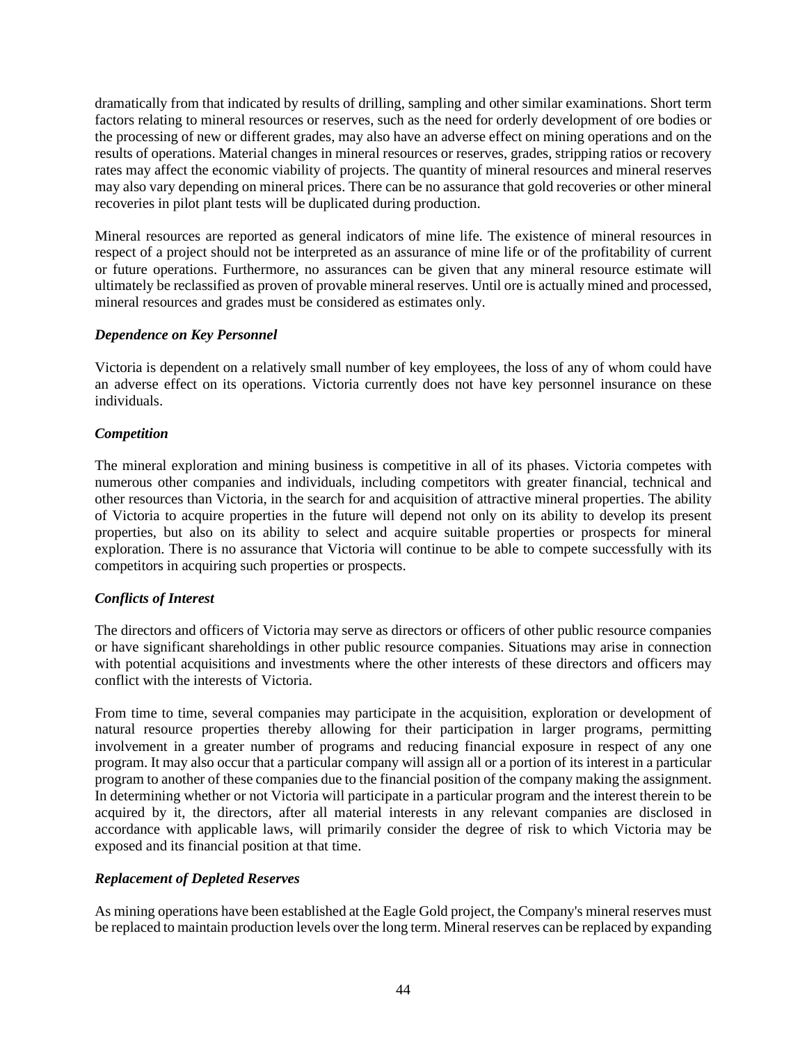dramatically from that indicated by results of drilling, sampling and other similar examinations. Short term factors relating to mineral resources or reserves, such as the need for orderly development of ore bodies or the processing of new or different grades, may also have an adverse effect on mining operations and on the results of operations. Material changes in mineral resources or reserves, grades, stripping ratios or recovery rates may affect the economic viability of projects. The quantity of mineral resources and mineral reserves may also vary depending on mineral prices. There can be no assurance that gold recoveries or other mineral recoveries in pilot plant tests will be duplicated during production.

Mineral resources are reported as general indicators of mine life. The existence of mineral resources in respect of a project should not be interpreted as an assurance of mine life or of the profitability of current or future operations. Furthermore, no assurances can be given that any mineral resource estimate will ultimately be reclassified as proven of provable mineral reserves. Until ore is actually mined and processed, mineral resources and grades must be considered as estimates only.

***Dependence on Key Personnel***

Victoria is dependent on a relatively small number of key employees, the loss of any of whom could have an adverse effect on its operations. Victoria currently does not have key personnel insurance on these individuals.

***Competition***

The mineral exploration and mining business is competitive in all of its phases. Victoria competes with numerous other companies and individuals, including competitors with greater financial, technical and other resources than Victoria, in the search for and acquisition of attractive mineral properties. The ability of Victoria to acquire properties in the future will depend not only on its ability to develop its present properties, but also on its ability to select and acquire suitable properties or prospects for mineral exploration. There is no assurance that Victoria will continue to be able to compete successfully with its competitors in acquiring such properties or prospects.

***Conflicts of Interest***

The directors and officers of Victoria may serve as directors or officers of other public resource companies or have significant shareholdings in other public resource companies. Situations may arise in connection with potential acquisitions and investments where the other interests of these directors and officers may conflict with the interests of Victoria.

From time to time, several companies may participate in the acquisition, exploration or development of natural resource properties thereby allowing for their participation in larger programs, permitting involvement in a greater number of programs and reducing financial exposure in respect of any one program. It may also occur that a particular company will assign all or a portion of its interest in a particular program to another of these companies due to the financial position of the company making the assignment. In determining whether or not Victoria will participate in a particular program and the interest therein to be acquired by it, the directors, after all material interests in any relevant companies are disclosed in accordance with applicable laws, will primarily consider the degree of risk to which Victoria may be exposed and its financial position at that time.

***Replacement of Depleted Reserves***

As mining operations have been established at the Eagle Gold project, the Company's mineral reserves must be replaced to maintain production levels over the long term. Mineral reserves can be replaced by expanding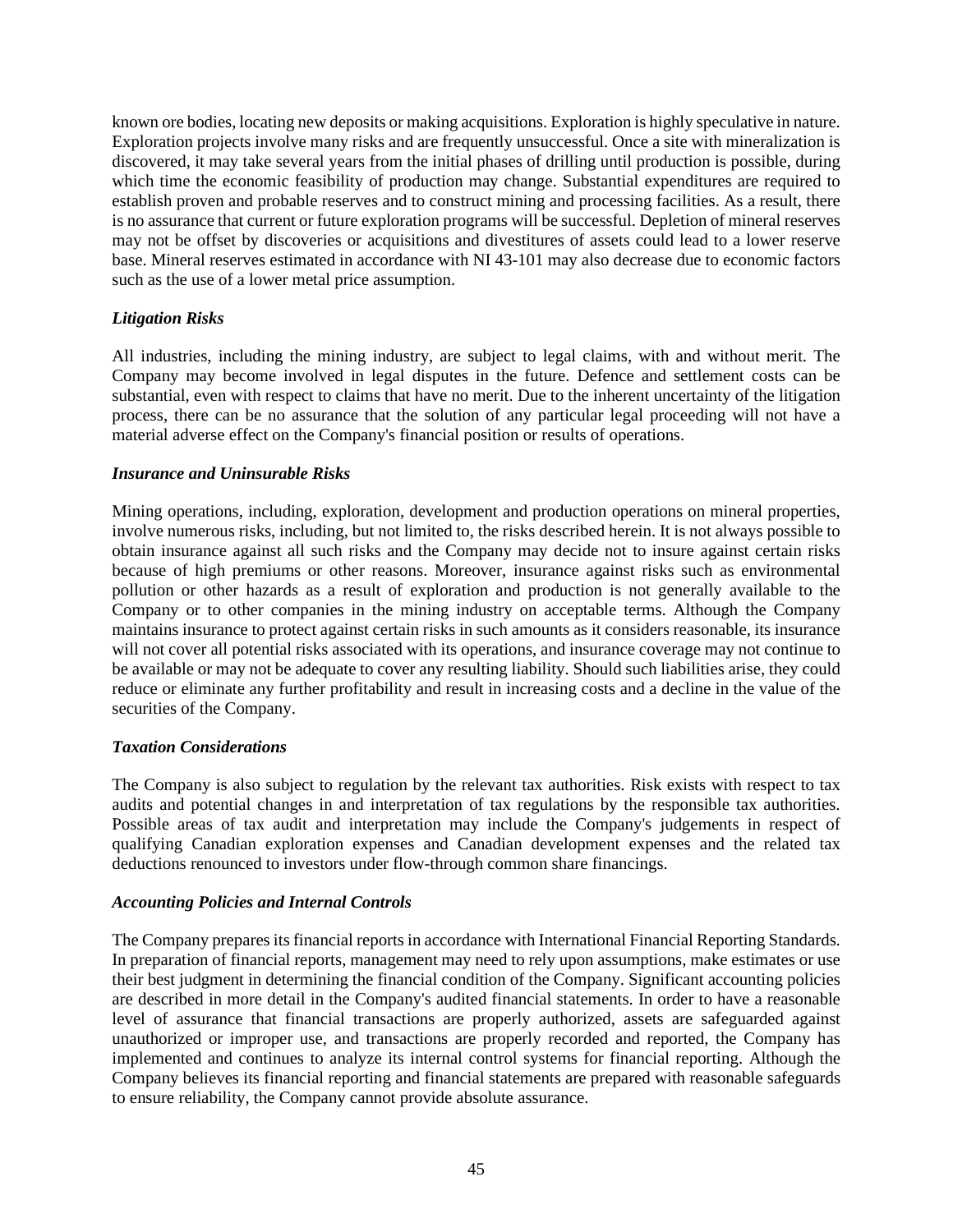known ore bodies, locating new deposits or making acquisitions. Exploration is highly speculative in nature. Exploration projects involve many risks and are frequently unsuccessful. Once a site with mineralization is discovered, it may take several years from the initial phases of drilling until production is possible, during which time the economic feasibility of production may change. Substantial expenditures are required to establish proven and probable reserves and to construct mining and processing facilities. As a result, there is no assurance that current or future exploration programs will be successful. Depletion of mineral reserves may not be offset by discoveries or acquisitions and divestitures of assets could lead to a lower reserve base. Mineral reserves estimated in accordance with NI 43-101 may also decrease due to economic factors such as the use of a lower metal price assumption.

***Litigation Risks***

All industries, including the mining industry, are subject to legal claims, with and without merit. The Company may become involved in legal disputes in the future. Defence and settlement costs can be substantial, even with respect to claims that have no merit. Due to the inherent uncertainty of the litigation process, there can be no assurance that the solution of any particular legal proceeding will not have a material adverse effect on the Company's financial position or results of operations.

***Insurance and Uninsurable Risks***

Mining operations, including, exploration, development and production operations on mineral properties, involve numerous risks, including, but not limited to, the risks described herein. It is not always possible to obtain insurance against all such risks and the Company may decide not to insure against certain risks because of high premiums or other reasons. Moreover, insurance against risks such as environmental pollution or other hazards as a result of exploration and production is not generally available to the Company or to other companies in the mining industry on acceptable terms. Although the Company maintains insurance to protect against certain risks in such amounts as it considers reasonable, its insurance will not cover all potential risks associated with its operations, and insurance coverage may not continue to be available or may not be adequate to cover any resulting liability. Should such liabilities arise, they could reduce or eliminate any further profitability and result in increasing costs and a decline in the value of the securities of the Company.

***Taxation Considerations***

The Company is also subject to regulation by the relevant tax authorities. Risk exists with respect to tax audits and potential changes in and interpretation of tax regulations by the responsible tax authorities. Possible areas of tax audit and interpretation may include the Company's judgements in respect of qualifying Canadian exploration expenses and Canadian development expenses and the related tax deductions renounced to investors under flow-through common share financings.

***Accounting Policies and Internal Controls***

The Company prepares its financial reports in accordance with International Financial Reporting Standards. In preparation of financial reports, management may need to rely upon assumptions, make estimates or use their best judgment in determining the financial condition of the Company. Significant accounting policies are described in more detail in the Company's audited financial statements. In order to have a reasonable level of assurance that financial transactions are properly authorized, assets are safeguarded against unauthorized or improper use, and transactions are properly recorded and reported, the Company has implemented and continues to analyze its internal control systems for financial reporting. Although the Company believes its financial reporting and financial statements are prepared with reasonable safeguards to ensure reliability, the Company cannot provide absolute assurance.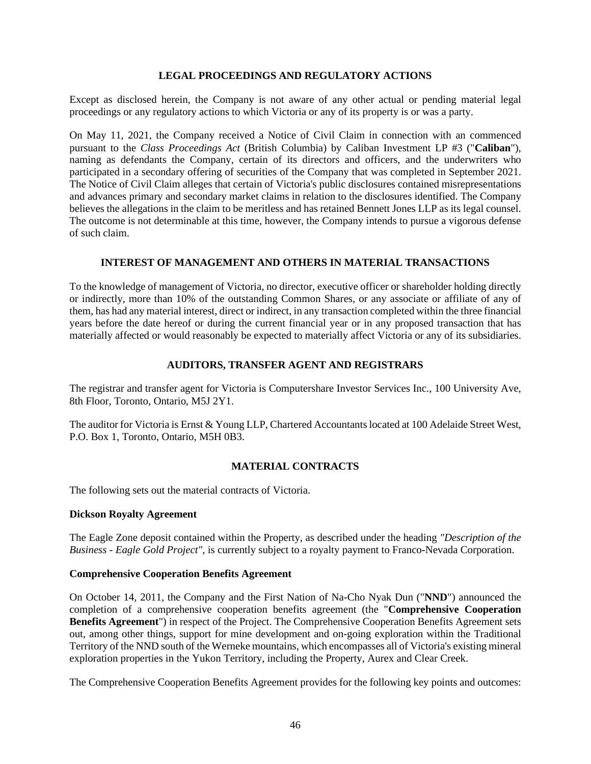## LEGAL PROCEEDINGS AND REGULATORY ACTIONS

Except as disclosed herein, the Company is not aware of any other actual or pending material legal proceedings or any regulatory actions to which Victoria or any of its property is or was a party.

On May 11, 2021, the Company received a Notice of Civil Claim in connection with an commenced pursuant to the *Class Proceedings Act* (British Columbia) by Caliban Investment LP #3 ("**Caliban**"), naming as defendants the Company, certain of its directors and officers, and the underwriters who participated in a secondary offering of securities of the Company that was completed in September 2021. The Notice of Civil Claim alleges that certain of Victoria's public disclosures contained misrepresentations and advances primary and secondary market claims in relation to the disclosures identified. The Company believes the allegations in the claim to be meritless and has retained Bennett Jones LLP as its legal counsel. The outcome is not determinable at this time, however, the Company intends to pursue a vigorous defense of such claim.

## INTEREST OF MANAGEMENT AND OTHERS IN MATERIAL TRANSACTIONS

To the knowledge of management of Victoria, no director, executive officer or shareholder holding directly or indirectly, more than 10% of the outstanding Common Shares, or any associate or affiliate of any of them, has had any material interest, direct or indirect, in any transaction completed within the three financial years before the date hereof or during the current financial year or in any proposed transaction that has materially affected or would reasonably be expected to materially affect Victoria or any of its subsidiaries.

## AUDITORS, TRANSFER AGENT AND REGISTRARS

The registrar and transfer agent for Victoria is Computershare Investor Services Inc., 100 University Ave, 8th Floor, Toronto, Ontario, M5J 2Y1.

The auditor for Victoria is Ernst & Young LLP, Chartered Accountants located at 100 Adelaide Street West, P.O. Box 1, Toronto, Ontario, M5H 0B3.

## MATERIAL CONTRACTS

The following sets out the material contracts of Victoria.

**Dickson Royalty Agreement**

The Eagle Zone deposit contained within the Property, as described under the heading *"Description of the Business - Eagle Gold Project"*, is currently subject to a royalty payment to Franco-Nevada Corporation.

**Comprehensive Cooperation Benefits Agreement**

On October 14, 2011, the Company and the First Nation of Na-Cho Nyak Dun ("**NND**") announced the completion of a comprehensive cooperation benefits agreement (the "**Comprehensive Cooperation Benefits Agreement**") in respect of the Project. The Comprehensive Cooperation Benefits Agreement sets out, among other things, support for mine development and on-going exploration within the Traditional Territory of the NND south of the Werneke mountains, which encompasses all of Victoria's existing mineral exploration properties in the Yukon Territory, including the Property, Aurex and Clear Creek.

The Comprehensive Cooperation Benefits Agreement provides for the following key points and outcomes: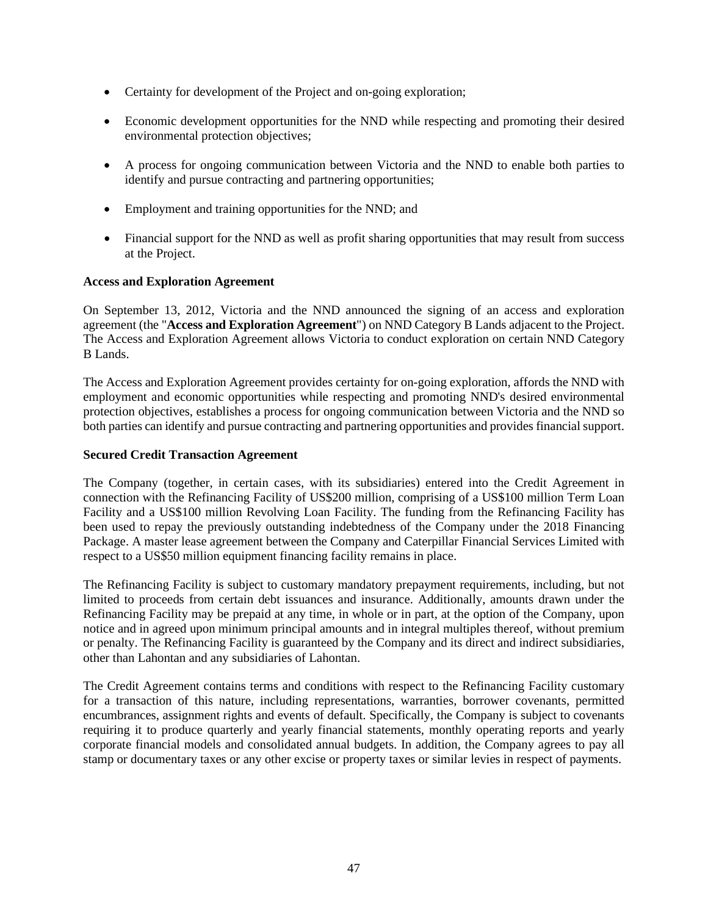- Certainty for development of the Project and on-going exploration;
- Economic development opportunities for the NND while respecting and promoting their desired environmental protection objectives;
- A process for ongoing communication between Victoria and the NND to enable both parties to identify and pursue contracting and partnering opportunities;
- Employment and training opportunities for the NND; and
- Financial support for the NND as well as profit sharing opportunities that may result from success at the Project.

**Access and Exploration Agreement**

On September 13, 2012, Victoria and the NND announced the signing of an access and exploration agreement (the "**Access and Exploration Agreement**") on NND Category B Lands adjacent to the Project. The Access and Exploration Agreement allows Victoria to conduct exploration on certain NND Category B Lands.

The Access and Exploration Agreement provides certainty for on-going exploration, affords the NND with employment and economic opportunities while respecting and promoting NND's desired environmental protection objectives, establishes a process for ongoing communication between Victoria and the NND so both parties can identify and pursue contracting and partnering opportunities and provides financial support.

**Secured Credit Transaction Agreement**

The Company (together, in certain cases, with its subsidiaries) entered into the Credit Agreement in connection with the Refinancing Facility of US$200 million, comprising of a US$100 million Term Loan Facility and a US$100 million Revolving Loan Facility. The funding from the Refinancing Facility has been used to repay the previously outstanding indebtedness of the Company under the 2018 Financing Package. A master lease agreement between the Company and Caterpillar Financial Services Limited with respect to a US$50 million equipment financing facility remains in place.

The Refinancing Facility is subject to customary mandatory prepayment requirements, including, but not limited to proceeds from certain debt issuances and insurance. Additionally, amounts drawn under the Refinancing Facility may be prepaid at any time, in whole or in part, at the option of the Company, upon notice and in agreed upon minimum principal amounts and in integral multiples thereof, without premium or penalty. The Refinancing Facility is guaranteed by the Company and its direct and indirect subsidiaries, other than Lahontan and any subsidiaries of Lahontan.

The Credit Agreement contains terms and conditions with respect to the Refinancing Facility customary for a transaction of this nature, including representations, warranties, borrower covenants, permitted encumbrances, assignment rights and events of default. Specifically, the Company is subject to covenants requiring it to produce quarterly and yearly financial statements, monthly operating reports and yearly corporate financial models and consolidated annual budgets. In addition, the Company agrees to pay all stamp or documentary taxes or any other excise or property taxes or similar levies in respect of payments.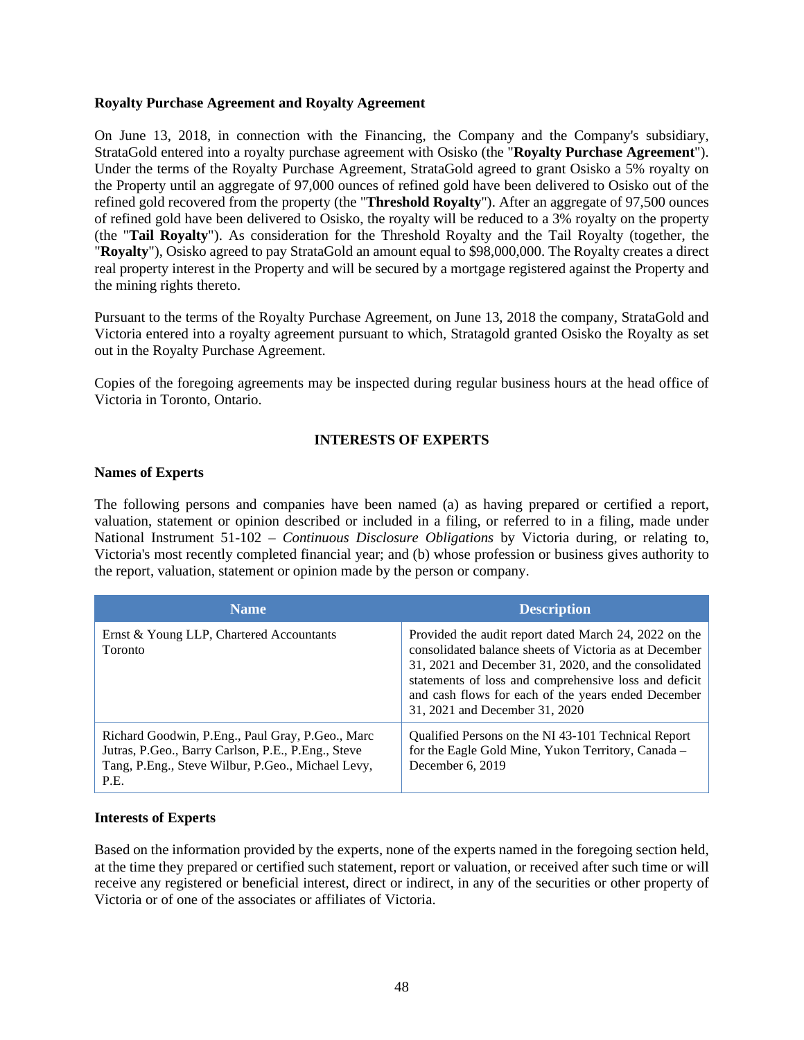**Royalty Purchase Agreement and Royalty Agreement**

On June 13, 2018, in connection with the Financing, the Company and the Company's subsidiary, StrataGold entered into a royalty purchase agreement with Osisko (the "**Royalty Purchase Agreement**"). Under the terms of the Royalty Purchase Agreement, StrataGold agreed to grant Osisko a 5% royalty on the Property until an aggregate of 97,000 ounces of refined gold have been delivered to Osisko out of the refined gold recovered from the property (the "**Threshold Royalty**"). After an aggregate of 97,500 ounces of refined gold have been delivered to Osisko, the royalty will be reduced to a 3% royalty on the property (the "**Tail Royalty**"). As consideration for the Threshold Royalty and the Tail Royalty (together, the "**Royalty**"), Osisko agreed to pay StrataGold an amount equal to $98,000,000. The Royalty creates a direct real property interest in the Property and will be secured by a mortgage registered against the Property and the mining rights thereto.

Pursuant to the terms of the Royalty Purchase Agreement, on June 13, 2018 the company, StrataGold and Victoria entered into a royalty agreement pursuant to which, Stratagold granted Osisko the Royalty as set out in the Royalty Purchase Agreement.

Copies of the foregoing agreements may be inspected during regular business hours at the head office of Victoria in Toronto, Ontario.

## INTERESTS OF EXPERTS

**Names of Experts**

The following persons and companies have been named (a) as having prepared or certified a report, valuation, statement or opinion described or included in a filing, or referred to in a filing, made under National Instrument 51-102 – *Continuous Disclosure Obligations* by Victoria during, or relating to, Victoria's most recently completed financial year; and (b) whose profession or business gives authority to the report, valuation, statement or opinion made by the person or company.

| Name | Description |
|---|---|
| Ernst & Young LLP, Chartered Accountants Toronto | Provided the audit report dated March 24, 2022 on the consolidated balance sheets of Victoria as at December 31, 2021 and December 31, 2020, and the consolidated statements of loss and comprehensive loss and deficit and cash flows for each of the years ended December 31, 2021 and December 31, 2020 |
| Richard Goodwin, P.Eng., Paul Gray, P.Geo., Marc Jutras, P.Geo., Barry Carlson, P.E., P.Eng., Steve Tang, P.Eng., Steve Wilbur, P.Geo., Michael Levy, P.E. | Qualified Persons on the NI 43-101 Technical Report for the Eagle Gold Mine, Yukon Territory, Canada – December 6, 2019 |

**Interests of Experts**

Based on the information provided by the experts, none of the experts named in the foregoing section held, at the time they prepared or certified such statement, report or valuation, or received after such time or will receive any registered or beneficial interest, direct or indirect, in any of the securities or other property of Victoria or of one of the associates or affiliates of Victoria.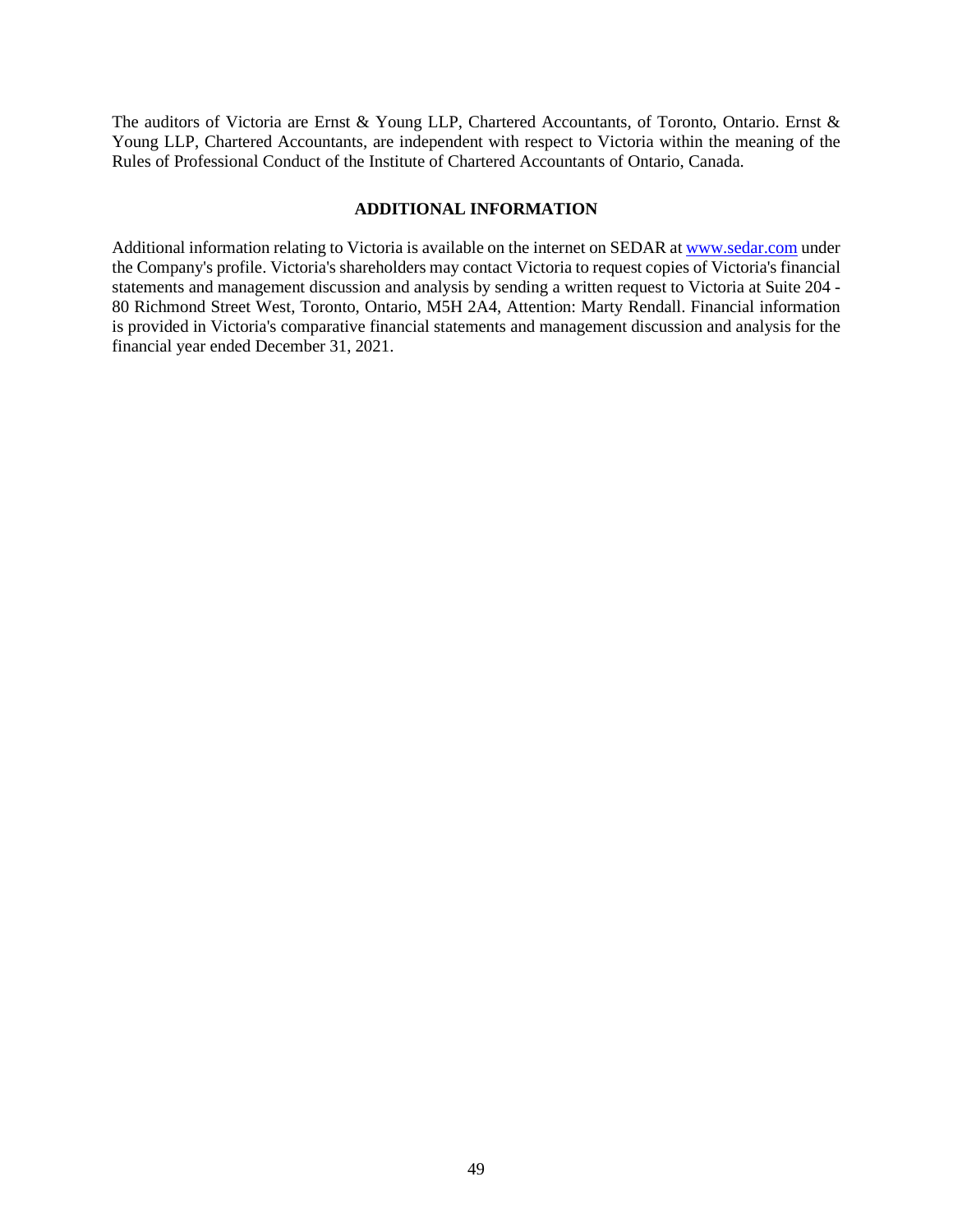The auditors of Victoria are Ernst & Young LLP, Chartered Accountants, of Toronto, Ontario. Ernst & Young LLP, Chartered Accountants, are independent with respect to Victoria within the meaning of the Rules of Professional Conduct of the Institute of Chartered Accountants of Ontario, Canada.

## ADDITIONAL INFORMATION

Additional information relating to Victoria is available on the internet on SEDAR at www.sedar.com under the Company's profile. Victoria's shareholders may contact Victoria to request copies of Victoria's financial statements and management discussion and analysis by sending a written request to Victoria at Suite 204 - 80 Richmond Street West, Toronto, Ontario, M5H 2A4, Attention: Marty Rendall. Financial information is provided in Victoria's comparative financial statements and management discussion and analysis for the financial year ended December 31, 2021.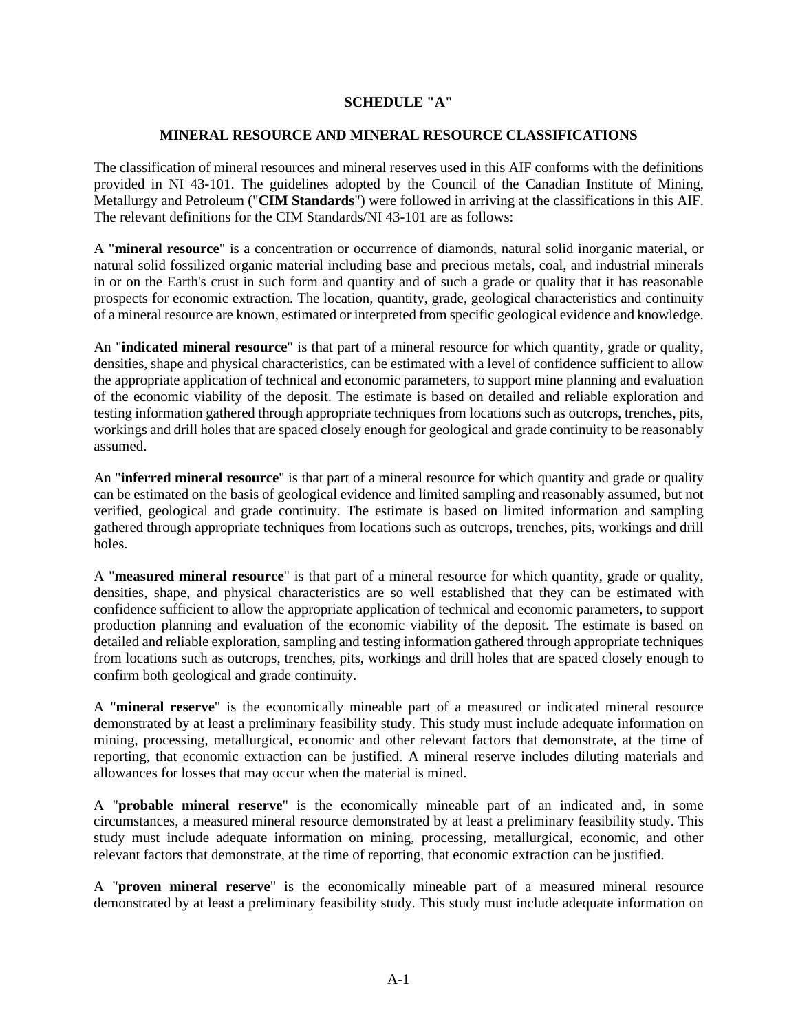## SCHEDULE "A"

## MINERAL RESOURCE AND MINERAL RESOURCE CLASSIFICATIONS

The classification of mineral resources and mineral reserves used in this AIF conforms with the definitions provided in NI 43-101. The guidelines adopted by the Council of the Canadian Institute of Mining, Metallurgy and Petroleum ("**CIM Standards**") were followed in arriving at the classifications in this AIF. The relevant definitions for the CIM Standards/NI 43-101 are as follows:

A "**mineral resource**" is a concentration or occurrence of diamonds, natural solid inorganic material, or natural solid fossilized organic material including base and precious metals, coal, and industrial minerals in or on the Earth's crust in such form and quantity and of such a grade or quality that it has reasonable prospects for economic extraction. The location, quantity, grade, geological characteristics and continuity of a mineral resource are known, estimated or interpreted from specific geological evidence and knowledge.

An "**indicated mineral resource**" is that part of a mineral resource for which quantity, grade or quality, densities, shape and physical characteristics, can be estimated with a level of confidence sufficient to allow the appropriate application of technical and economic parameters, to support mine planning and evaluation of the economic viability of the deposit. The estimate is based on detailed and reliable exploration and testing information gathered through appropriate techniques from locations such as outcrops, trenches, pits, workings and drill holes that are spaced closely enough for geological and grade continuity to be reasonably assumed.

An "**inferred mineral resource**" is that part of a mineral resource for which quantity and grade or quality can be estimated on the basis of geological evidence and limited sampling and reasonably assumed, but not verified, geological and grade continuity. The estimate is based on limited information and sampling gathered through appropriate techniques from locations such as outcrops, trenches, pits, workings and drill holes.

A "**measured mineral resource**" is that part of a mineral resource for which quantity, grade or quality, densities, shape, and physical characteristics are so well established that they can be estimated with confidence sufficient to allow the appropriate application of technical and economic parameters, to support production planning and evaluation of the economic viability of the deposit. The estimate is based on detailed and reliable exploration, sampling and testing information gathered through appropriate techniques from locations such as outcrops, trenches, pits, workings and drill holes that are spaced closely enough to confirm both geological and grade continuity.

A "**mineral reserve**" is the economically mineable part of a measured or indicated mineral resource demonstrated by at least a preliminary feasibility study. This study must include adequate information on mining, processing, metallurgical, economic and other relevant factors that demonstrate, at the time of reporting, that economic extraction can be justified. A mineral reserve includes diluting materials and allowances for losses that may occur when the material is mined.

A "**probable mineral reserve**" is the economically mineable part of an indicated and, in some circumstances, a measured mineral resource demonstrated by at least a preliminary feasibility study. This study must include adequate information on mining, processing, metallurgical, economic, and other relevant factors that demonstrate, at the time of reporting, that economic extraction can be justified.

A "**proven mineral reserve**" is the economically mineable part of a measured mineral resource demonstrated by at least a preliminary feasibility study. This study must include adequate information on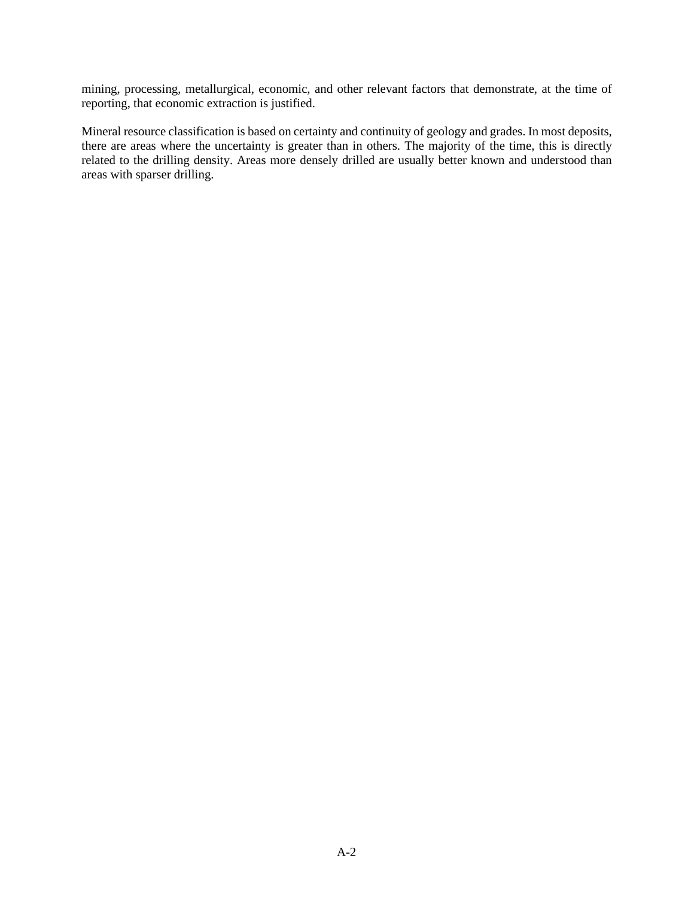mining, processing, metallurgical, economic, and other relevant factors that demonstrate, at the time of reporting, that economic extraction is justified.

Mineral resource classification is based on certainty and continuity of geology and grades. In most deposits, there are areas where the uncertainty is greater than in others. The majority of the time, this is directly related to the drilling density. Areas more densely drilled are usually better known and understood than areas with sparser drilling.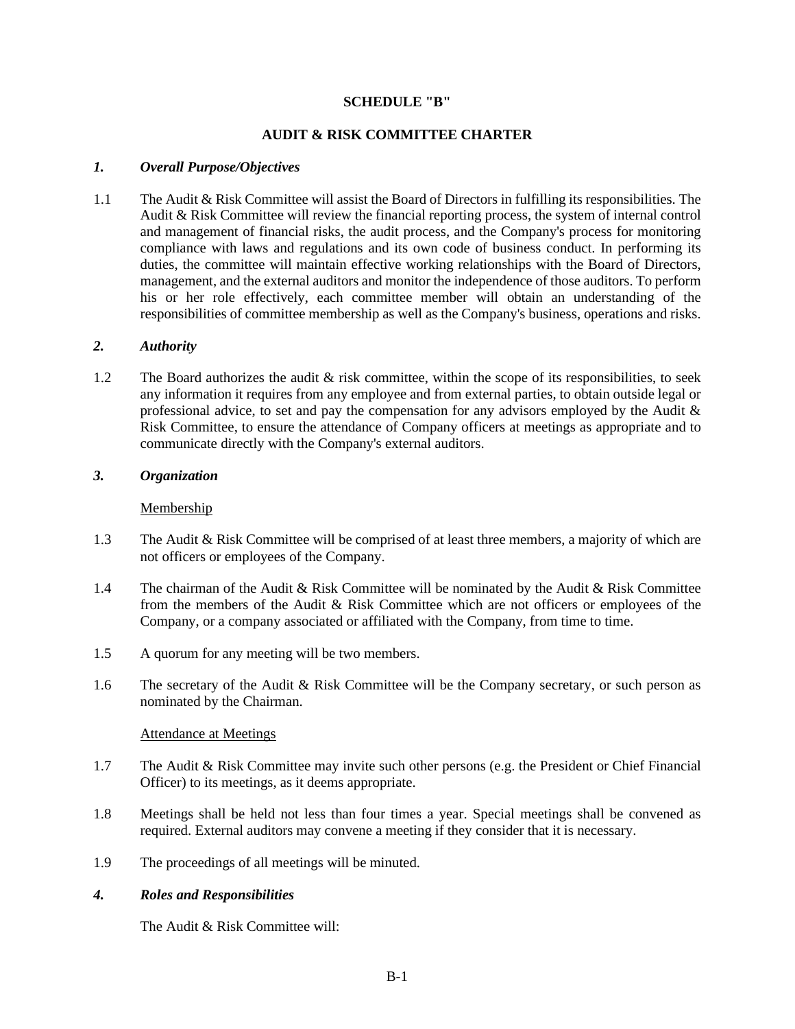**SCHEDULE "B"**

**AUDIT & RISK COMMITTEE CHARTER**

## *1. Overall Purpose/Objectives*

1.1 The Audit & Risk Committee will assist the Board of Directors in fulfilling its responsibilities. The Audit & Risk Committee will review the financial reporting process, the system of internal control and management of financial risks, the audit process, and the Company's process for monitoring compliance with laws and regulations and its own code of business conduct. In performing its duties, the committee will maintain effective working relationships with the Board of Directors, management, and the external auditors and monitor the independence of those auditors. To perform his or her role effectively, each committee member will obtain an understanding of the responsibilities of committee membership as well as the Company's business, operations and risks.

## *2. Authority*

1.2 The Board authorizes the audit & risk committee, within the scope of its responsibilities, to seek any information it requires from any employee and from external parties, to obtain outside legal or professional advice, to set and pay the compensation for any advisors employed by the Audit & Risk Committee, to ensure the attendance of Company officers at meetings as appropriate and to communicate directly with the Company's external auditors.

## *3. Organization*

Membership

1.3 The Audit & Risk Committee will be comprised of at least three members, a majority of which are not officers or employees of the Company.

1.4 The chairman of the Audit & Risk Committee will be nominated by the Audit & Risk Committee from the members of the Audit & Risk Committee which are not officers or employees of the Company, or a company associated or affiliated with the Company, from time to time.

1.5 A quorum for any meeting will be two members.

1.6 The secretary of the Audit & Risk Committee will be the Company secretary, or such person as nominated by the Chairman.

Attendance at Meetings

1.7 The Audit & Risk Committee may invite such other persons (e.g. the President or Chief Financial Officer) to its meetings, as it deems appropriate.

1.8 Meetings shall be held not less than four times a year. Special meetings shall be convened as required. External auditors may convene a meeting if they consider that it is necessary.

1.9 The proceedings of all meetings will be minuted.

## *4. Roles and Responsibilities*

The Audit & Risk Committee will: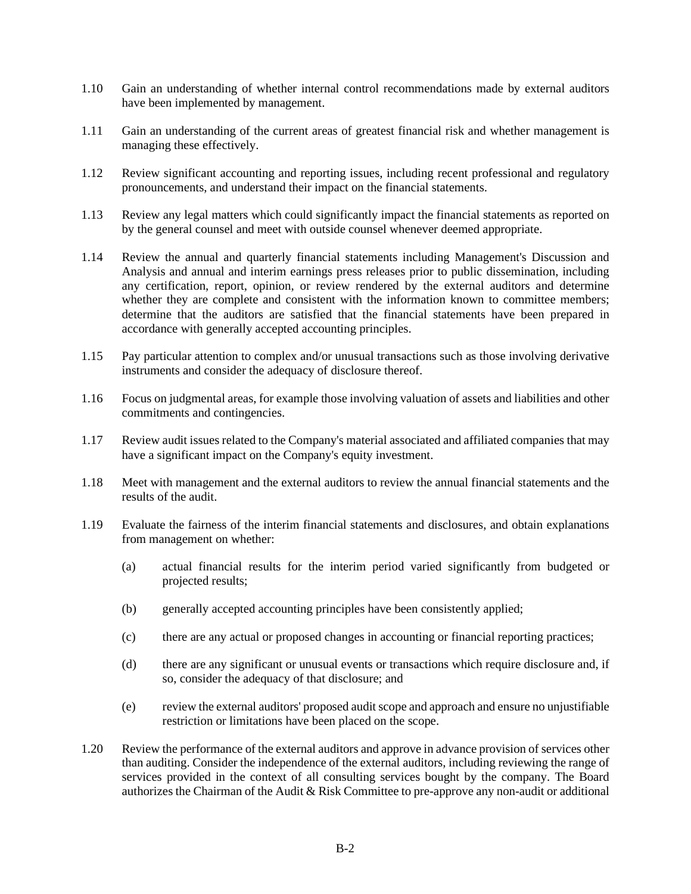1.10 Gain an understanding of whether internal control recommendations made by external auditors have been implemented by management.

1.11 Gain an understanding of the current areas of greatest financial risk and whether management is managing these effectively.

1.12 Review significant accounting and reporting issues, including recent professional and regulatory pronouncements, and understand their impact on the financial statements.

1.13 Review any legal matters which could significantly impact the financial statements as reported on by the general counsel and meet with outside counsel whenever deemed appropriate.

1.14 Review the annual and quarterly financial statements including Management's Discussion and Analysis and annual and interim earnings press releases prior to public dissemination, including any certification, report, opinion, or review rendered by the external auditors and determine whether they are complete and consistent with the information known to committee members; determine that the auditors are satisfied that the financial statements have been prepared in accordance with generally accepted accounting principles.

1.15 Pay particular attention to complex and/or unusual transactions such as those involving derivative instruments and consider the adequacy of disclosure thereof.

1.16 Focus on judgmental areas, for example those involving valuation of assets and liabilities and other commitments and contingencies.

1.17 Review audit issues related to the Company's material associated and affiliated companies that may have a significant impact on the Company's equity investment.

1.18 Meet with management and the external auditors to review the annual financial statements and the results of the audit.

1.19 Evaluate the fairness of the interim financial statements and disclosures, and obtain explanations from management on whether:

(a) actual financial results for the interim period varied significantly from budgeted or projected results;

(b) generally accepted accounting principles have been consistently applied;

(c) there are any actual or proposed changes in accounting or financial reporting practices;

(d) there are any significant or unusual events or transactions which require disclosure and, if so, consider the adequacy of that disclosure; and

(e) review the external auditors' proposed audit scope and approach and ensure no unjustifiable restriction or limitations have been placed on the scope.

1.20 Review the performance of the external auditors and approve in advance provision of services other than auditing. Consider the independence of the external auditors, including reviewing the range of services provided in the context of all consulting services bought by the company. The Board authorizes the Chairman of the Audit & Risk Committee to pre-approve any non-audit or additional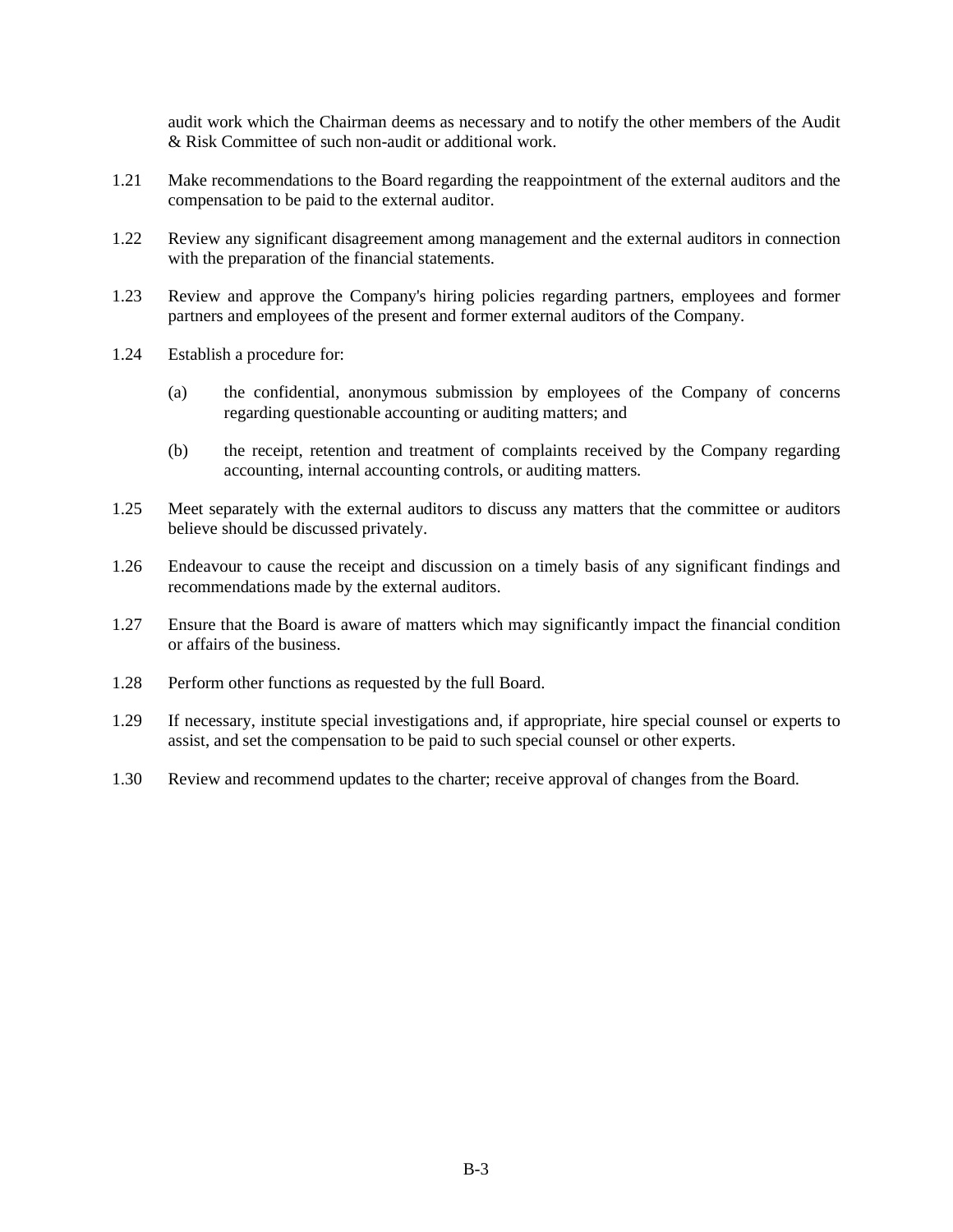audit work which the Chairman deems as necessary and to notify the other members of the Audit & Risk Committee of such non-audit or additional work.

1.21 Make recommendations to the Board regarding the reappointment of the external auditors and the compensation to be paid to the external auditor.

1.22 Review any significant disagreement among management and the external auditors in connection with the preparation of the financial statements.

1.23 Review and approve the Company's hiring policies regarding partners, employees and former partners and employees of the present and former external auditors of the Company.

1.24 Establish a procedure for:

(a) the confidential, anonymous submission by employees of the Company of concerns regarding questionable accounting or auditing matters; and

(b) the receipt, retention and treatment of complaints received by the Company regarding accounting, internal accounting controls, or auditing matters.

1.25 Meet separately with the external auditors to discuss any matters that the committee or auditors believe should be discussed privately.

1.26 Endeavour to cause the receipt and discussion on a timely basis of any significant findings and recommendations made by the external auditors.

1.27 Ensure that the Board is aware of matters which may significantly impact the financial condition or affairs of the business.

1.28 Perform other functions as requested by the full Board.

1.29 If necessary, institute special investigations and, if appropriate, hire special counsel or experts to assist, and set the compensation to be paid to such special counsel or other experts.

1.30 Review and recommend updates to the charter; receive approval of changes from the Board.